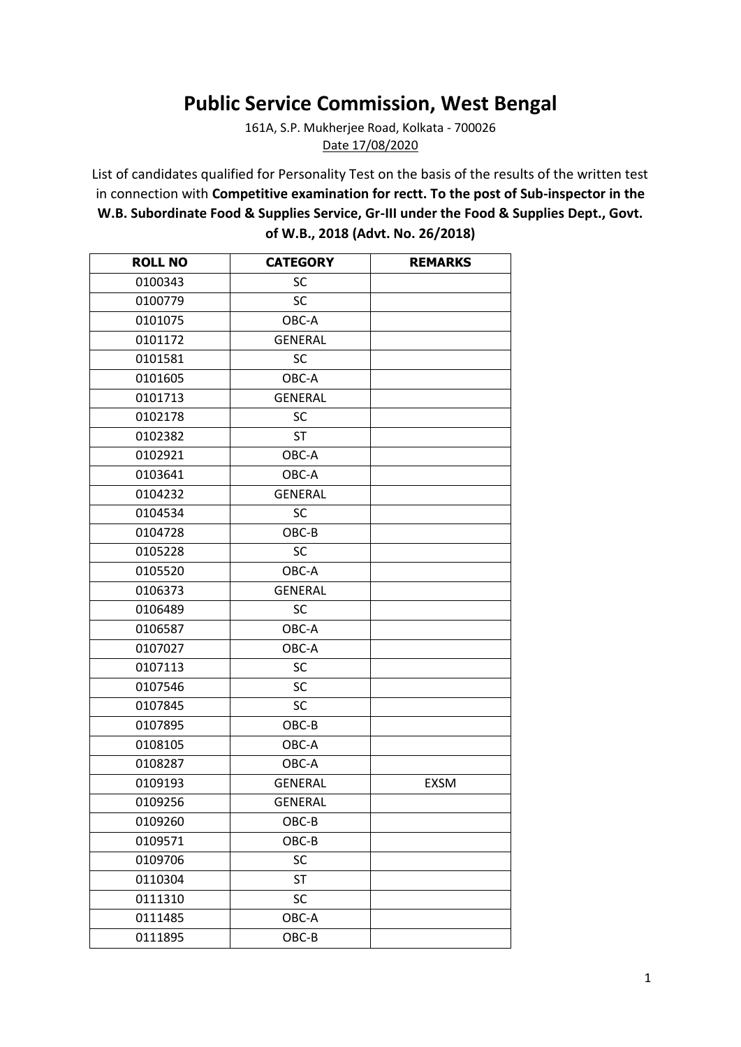# Public Service Commission, West Bengal

161A, S.P. Mukherjee Road, Kolkata - 700026

Date 17/08/2020

List of candidates qualified for Personality Test on the basis of the results of the written test in connection with **Competitive examination for rectt. To the post of Sub-inspector in the W.B. Subordinate Food & Supplies Service, Gr-III under the Food & Supplies Dept., Govt. of W.B., 2018 (Advt. No. 26/2018)**

| ROLL NO | CATEGORY | REMARKS |
|---|---|---|
| 0100343 | SC | |
| 0100779 | SC | |
| 0101075 | OBC-A | |
| 0101172 | GENERAL | |
| 0101581 | SC | |
| 0101605 | OBC-A | |
| 0101713 | GENERAL | |
| 0102178 | SC | |
| 0102382 | ST | |
| 0102921 | OBC-A | |
| 0103641 | OBC-A | |
| 0104232 | GENERAL | |
| 0104534 | SC | |
| 0104728 | OBC-B | |
| 0105228 | SC | |
| 0105520 | OBC-A | |
| 0106373 | GENERAL | |
| 0106489 | SC | |
| 0106587 | OBC-A | |
| 0107027 | OBC-A | |
| 0107113 | SC | |
| 0107546 | SC | |
| 0107845 | SC | |
| 0107895 | OBC-B | |
| 0108105 | OBC-A | |
| 0108287 | OBC-A | |
| 0109193 | GENERAL | EXSM |
| 0109256 | GENERAL | |
| 0109260 | OBC-B | |
| 0109571 | OBC-B | |
| 0109706 | SC | |
| 0110304 | ST | |
| 0111310 | SC | |
| 0111485 | OBC-A | |
| 0111895 | OBC-B | |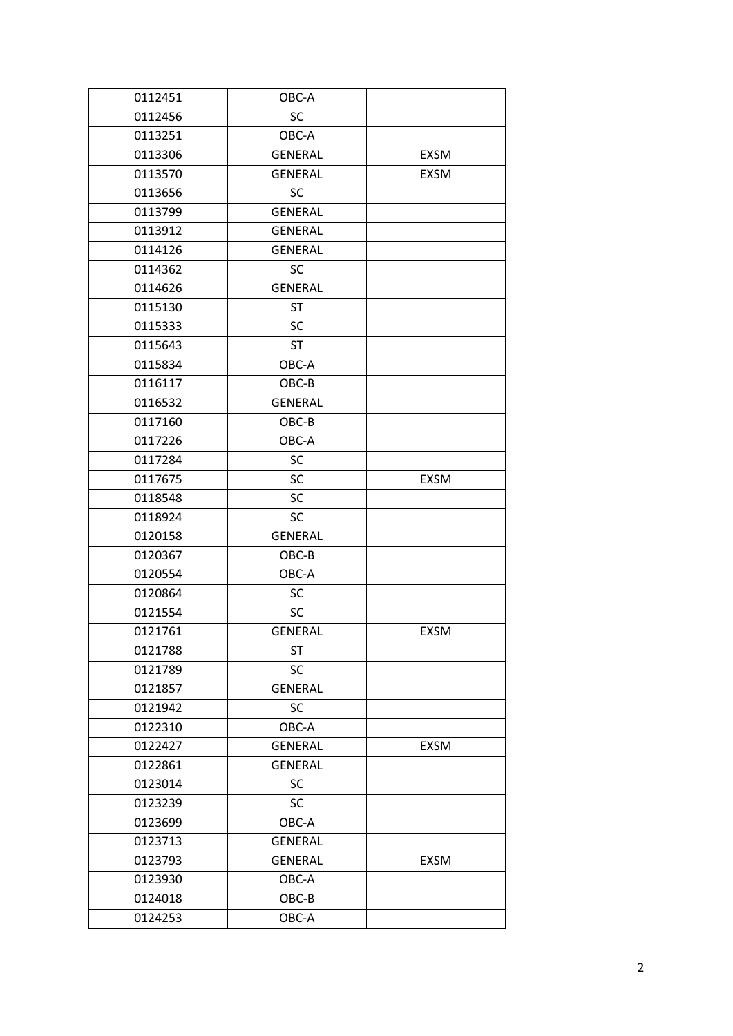| 0112451 | OBC-A |  |
|---|---|---|
| 0112456 | SC |  |
| 0113251 | OBC-A |  |
| 0113306 | GENERAL | EXSM |
| 0113570 | GENERAL | EXSM |
| 0113656 | SC |  |
| 0113799 | GENERAL |  |
| 0113912 | GENERAL |  |
| 0114126 | GENERAL |  |
| 0114362 | SC |  |
| 0114626 | GENERAL |  |
| 0115130 | ST |  |
| 0115333 | SC |  |
| 0115643 | ST |  |
| 0115834 | OBC-A |  |
| 0116117 | OBC-B |  |
| 0116532 | GENERAL |  |
| 0117160 | OBC-B |  |
| 0117226 | OBC-A |  |
| 0117284 | SC |  |
| 0117675 | SC | EXSM |
| 0118548 | SC |  |
| 0118924 | SC |  |
| 0120158 | GENERAL |  |
| 0120367 | OBC-B |  |
| 0120554 | OBC-A |  |
| 0120864 | SC |  |
| 0121554 | SC |  |
| 0121761 | GENERAL | EXSM |
| 0121788 | ST |  |
| 0121789 | SC |  |
| 0121857 | GENERAL |  |
| 0121942 | SC |  |
| 0122310 | OBC-A |  |
| 0122427 | GENERAL | EXSM |
| 0122861 | GENERAL |  |
| 0123014 | SC |  |
| 0123239 | SC |  |
| 0123699 | OBC-A |  |
| 0123713 | GENERAL |  |
| 0123793 | GENERAL | EXSM |
| 0123930 | OBC-A |  |
| 0124018 | OBC-B |  |
| 0124253 | OBC-A |  |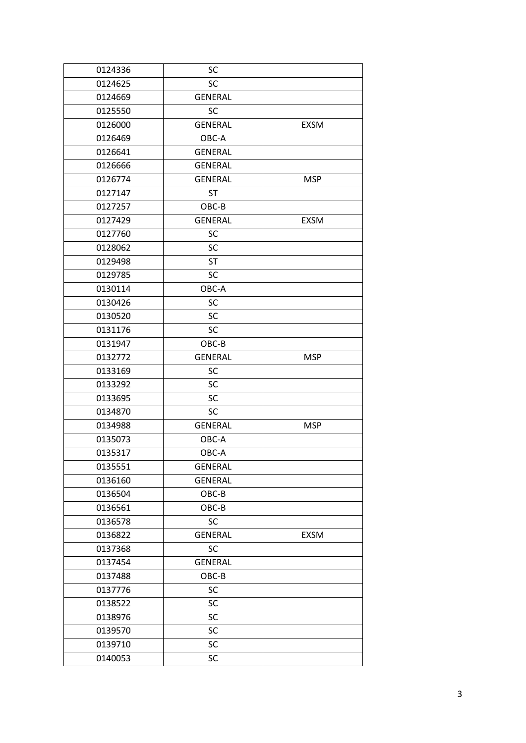| | | |
|---|---|---|
| 0124336 | SC | |
| 0124625 | SC | |
| 0124669 | GENERAL | |
| 0125550 | SC | |
| 0126000 | GENERAL | EXSM |
| 0126469 | OBC-A | |
| 0126641 | GENERAL | |
| 0126666 | GENERAL | |
| 0126774 | GENERAL | MSP |
| 0127147 | ST | |
| 0127257 | OBC-B | |
| 0127429 | GENERAL | EXSM |
| 0127760 | SC | |
| 0128062 | SC | |
| 0129498 | ST | |
| 0129785 | SC | |
| 0130114 | OBC-A | |
| 0130426 | SC | |
| 0130520 | SC | |
| 0131176 | SC | |
| 0131947 | OBC-B | |
| 0132772 | GENERAL | MSP |
| 0133169 | SC | |
| 0133292 | SC | |
| 0133695 | SC | |
| 0134870 | SC | |
| 0134988 | GENERAL | MSP |
| 0135073 | OBC-A | |
| 0135317 | OBC-A | |
| 0135551 | GENERAL | |
| 0136160 | GENERAL | |
| 0136504 | OBC-B | |
| 0136561 | OBC-B | |
| 0136578 | SC | |
| 0136822 | GENERAL | EXSM |
| 0137368 | SC | |
| 0137454 | GENERAL | |
| 0137488 | OBC-B | |
| 0137776 | SC | |
| 0138522 | SC | |
| 0138976 | SC | |
| 0139570 | SC | |
| 0139710 | SC | |
| 0140053 | SC | |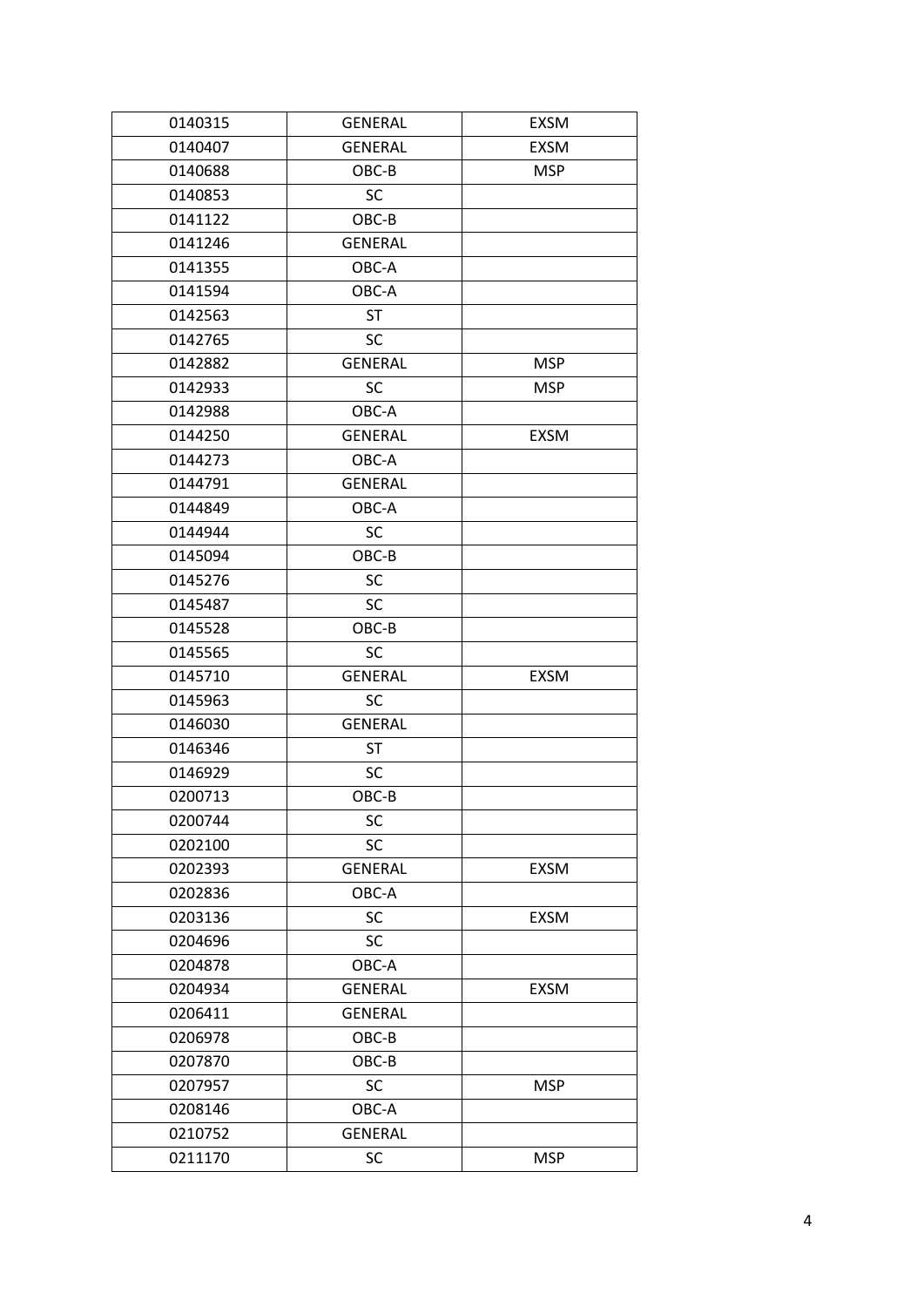| 0140315 | GENERAL | EXSM |
|---|---|---|
| 0140407 | GENERAL | EXSM |
| 0140688 | OBC-B | MSP |
| 0140853 | SC | |
| 0141122 | OBC-B | |
| 0141246 | GENERAL | |
| 0141355 | OBC-A | |
| 0141594 | OBC-A | |
| 0142563 | ST | |
| 0142765 | SC | |
| 0142882 | GENERAL | MSP |
| 0142933 | SC | MSP |
| 0142988 | OBC-A | |
| 0144250 | GENERAL | EXSM |
| 0144273 | OBC-A | |
| 0144791 | GENERAL | |
| 0144849 | OBC-A | |
| 0144944 | SC | |
| 0145094 | OBC-B | |
| 0145276 | SC | |
| 0145487 | SC | |
| 0145528 | OBC-B | |
| 0145565 | SC | |
| 0145710 | GENERAL | EXSM |
| 0145963 | SC | |
| 0146030 | GENERAL | |
| 0146346 | ST | |
| 0146929 | SC | |
| 0200713 | OBC-B | |
| 0200744 | SC | |
| 0202100 | SC | |
| 0202393 | GENERAL | EXSM |
| 0202836 | OBC-A | |
| 0203136 | SC | EXSM |
| 0204696 | SC | |
| 0204878 | OBC-A | |
| 0204934 | GENERAL | EXSM |
| 0206411 | GENERAL | |
| 0206978 | OBC-B | |
| 0207870 | OBC-B | |
| 0207957 | SC | MSP |
| 0208146 | OBC-A | |
| 0210752 | GENERAL | |
| 0211170 | SC | MSP |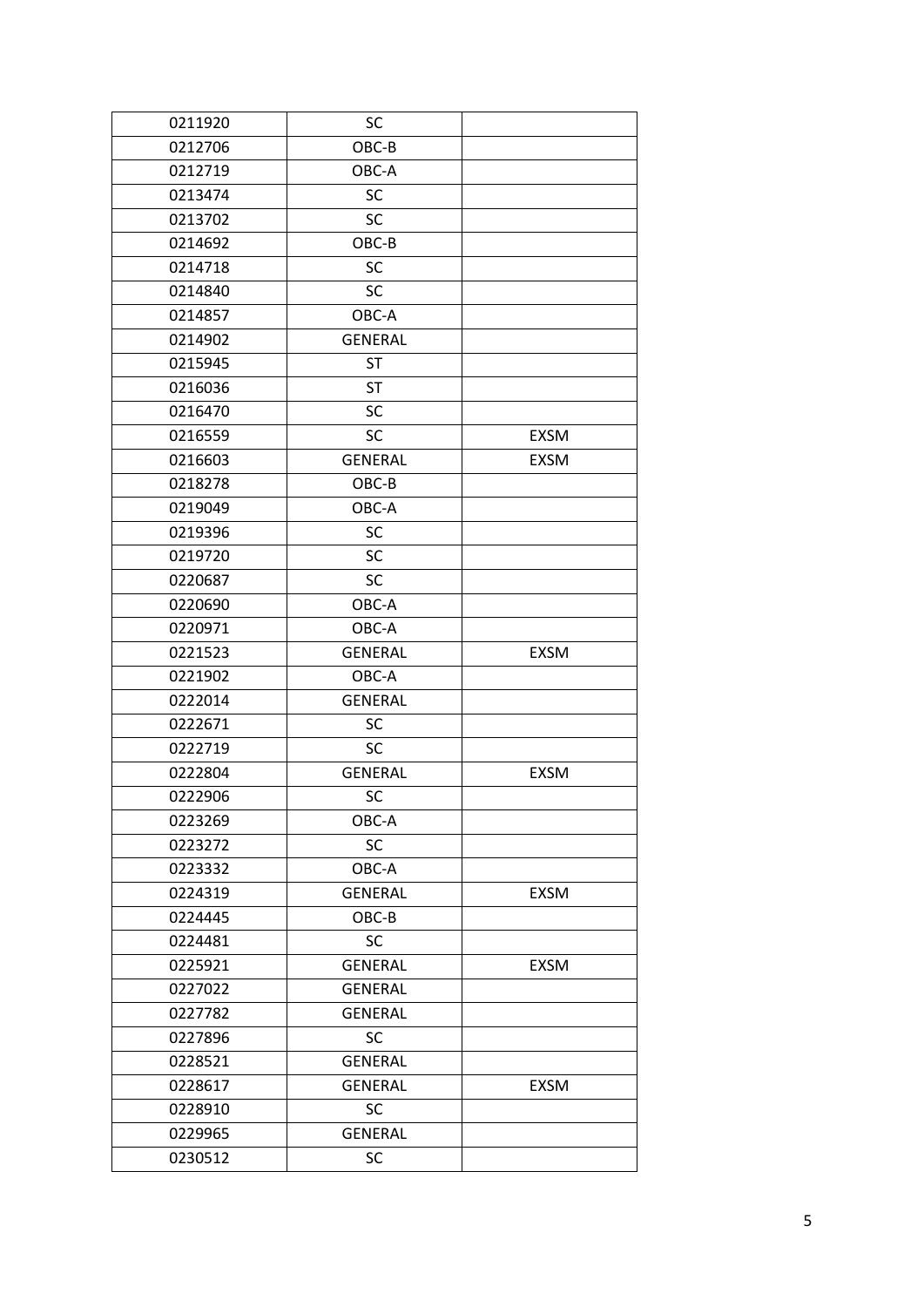| | | |
|---|---|---|
| 0211920 | SC | |
| 0212706 | OBC-B | |
| 0212719 | OBC-A | |
| 0213474 | SC | |
| 0213702 | SC | |
| 0214692 | OBC-B | |
| 0214718 | SC | |
| 0214840 | SC | |
| 0214857 | OBC-A | |
| 0214902 | GENERAL | |
| 0215945 | ST | |
| 0216036 | ST | |
| 0216470 | SC | |
| 0216559 | SC | EXSM |
| 0216603 | GENERAL | EXSM |
| 0218278 | OBC-B | |
| 0219049 | OBC-A | |
| 0219396 | SC | |
| 0219720 | SC | |
| 0220687 | SC | |
| 0220690 | OBC-A | |
| 0220971 | OBC-A | |
| 0221523 | GENERAL | EXSM |
| 0221902 | OBC-A | |
| 0222014 | GENERAL | |
| 0222671 | SC | |
| 0222719 | SC | |
| 0222804 | GENERAL | EXSM |
| 0222906 | SC | |
| 0223269 | OBC-A | |
| 0223272 | SC | |
| 0223332 | OBC-A | |
| 0224319 | GENERAL | EXSM |
| 0224445 | OBC-B | |
| 0224481 | SC | |
| 0225921 | GENERAL | EXSM |
| 0227022 | GENERAL | |
| 0227782 | GENERAL | |
| 0227896 | SC | |
| 0228521 | GENERAL | |
| 0228617 | GENERAL | EXSM |
| 0228910 | SC | |
| 0229965 | GENERAL | |
| 0230512 | SC | |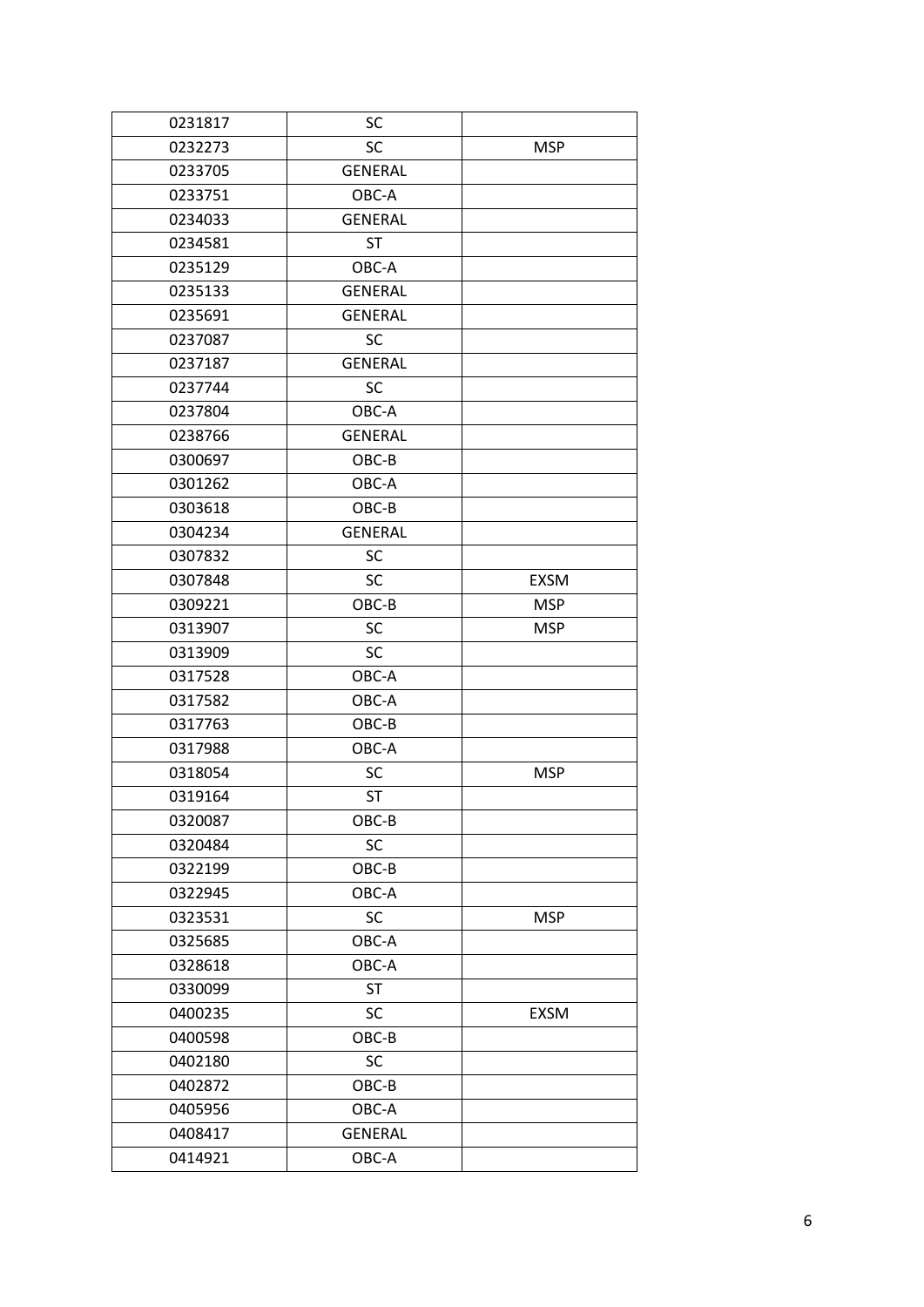| 0231817 | SC | |
|---|---|---|
| 0232273 | SC | MSP |
| 0233705 | GENERAL | |
| 0233751 | OBC-A | |
| 0234033 | GENERAL | |
| 0234581 | ST | |
| 0235129 | OBC-A | |
| 0235133 | GENERAL | |
| 0235691 | GENERAL | |
| 0237087 | SC | |
| 0237187 | GENERAL | |
| 0237744 | SC | |
| 0237804 | OBC-A | |
| 0238766 | GENERAL | |
| 0300697 | OBC-B | |
| 0301262 | OBC-A | |
| 0303618 | OBC-B | |
| 0304234 | GENERAL | |
| 0307832 | SC | |
| 0307848 | SC | EXSM |
| 0309221 | OBC-B | MSP |
| 0313907 | SC | MSP |
| 0313909 | SC | |
| 0317528 | OBC-A | |
| 0317582 | OBC-A | |
| 0317763 | OBC-B | |
| 0317988 | OBC-A | |
| 0318054 | SC | MSP |
| 0319164 | ST | |
| 0320087 | OBC-B | |
| 0320484 | SC | |
| 0322199 | OBC-B | |
| 0322945 | OBC-A | |
| 0323531 | SC | MSP |
| 0325685 | OBC-A | |
| 0328618 | OBC-A | |
| 0330099 | ST | |
| 0400235 | SC | EXSM |
| 0400598 | OBC-B | |
| 0402180 | SC | |
| 0402872 | OBC-B | |
| 0405956 | OBC-A | |
| 0408417 | GENERAL | |
| 0414921 | OBC-A | |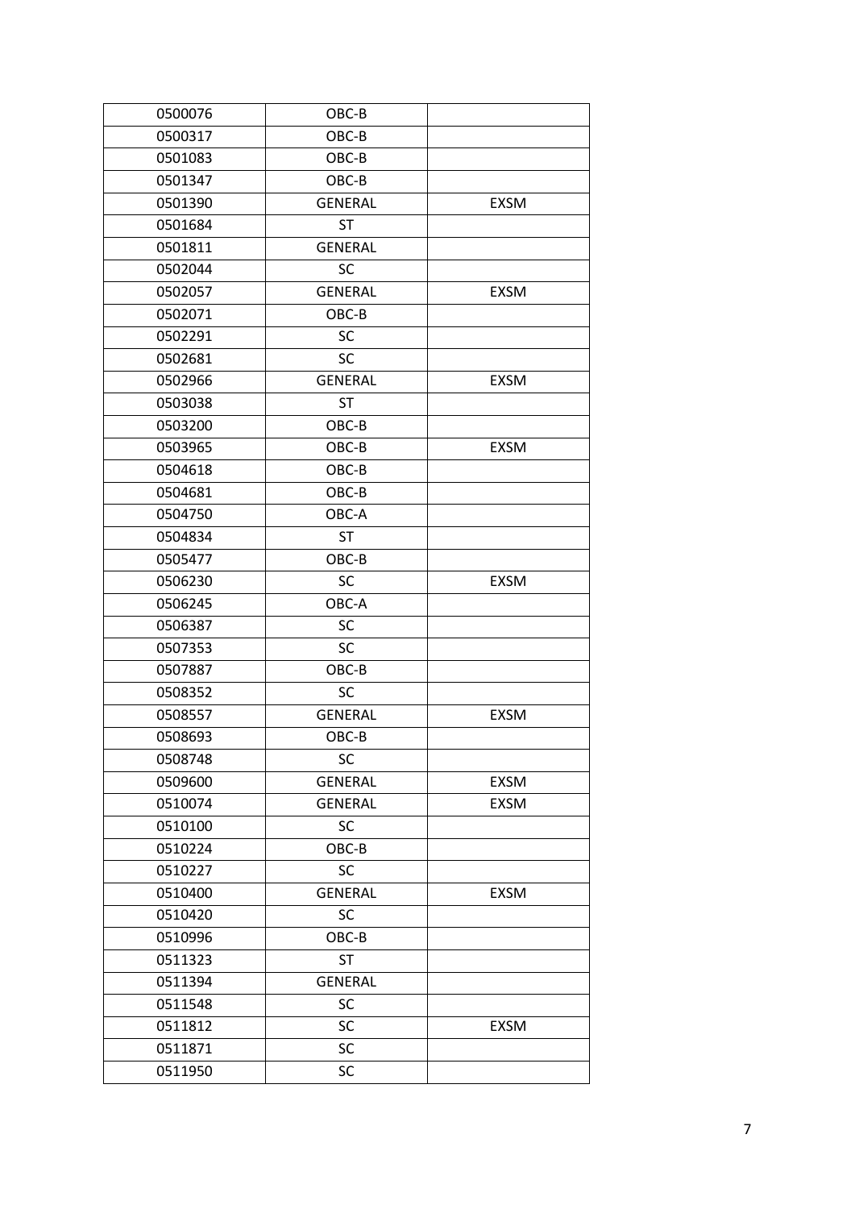| | | |
|---|---|---|
| 0500076 | OBC-B | |
| 0500317 | OBC-B | |
| 0501083 | OBC-B | |
| 0501347 | OBC-B | |
| 0501390 | GENERAL | EXSM |
| 0501684 | ST | |
| 0501811 | GENERAL | |
| 0502044 | SC | |
| 0502057 | GENERAL | EXSM |
| 0502071 | OBC-B | |
| 0502291 | SC | |
| 0502681 | SC | |
| 0502966 | GENERAL | EXSM |
| 0503038 | ST | |
| 0503200 | OBC-B | |
| 0503965 | OBC-B | EXSM |
| 0504618 | OBC-B | |
| 0504681 | OBC-B | |
| 0504750 | OBC-A | |
| 0504834 | ST | |
| 0505477 | OBC-B | |
| 0506230 | SC | EXSM |
| 0506245 | OBC-A | |
| 0506387 | SC | |
| 0507353 | SC | |
| 0507887 | OBC-B | |
| 0508352 | SC | |
| 0508557 | GENERAL | EXSM |
| 0508693 | OBC-B | |
| 0508748 | SC | |
| 0509600 | GENERAL | EXSM |
| 0510074 | GENERAL | EXSM |
| 0510100 | SC | |
| 0510224 | OBC-B | |
| 0510227 | SC | |
| 0510400 | GENERAL | EXSM |
| 0510420 | SC | |
| 0510996 | OBC-B | |
| 0511323 | ST | |
| 0511394 | GENERAL | |
| 0511548 | SC | |
| 0511812 | SC | EXSM |
| 0511871 | SC | |
| 0511950 | SC | |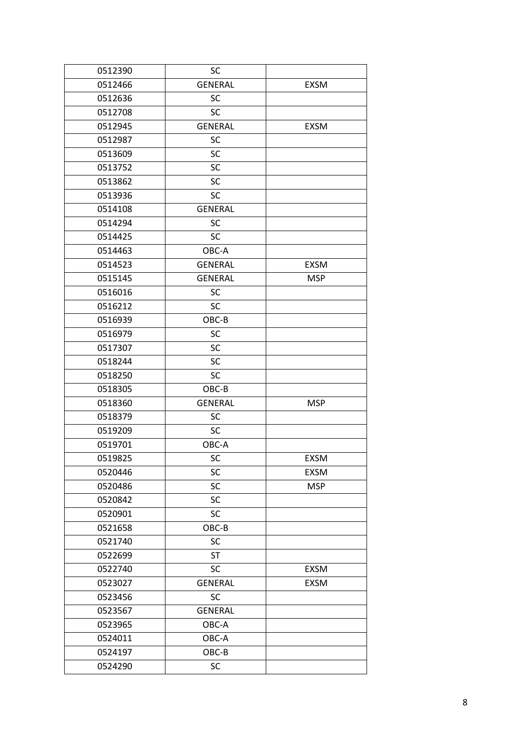| 0512390 | SC | |
|---|---|---|
| 0512466 | GENERAL | EXSM |
| 0512636 | SC | |
| 0512708 | SC | |
| 0512945 | GENERAL | EXSM |
| 0512987 | SC | |
| 0513609 | SC | |
| 0513752 | SC | |
| 0513862 | SC | |
| 0513936 | SC | |
| 0514108 | GENERAL | |
| 0514294 | SC | |
| 0514425 | SC | |
| 0514463 | OBC-A | |
| 0514523 | GENERAL | EXSM |
| 0515145 | GENERAL | MSP |
| 0516016 | SC | |
| 0516212 | SC | |
| 0516939 | OBC-B | |
| 0516979 | SC | |
| 0517307 | SC | |
| 0518244 | SC | |
| 0518250 | SC | |
| 0518305 | OBC-B | |
| 0518360 | GENERAL | MSP |
| 0518379 | SC | |
| 0519209 | SC | |
| 0519701 | OBC-A | |
| 0519825 | SC | EXSM |
| 0520446 | SC | EXSM |
| 0520486 | SC | MSP |
| 0520842 | SC | |
| 0520901 | SC | |
| 0521658 | OBC-B | |
| 0521740 | SC | |
| 0522699 | ST | |
| 0522740 | SC | EXSM |
| 0523027 | GENERAL | EXSM |
| 0523456 | SC | |
| 0523567 | GENERAL | |
| 0523965 | OBC-A | |
| 0524011 | OBC-A | |
| 0524197 | OBC-B | |
| 0524290 | SC | |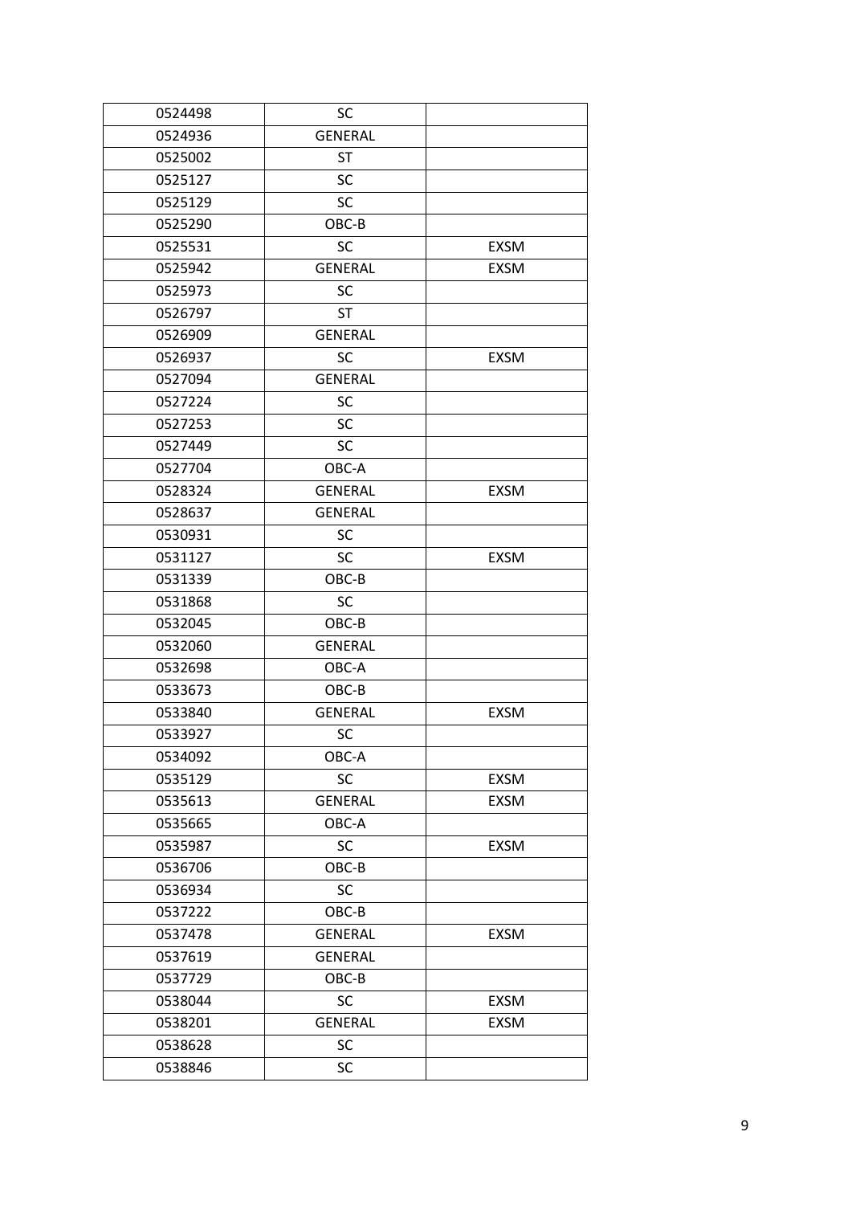| | | |
|---|---|---|
| 0524498 | SC | |
| 0524936 | GENERAL | |
| 0525002 | ST | |
| 0525127 | SC | |
| 0525129 | SC | |
| 0525290 | OBC-B | |
| 0525531 | SC | EXSM |
| 0525942 | GENERAL | EXSM |
| 0525973 | SC | |
| 0526797 | ST | |
| 0526909 | GENERAL | |
| 0526937 | SC | EXSM |
| 0527094 | GENERAL | |
| 0527224 | SC | |
| 0527253 | SC | |
| 0527449 | SC | |
| 0527704 | OBC-A | |
| 0528324 | GENERAL | EXSM |
| 0528637 | GENERAL | |
| 0530931 | SC | |
| 0531127 | SC | EXSM |
| 0531339 | OBC-B | |
| 0531868 | SC | |
| 0532045 | OBC-B | |
| 0532060 | GENERAL | |
| 0532698 | OBC-A | |
| 0533673 | OBC-B | |
| 0533840 | GENERAL | EXSM |
| 0533927 | SC | |
| 0534092 | OBC-A | |
| 0535129 | SC | EXSM |
| 0535613 | GENERAL | EXSM |
| 0535665 | OBC-A | |
| 0535987 | SC | EXSM |
| 0536706 | OBC-B | |
| 0536934 | SC | |
| 0537222 | OBC-B | |
| 0537478 | GENERAL | EXSM |
| 0537619 | GENERAL | |
| 0537729 | OBC-B | |
| 0538044 | SC | EXSM |
| 0538201 | GENERAL | EXSM |
| 0538628 | SC | |
| 0538846 | SC | |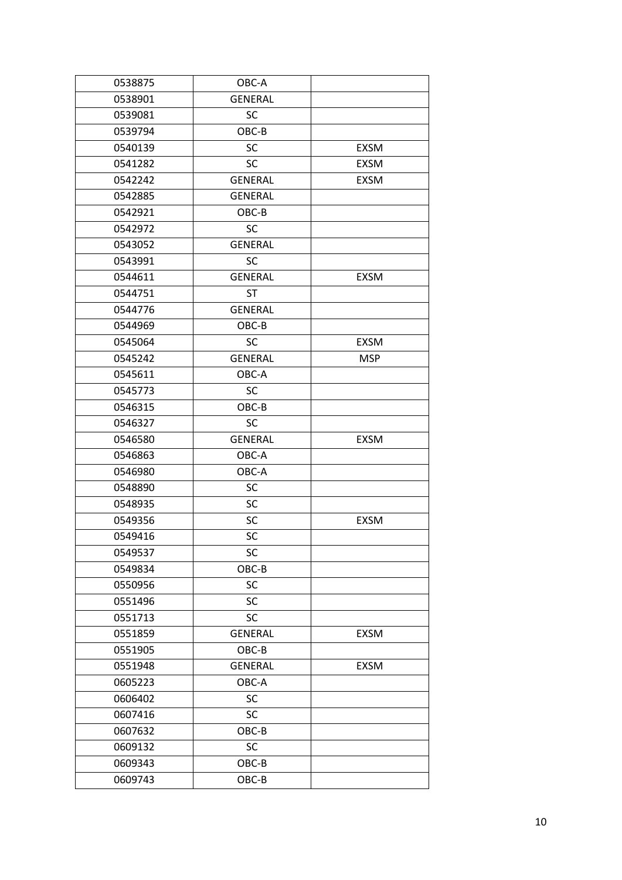| | | |
|---|---|---|
| 0538875 | OBC-A | |
| 0538901 | GENERAL | |
| 0539081 | SC | |
| 0539794 | OBC-B | |
| 0540139 | SC | EXSM |
| 0541282 | SC | EXSM |
| 0542242 | GENERAL | EXSM |
| 0542885 | GENERAL | |
| 0542921 | OBC-B | |
| 0542972 | SC | |
| 0543052 | GENERAL | |
| 0543991 | SC | |
| 0544611 | GENERAL | EXSM |
| 0544751 | ST | |
| 0544776 | GENERAL | |
| 0544969 | OBC-B | |
| 0545064 | SC | EXSM |
| 0545242 | GENERAL | MSP |
| 0545611 | OBC-A | |
| 0545773 | SC | |
| 0546315 | OBC-B | |
| 0546327 | SC | |
| 0546580 | GENERAL | EXSM |
| 0546863 | OBC-A | |
| 0546980 | OBC-A | |
| 0548890 | SC | |
| 0548935 | SC | |
| 0549356 | SC | EXSM |
| 0549416 | SC | |
| 0549537 | SC | |
| 0549834 | OBC-B | |
| 0550956 | SC | |
| 0551496 | SC | |
| 0551713 | SC | |
| 0551859 | GENERAL | EXSM |
| 0551905 | OBC-B | |
| 0551948 | GENERAL | EXSM |
| 0605223 | OBC-A | |
| 0606402 | SC | |
| 0607416 | SC | |
| 0607632 | OBC-B | |
| 0609132 | SC | |
| 0609343 | OBC-B | |
| 0609743 | OBC-B | |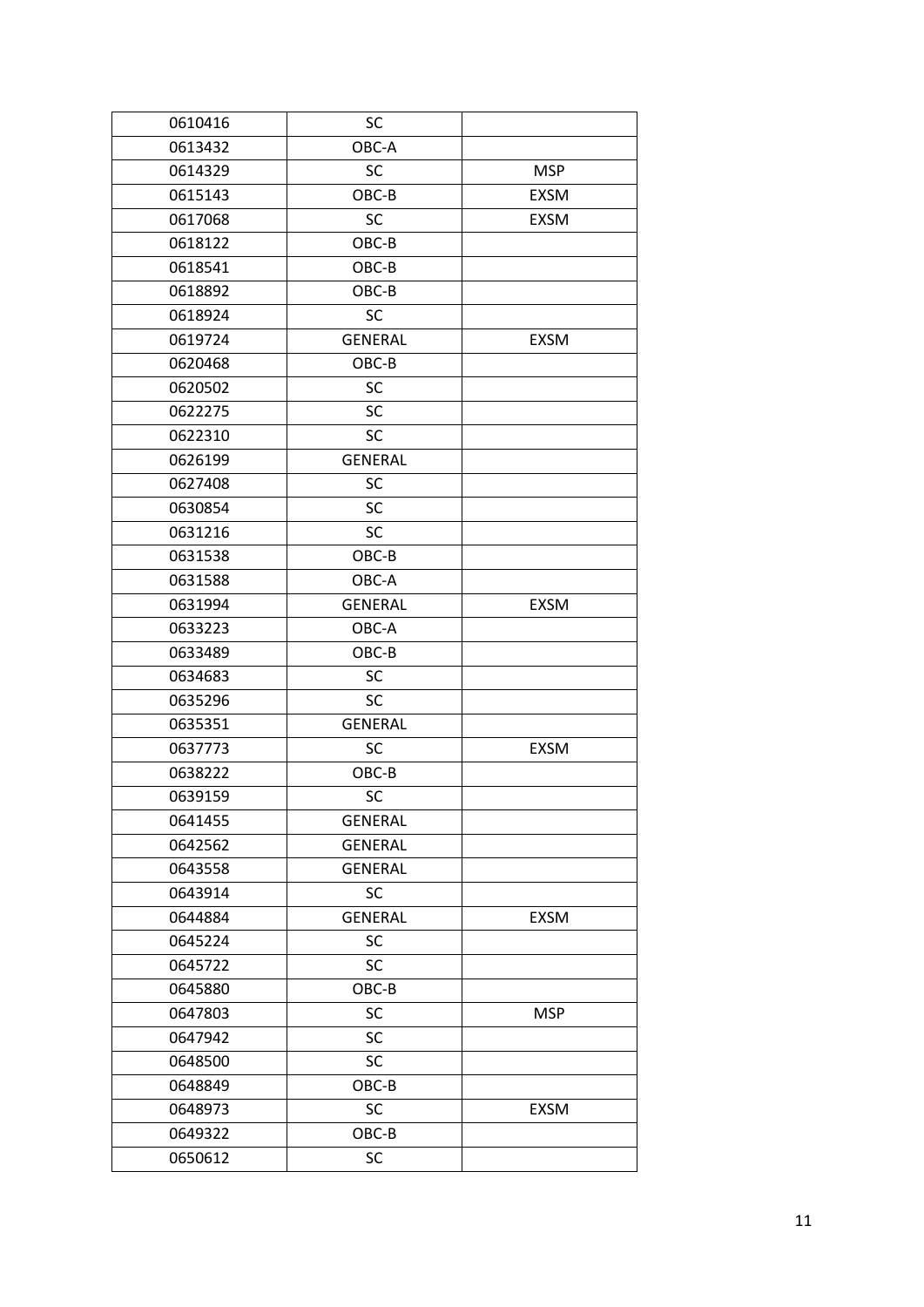| | | |
|---|---|---|
| 0610416 | SC | |
| 0613432 | OBC-A | |
| 0614329 | SC | MSP |
| 0615143 | OBC-B | EXSM |
| 0617068 | SC | EXSM |
| 0618122 | OBC-B | |
| 0618541 | OBC-B | |
| 0618892 | OBC-B | |
| 0618924 | SC | |
| 0619724 | GENERAL | EXSM |
| 0620468 | OBC-B | |
| 0620502 | SC | |
| 0622275 | SC | |
| 0622310 | SC | |
| 0626199 | GENERAL | |
| 0627408 | SC | |
| 0630854 | SC | |
| 0631216 | SC | |
| 0631538 | OBC-B | |
| 0631588 | OBC-A | |
| 0631994 | GENERAL | EXSM |
| 0633223 | OBC-A | |
| 0633489 | OBC-B | |
| 0634683 | SC | |
| 0635296 | SC | |
| 0635351 | GENERAL | |
| 0637773 | SC | EXSM |
| 0638222 | OBC-B | |
| 0639159 | SC | |
| 0641455 | GENERAL | |
| 0642562 | GENERAL | |
| 0643558 | GENERAL | |
| 0643914 | SC | |
| 0644884 | GENERAL | EXSM |
| 0645224 | SC | |
| 0645722 | SC | |
| 0645880 | OBC-B | |
| 0647803 | SC | MSP |
| 0647942 | SC | |
| 0648500 | SC | |
| 0648849 | OBC-B | |
| 0648973 | SC | EXSM |
| 0649322 | OBC-B | |
| 0650612 | SC | |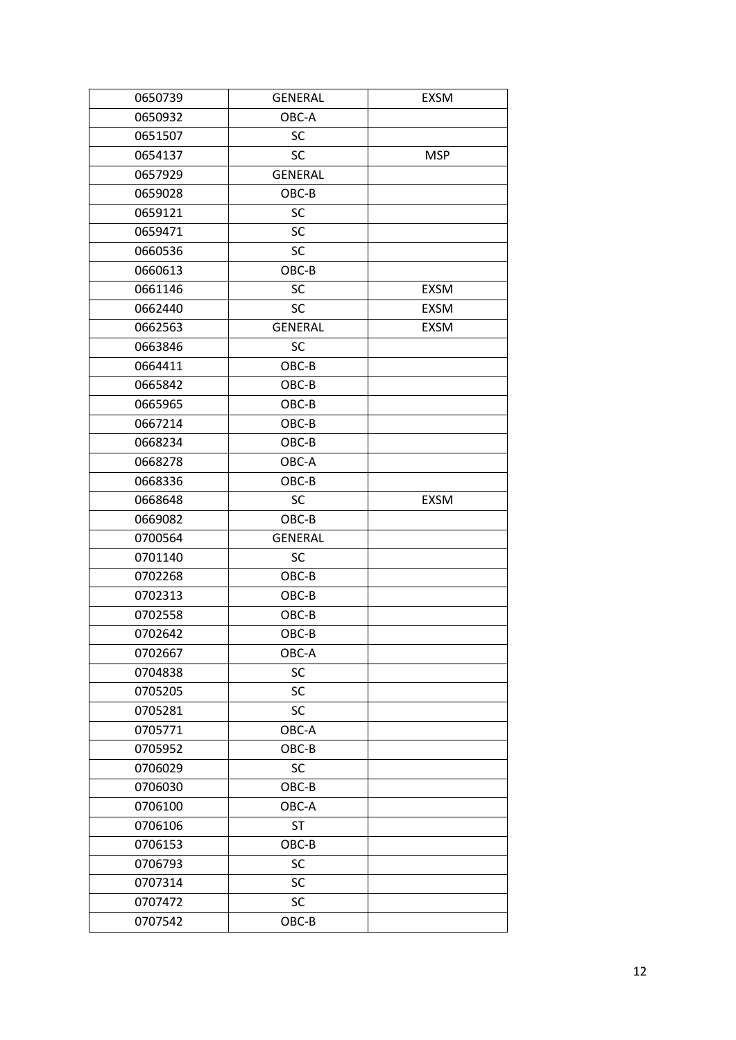| 0650739 | GENERAL | EXSM |
|---|---|---|
| 0650932 | OBC-A | |
| 0651507 | SC | |
| 0654137 | SC | MSP |
| 0657929 | GENERAL | |
| 0659028 | OBC-B | |
| 0659121 | SC | |
| 0659471 | SC | |
| 0660536 | SC | |
| 0660613 | OBC-B | |
| 0661146 | SC | EXSM |
| 0662440 | SC | EXSM |
| 0662563 | GENERAL | EXSM |
| 0663846 | SC | |
| 0664411 | OBC-B | |
| 0665842 | OBC-B | |
| 0665965 | OBC-B | |
| 0667214 | OBC-B | |
| 0668234 | OBC-B | |
| 0668278 | OBC-A | |
| 0668336 | OBC-B | |
| 0668648 | SC | EXSM |
| 0669082 | OBC-B | |
| 0700564 | GENERAL | |
| 0701140 | SC | |
| 0702268 | OBC-B | |
| 0702313 | OBC-B | |
| 0702558 | OBC-B | |
| 0702642 | OBC-B | |
| 0702667 | OBC-A | |
| 0704838 | SC | |
| 0705205 | SC | |
| 0705281 | SC | |
| 0705771 | OBC-A | |
| 0705952 | OBC-B | |
| 0706029 | SC | |
| 0706030 | OBC-B | |
| 0706100 | OBC-A | |
| 0706106 | ST | |
| 0706153 | OBC-B | |
| 0706793 | SC | |
| 0707314 | SC | |
| 0707472 | SC | |
| 0707542 | OBC-B | |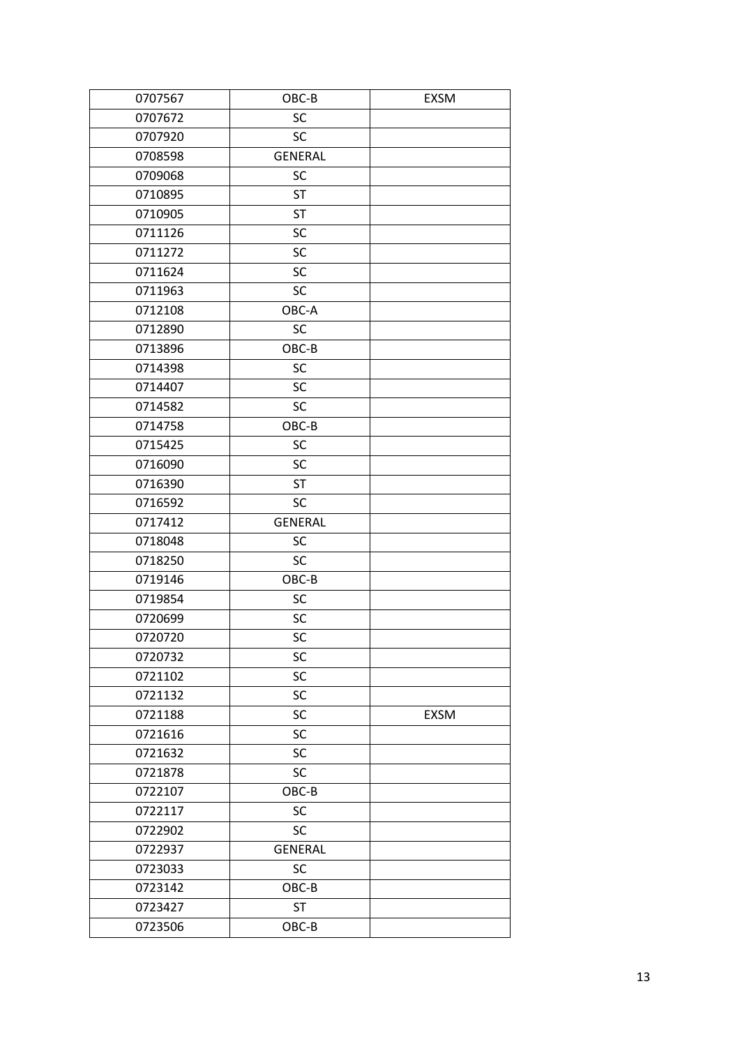| 0707567 | OBC-B | EXSM |
|---|---|---|
| 0707672 | SC | |
| 0707920 | SC | |
| 0708598 | GENERAL | |
| 0709068 | SC | |
| 0710895 | ST | |
| 0710905 | ST | |
| 0711126 | SC | |
| 0711272 | SC | |
| 0711624 | SC | |
| 0711963 | SC | |
| 0712108 | OBC-A | |
| 0712890 | SC | |
| 0713896 | OBC-B | |
| 0714398 | SC | |
| 0714407 | SC | |
| 0714582 | SC | |
| 0714758 | OBC-B | |
| 0715425 | SC | |
| 0716090 | SC | |
| 0716390 | ST | |
| 0716592 | SC | |
| 0717412 | GENERAL | |
| 0718048 | SC | |
| 0718250 | SC | |
| 0719146 | OBC-B | |
| 0719854 | SC | |
| 0720699 | SC | |
| 0720720 | SC | |
| 0720732 | SC | |
| 0721102 | SC | |
| 0721132 | SC | |
| 0721188 | SC | EXSM |
| 0721616 | SC | |
| 0721632 | SC | |
| 0721878 | SC | |
| 0722107 | OBC-B | |
| 0722117 | SC | |
| 0722902 | SC | |
| 0722937 | GENERAL | |
| 0723033 | SC | |
| 0723142 | OBC-B | |
| 0723427 | ST | |
| 0723506 | OBC-B | |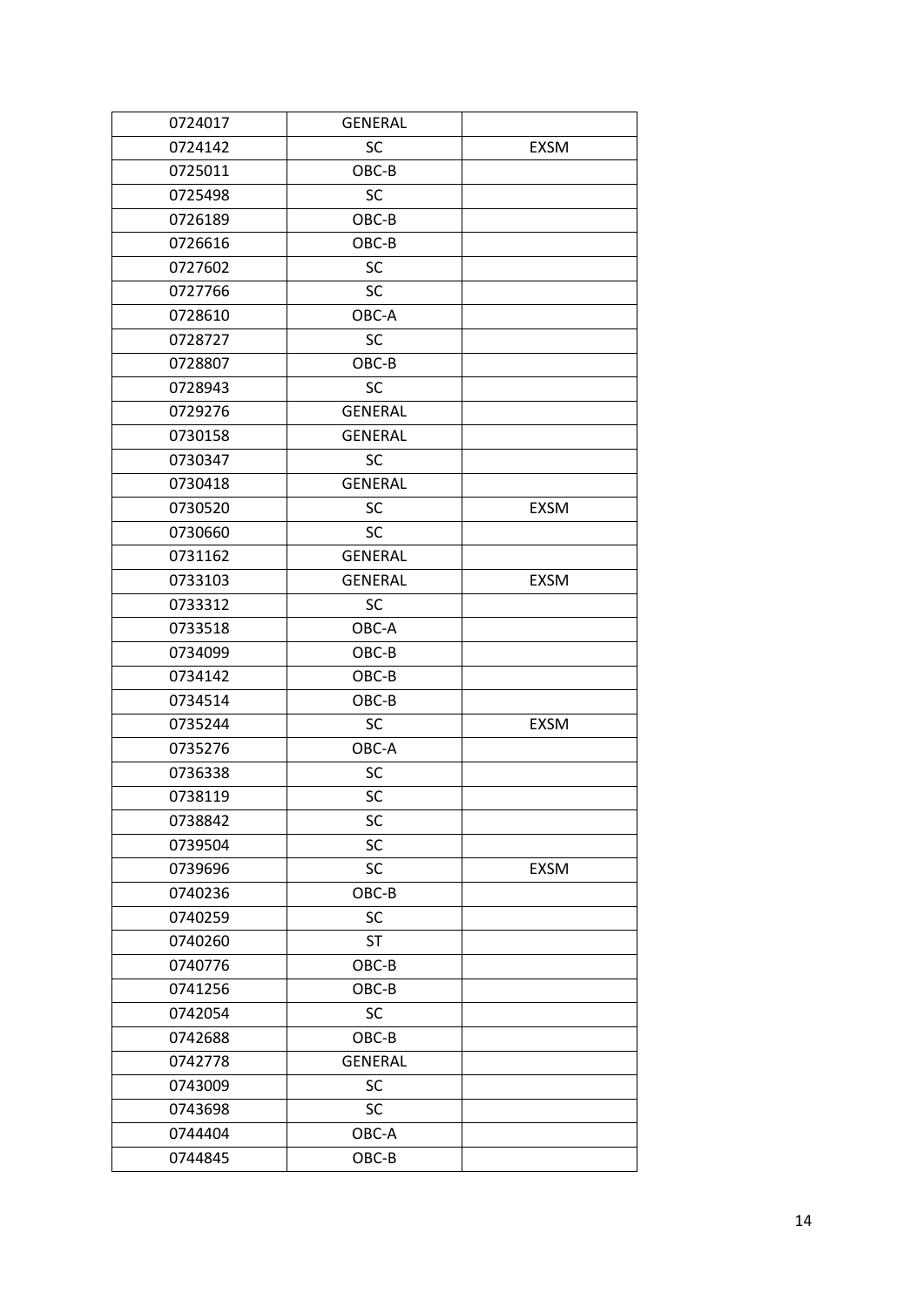| | | |
|---|---|---|
| 0724017 | GENERAL | |
| 0724142 | SC | EXSM |
| 0725011 | OBC-B | |
| 0725498 | SC | |
| 0726189 | OBC-B | |
| 0726616 | OBC-B | |
| 0727602 | SC | |
| 0727766 | SC | |
| 0728610 | OBC-A | |
| 0728727 | SC | |
| 0728807 | OBC-B | |
| 0728943 | SC | |
| 0729276 | GENERAL | |
| 0730158 | GENERAL | |
| 0730347 | SC | |
| 0730418 | GENERAL | |
| 0730520 | SC | EXSM |
| 0730660 | SC | |
| 0731162 | GENERAL | |
| 0733103 | GENERAL | EXSM |
| 0733312 | SC | |
| 0733518 | OBC-A | |
| 0734099 | OBC-B | |
| 0734142 | OBC-B | |
| 0734514 | OBC-B | |
| 0735244 | SC | EXSM |
| 0735276 | OBC-A | |
| 0736338 | SC | |
| 0738119 | SC | |
| 0738842 | SC | |
| 0739504 | SC | |
| 0739696 | SC | EXSM |
| 0740236 | OBC-B | |
| 0740259 | SC | |
| 0740260 | ST | |
| 0740776 | OBC-B | |
| 0741256 | OBC-B | |
| 0742054 | SC | |
| 0742688 | OBC-B | |
| 0742778 | GENERAL | |
| 0743009 | SC | |
| 0743698 | SC | |
| 0744404 | OBC-A | |
| 0744845 | OBC-B | |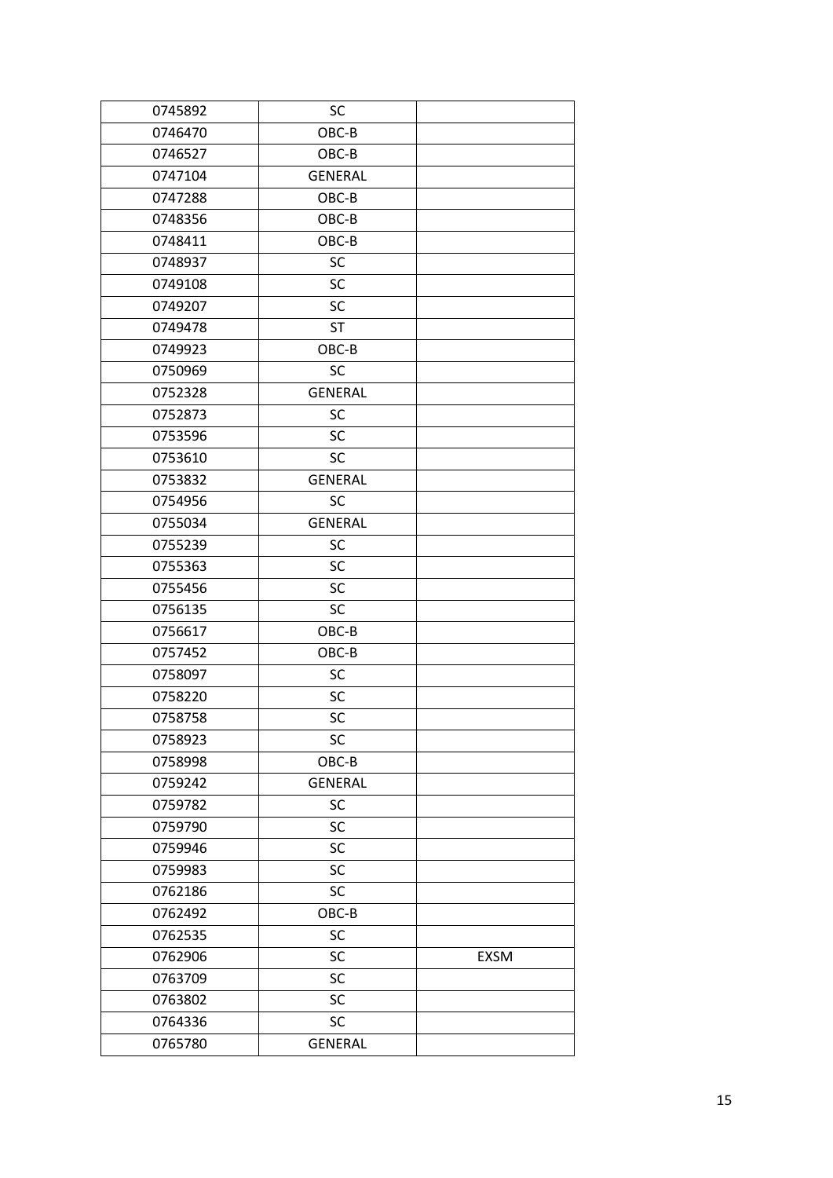| 0745892 | SC | |
|---|---|---|
| 0746470 | OBC-B | |
| 0746527 | OBC-B | |
| 0747104 | GENERAL | |
| 0747288 | OBC-B | |
| 0748356 | OBC-B | |
| 0748411 | OBC-B | |
| 0748937 | SC | |
| 0749108 | SC | |
| 0749207 | SC | |
| 0749478 | ST | |
| 0749923 | OBC-B | |
| 0750969 | SC | |
| 0752328 | GENERAL | |
| 0752873 | SC | |
| 0753596 | SC | |
| 0753610 | SC | |
| 0753832 | GENERAL | |
| 0754956 | SC | |
| 0755034 | GENERAL | |
| 0755239 | SC | |
| 0755363 | SC | |
| 0755456 | SC | |
| 0756135 | SC | |
| 0756617 | OBC-B | |
| 0757452 | OBC-B | |
| 0758097 | SC | |
| 0758220 | SC | |
| 0758758 | SC | |
| 0758923 | SC | |
| 0758998 | OBC-B | |
| 0759242 | GENERAL | |
| 0759782 | SC | |
| 0759790 | SC | |
| 0759946 | SC | |
| 0759983 | SC | |
| 0762186 | SC | |
| 0762492 | OBC-B | |
| 0762535 | SC | |
| 0762906 | SC | EXSM |
| 0763709 | SC | |
| 0763802 | SC | |
| 0764336 | SC | |
| 0765780 | GENERAL | |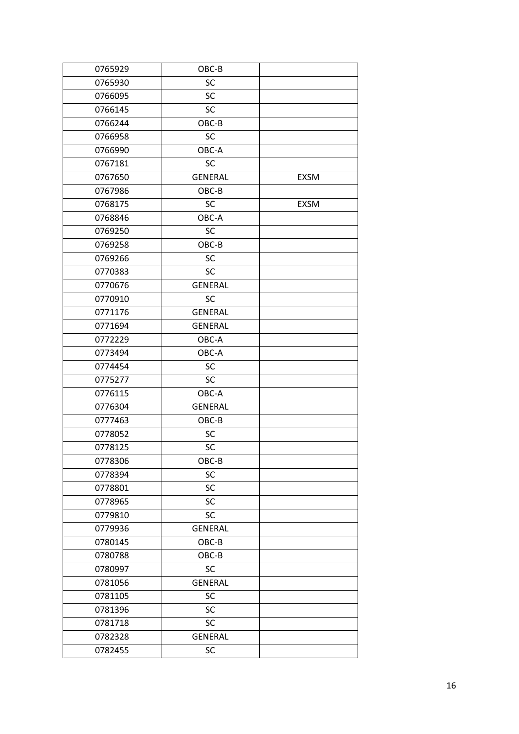| | | |
|---|---|---|
| 0765929 | OBC-B | |
| 0765930 | SC | |
| 0766095 | SC | |
| 0766145 | SC | |
| 0766244 | OBC-B | |
| 0766958 | SC | |
| 0766990 | OBC-A | |
| 0767181 | SC | |
| 0767650 | GENERAL | EXSM |
| 0767986 | OBC-B | |
| 0768175 | SC | EXSM |
| 0768846 | OBC-A | |
| 0769250 | SC | |
| 0769258 | OBC-B | |
| 0769266 | SC | |
| 0770383 | SC | |
| 0770676 | GENERAL | |
| 0770910 | SC | |
| 0771176 | GENERAL | |
| 0771694 | GENERAL | |
| 0772229 | OBC-A | |
| 0773494 | OBC-A | |
| 0774454 | SC | |
| 0775277 | SC | |
| 0776115 | OBC-A | |
| 0776304 | GENERAL | |
| 0777463 | OBC-B | |
| 0778052 | SC | |
| 0778125 | SC | |
| 0778306 | OBC-B | |
| 0778394 | SC | |
| 0778801 | SC | |
| 0778965 | SC | |
| 0779810 | SC | |
| 0779936 | GENERAL | |
| 0780145 | OBC-B | |
| 0780788 | OBC-B | |
| 0780997 | SC | |
| 0781056 | GENERAL | |
| 0781105 | SC | |
| 0781396 | SC | |
| 0781718 | SC | |
| 0782328 | GENERAL | |
| 0782455 | SC | |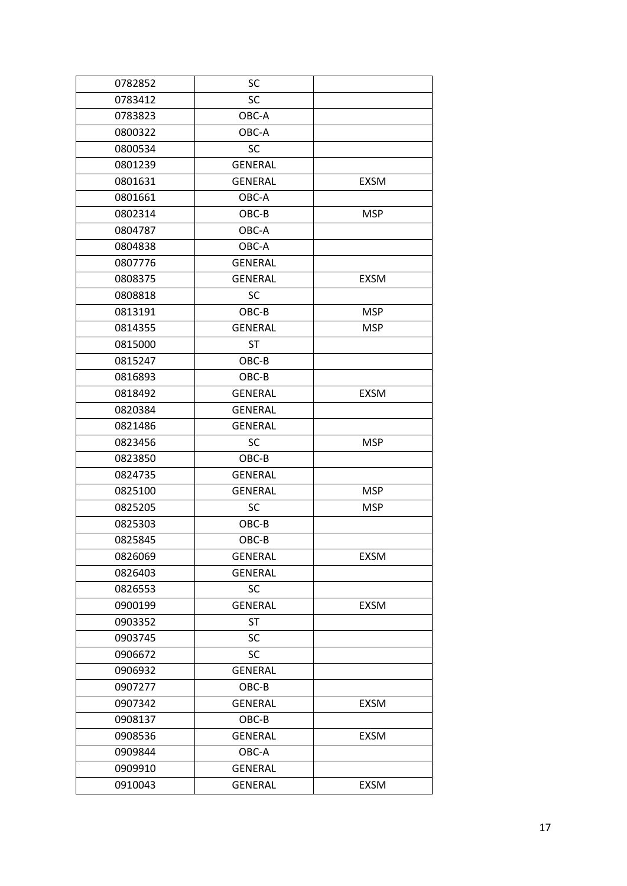| 0782852 | SC | |
|---|---|---|
| 0783412 | SC | |
| 0783823 | OBC-A | |
| 0800322 | OBC-A | |
| 0800534 | SC | |
| 0801239 | GENERAL | |
| 0801631 | GENERAL | EXSM |
| 0801661 | OBC-A | |
| 0802314 | OBC-B | MSP |
| 0804787 | OBC-A | |
| 0804838 | OBC-A | |
| 0807776 | GENERAL | |
| 0808375 | GENERAL | EXSM |
| 0808818 | SC | |
| 0813191 | OBC-B | MSP |
| 0814355 | GENERAL | MSP |
| 0815000 | ST | |
| 0815247 | OBC-B | |
| 0816893 | OBC-B | |
| 0818492 | GENERAL | EXSM |
| 0820384 | GENERAL | |
| 0821486 | GENERAL | |
| 0823456 | SC | MSP |
| 0823850 | OBC-B | |
| 0824735 | GENERAL | |
| 0825100 | GENERAL | MSP |
| 0825205 | SC | MSP |
| 0825303 | OBC-B | |
| 0825845 | OBC-B | |
| 0826069 | GENERAL | EXSM |
| 0826403 | GENERAL | |
| 0826553 | SC | |
| 0900199 | GENERAL | EXSM |
| 0903352 | ST | |
| 0903745 | SC | |
| 0906672 | SC | |
| 0906932 | GENERAL | |
| 0907277 | OBC-B | |
| 0907342 | GENERAL | EXSM |
| 0908137 | OBC-B | |
| 0908536 | GENERAL | EXSM |
| 0909844 | OBC-A | |
| 0909910 | GENERAL | |
| 0910043 | GENERAL | EXSM |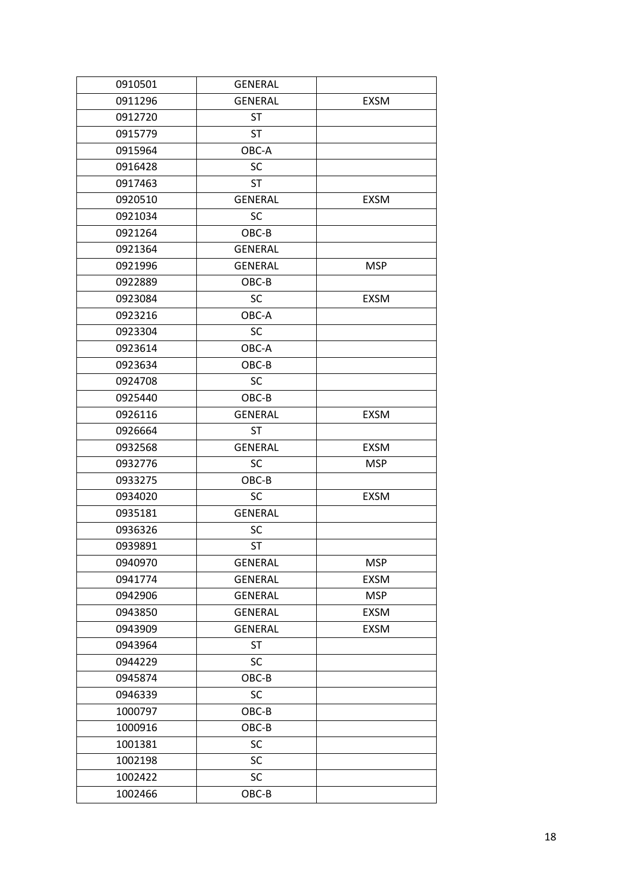| 0910501 | GENERAL | |
|---|---|---|
| 0911296 | GENERAL | EXSM |
| 0912720 | ST | |
| 0915779 | ST | |
| 0915964 | OBC-A | |
| 0916428 | SC | |
| 0917463 | ST | |
| 0920510 | GENERAL | EXSM |
| 0921034 | SC | |
| 0921264 | OBC-B | |
| 0921364 | GENERAL | |
| 0921996 | GENERAL | MSP |
| 0922889 | OBC-B | |
| 0923084 | SC | EXSM |
| 0923216 | OBC-A | |
| 0923304 | SC | |
| 0923614 | OBC-A | |
| 0923634 | OBC-B | |
| 0924708 | SC | |
| 0925440 | OBC-B | |
| 0926116 | GENERAL | EXSM |
| 0926664 | ST | |
| 0932568 | GENERAL | EXSM |
| 0932776 | SC | MSP |
| 0933275 | OBC-B | |
| 0934020 | SC | EXSM |
| 0935181 | GENERAL | |
| 0936326 | SC | |
| 0939891 | ST | |
| 0940970 | GENERAL | MSP |
| 0941774 | GENERAL | EXSM |
| 0942906 | GENERAL | MSP |
| 0943850 | GENERAL | EXSM |
| 0943909 | GENERAL | EXSM |
| 0943964 | ST | |
| 0944229 | SC | |
| 0945874 | OBC-B | |
| 0946339 | SC | |
| 1000797 | OBC-B | |
| 1000916 | OBC-B | |
| 1001381 | SC | |
| 1002198 | SC | |
| 1002422 | SC | |
| 1002466 | OBC-B | |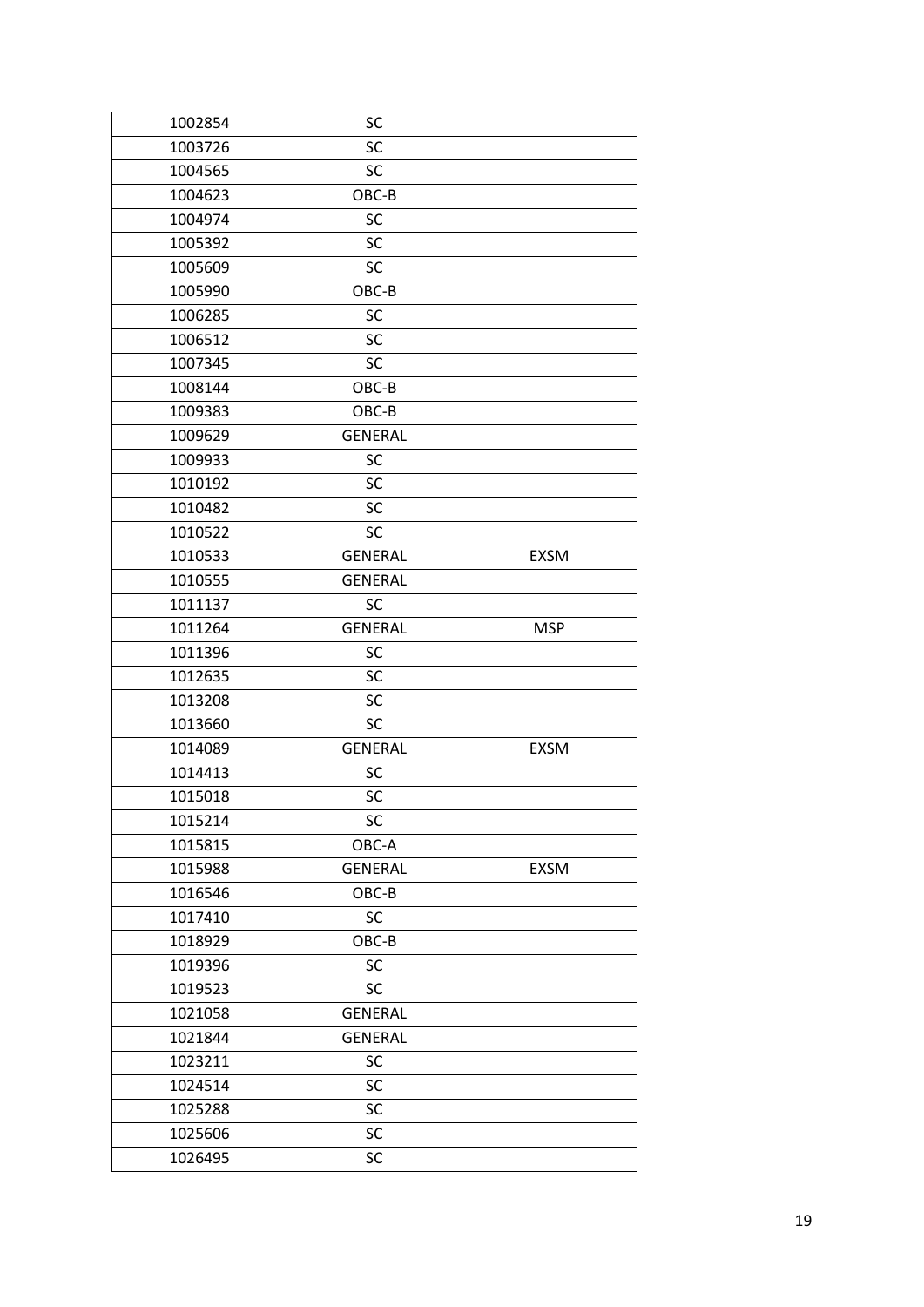| 1002854 | SC | |
|---|---|---|
| 1003726 | SC | |
| 1004565 | SC | |
| 1004623 | OBC-B | |
| 1004974 | SC | |
| 1005392 | SC | |
| 1005609 | SC | |
| 1005990 | OBC-B | |
| 1006285 | SC | |
| 1006512 | SC | |
| 1007345 | SC | |
| 1008144 | OBC-B | |
| 1009383 | OBC-B | |
| 1009629 | GENERAL | |
| 1009933 | SC | |
| 1010192 | SC | |
| 1010482 | SC | |
| 1010522 | SC | |
| 1010533 | GENERAL | EXSM |
| 1010555 | GENERAL | |
| 1011137 | SC | |
| 1011264 | GENERAL | MSP |
| 1011396 | SC | |
| 1012635 | SC | |
| 1013208 | SC | |
| 1013660 | SC | |
| 1014089 | GENERAL | EXSM |
| 1014413 | SC | |
| 1015018 | SC | |
| 1015214 | SC | |
| 1015815 | OBC-A | |
| 1015988 | GENERAL | EXSM |
| 1016546 | OBC-B | |
| 1017410 | SC | |
| 1018929 | OBC-B | |
| 1019396 | SC | |
| 1019523 | SC | |
| 1021058 | GENERAL | |
| 1021844 | GENERAL | |
| 1023211 | SC | |
| 1024514 | SC | |
| 1025288 | SC | |
| 1025606 | SC | |
| 1026495 | SC | |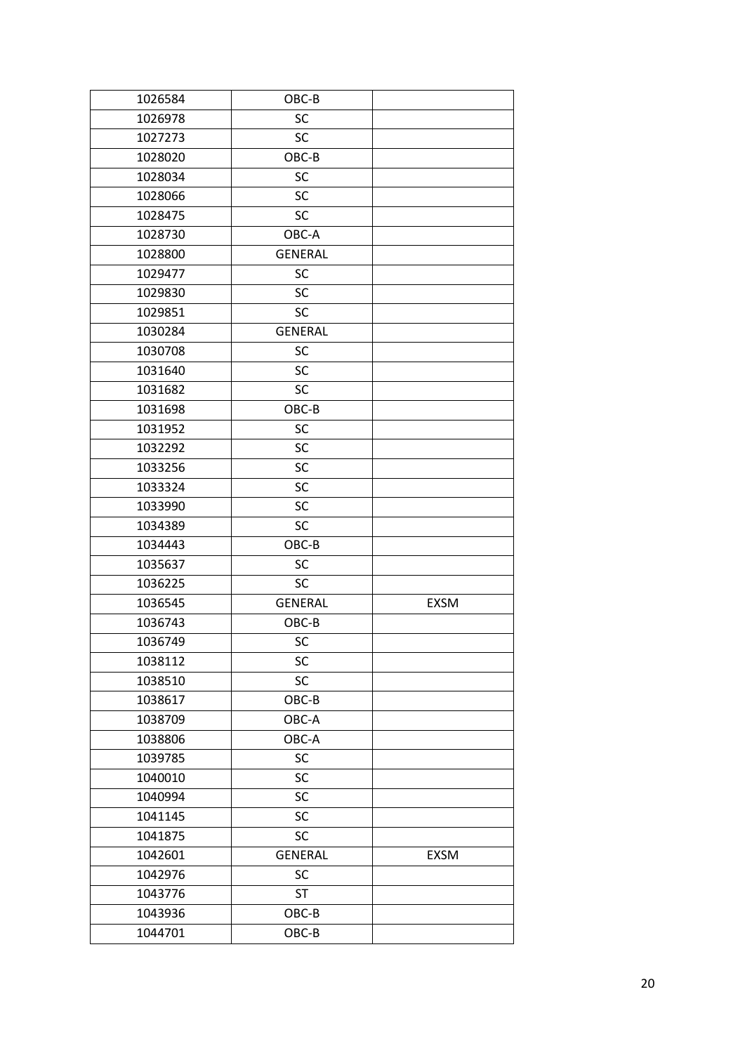| 1026584 | OBC-B | |
|---|---|---|
| 1026978 | SC | |
| 1027273 | SC | |
| 1028020 | OBC-B | |
| 1028034 | SC | |
| 1028066 | SC | |
| 1028475 | SC | |
| 1028730 | OBC-A | |
| 1028800 | GENERAL | |
| 1029477 | SC | |
| 1029830 | SC | |
| 1029851 | SC | |
| 1030284 | GENERAL | |
| 1030708 | SC | |
| 1031640 | SC | |
| 1031682 | SC | |
| 1031698 | OBC-B | |
| 1031952 | SC | |
| 1032292 | SC | |
| 1033256 | SC | |
| 1033324 | SC | |
| 1033990 | SC | |
| 1034389 | SC | |
| 1034443 | OBC-B | |
| 1035637 | SC | |
| 1036225 | SC | |
| 1036545 | GENERAL | EXSM |
| 1036743 | OBC-B | |
| 1036749 | SC | |
| 1038112 | SC | |
| 1038510 | SC | |
| 1038617 | OBC-B | |
| 1038709 | OBC-A | |
| 1038806 | OBC-A | |
| 1039785 | SC | |
| 1040010 | SC | |
| 1040994 | SC | |
| 1041145 | SC | |
| 1041875 | SC | |
| 1042601 | GENERAL | EXSM |
| 1042976 | SC | |
| 1043776 | ST | |
| 1043936 | OBC-B | |
| 1044701 | OBC-B | |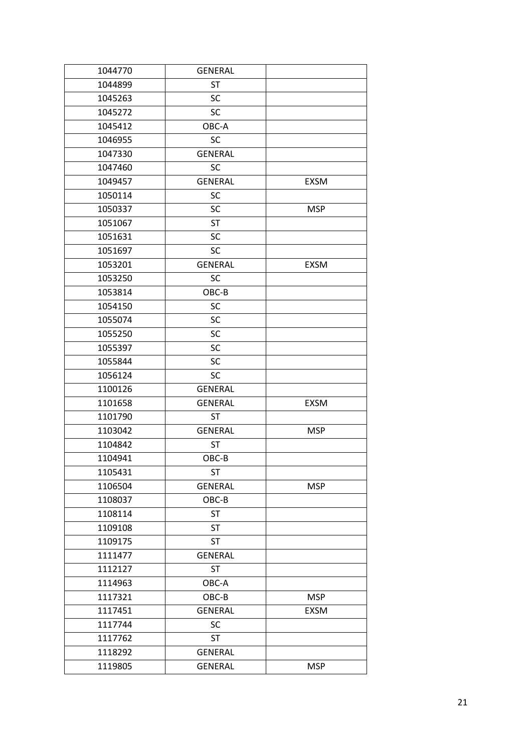| | | |
|---|---|---|
| 1044770 | GENERAL | |
| 1044899 | ST | |
| 1045263 | SC | |
| 1045272 | SC | |
| 1045412 | OBC-A | |
| 1046955 | SC | |
| 1047330 | GENERAL | |
| 1047460 | SC | |
| 1049457 | GENERAL | EXSM |
| 1050114 | SC | |
| 1050337 | SC | MSP |
| 1051067 | ST | |
| 1051631 | SC | |
| 1051697 | SC | |
| 1053201 | GENERAL | EXSM |
| 1053250 | SC | |
| 1053814 | OBC-B | |
| 1054150 | SC | |
| 1055074 | SC | |
| 1055250 | SC | |
| 1055397 | SC | |
| 1055844 | SC | |
| 1056124 | SC | |
| 1100126 | GENERAL | |
| 1101658 | GENERAL | EXSM |
| 1101790 | ST | |
| 1103042 | GENERAL | MSP |
| 1104842 | ST | |
| 1104941 | OBC-B | |
| 1105431 | ST | |
| 1106504 | GENERAL | MSP |
| 1108037 | OBC-B | |
| 1108114 | ST | |
| 1109108 | ST | |
| 1109175 | ST | |
| 1111477 | GENERAL | |
| 1112127 | ST | |
| 1114963 | OBC-A | |
| 1117321 | OBC-B | MSP |
| 1117451 | GENERAL | EXSM |
| 1117744 | SC | |
| 1117762 | ST | |
| 1118292 | GENERAL | |
| 1119805 | GENERAL | MSP |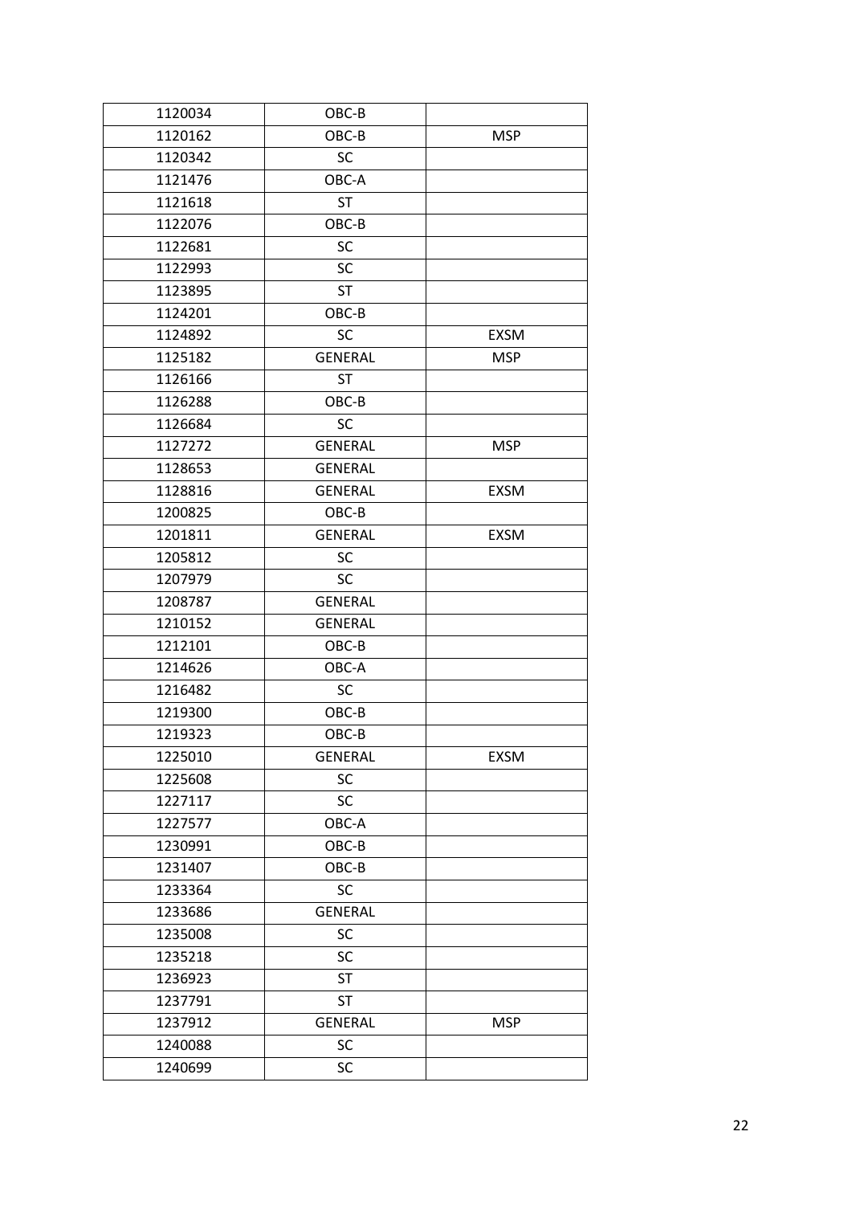| | | |
|---|---|---|
| 1120034 | OBC-B | |
| 1120162 | OBC-B | MSP |
| 1120342 | SC | |
| 1121476 | OBC-A | |
| 1121618 | ST | |
| 1122076 | OBC-B | |
| 1122681 | SC | |
| 1122993 | SC | |
| 1123895 | ST | |
| 1124201 | OBC-B | |
| 1124892 | SC | EXSM |
| 1125182 | GENERAL | MSP |
| 1126166 | ST | |
| 1126288 | OBC-B | |
| 1126684 | SC | |
| 1127272 | GENERAL | MSP |
| 1128653 | GENERAL | |
| 1128816 | GENERAL | EXSM |
| 1200825 | OBC-B | |
| 1201811 | GENERAL | EXSM |
| 1205812 | SC | |
| 1207979 | SC | |
| 1208787 | GENERAL | |
| 1210152 | GENERAL | |
| 1212101 | OBC-B | |
| 1214626 | OBC-A | |
| 1216482 | SC | |
| 1219300 | OBC-B | |
| 1219323 | OBC-B | |
| 1225010 | GENERAL | EXSM |
| 1225608 | SC | |
| 1227117 | SC | |
| 1227577 | OBC-A | |
| 1230991 | OBC-B | |
| 1231407 | OBC-B | |
| 1233364 | SC | |
| 1233686 | GENERAL | |
| 1235008 | SC | |
| 1235218 | SC | |
| 1236923 | ST | |
| 1237791 | ST | |
| 1237912 | GENERAL | MSP |
| 1240088 | SC | |
| 1240699 | SC | |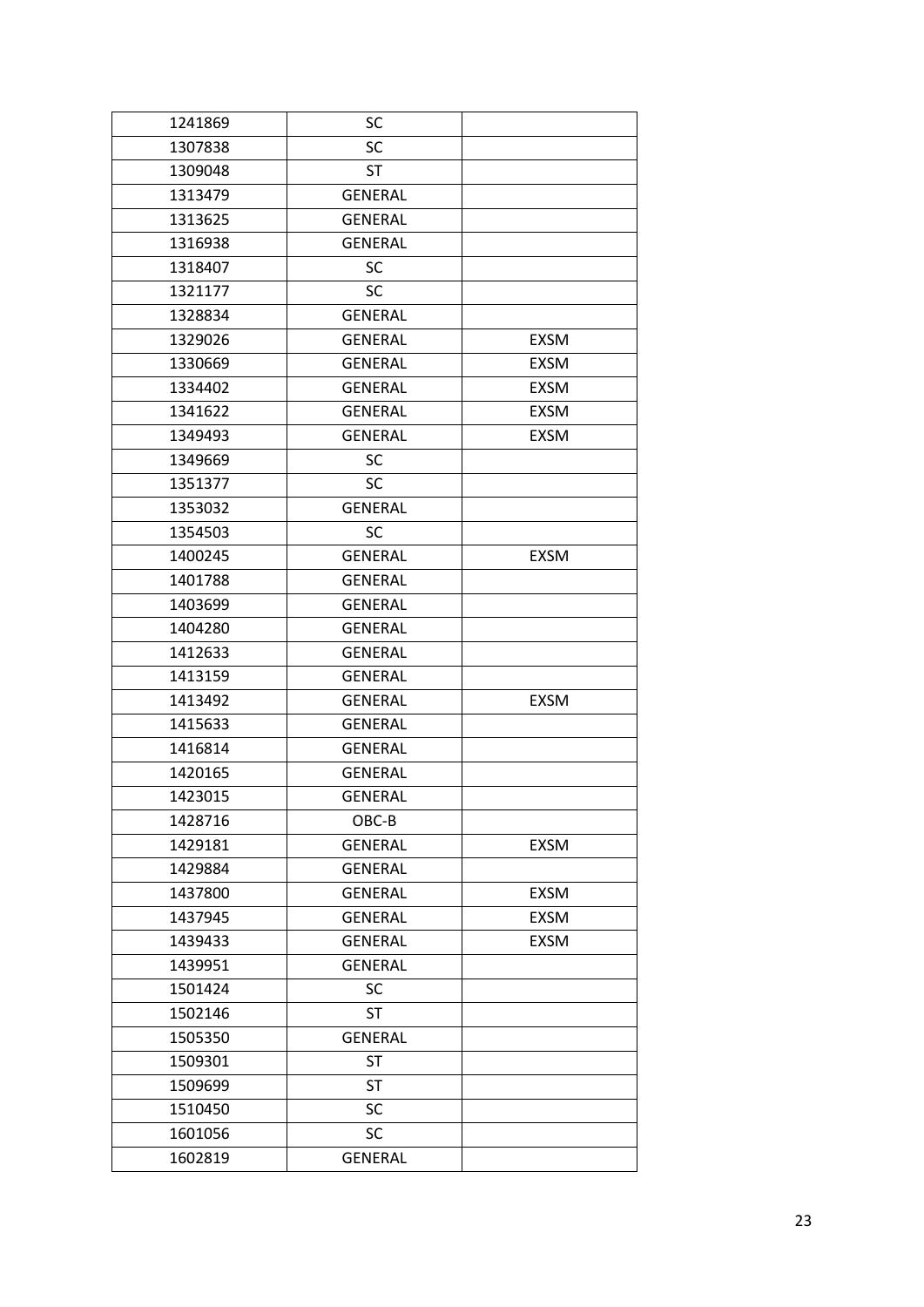| 1241869 | SC | |
|---|---|---|
| 1307838 | SC | |
| 1309048 | ST | |
| 1313479 | GENERAL | |
| 1313625 | GENERAL | |
| 1316938 | GENERAL | |
| 1318407 | SC | |
| 1321177 | SC | |
| 1328834 | GENERAL | |
| 1329026 | GENERAL | EXSM |
| 1330669 | GENERAL | EXSM |
| 1334402 | GENERAL | EXSM |
| 1341622 | GENERAL | EXSM |
| 1349493 | GENERAL | EXSM |
| 1349669 | SC | |
| 1351377 | SC | |
| 1353032 | GENERAL | |
| 1354503 | SC | |
| 1400245 | GENERAL | EXSM |
| 1401788 | GENERAL | |
| 1403699 | GENERAL | |
| 1404280 | GENERAL | |
| 1412633 | GENERAL | |
| 1413159 | GENERAL | |
| 1413492 | GENERAL | EXSM |
| 1415633 | GENERAL | |
| 1416814 | GENERAL | |
| 1420165 | GENERAL | |
| 1423015 | GENERAL | |
| 1428716 | OBC-B | |
| 1429181 | GENERAL | EXSM |
| 1429884 | GENERAL | |
| 1437800 | GENERAL | EXSM |
| 1437945 | GENERAL | EXSM |
| 1439433 | GENERAL | EXSM |
| 1439951 | GENERAL | |
| 1501424 | SC | |
| 1502146 | ST | |
| 1505350 | GENERAL | |
| 1509301 | ST | |
| 1509699 | ST | |
| 1510450 | SC | |
| 1601056 | SC | |
| 1602819 | GENERAL | |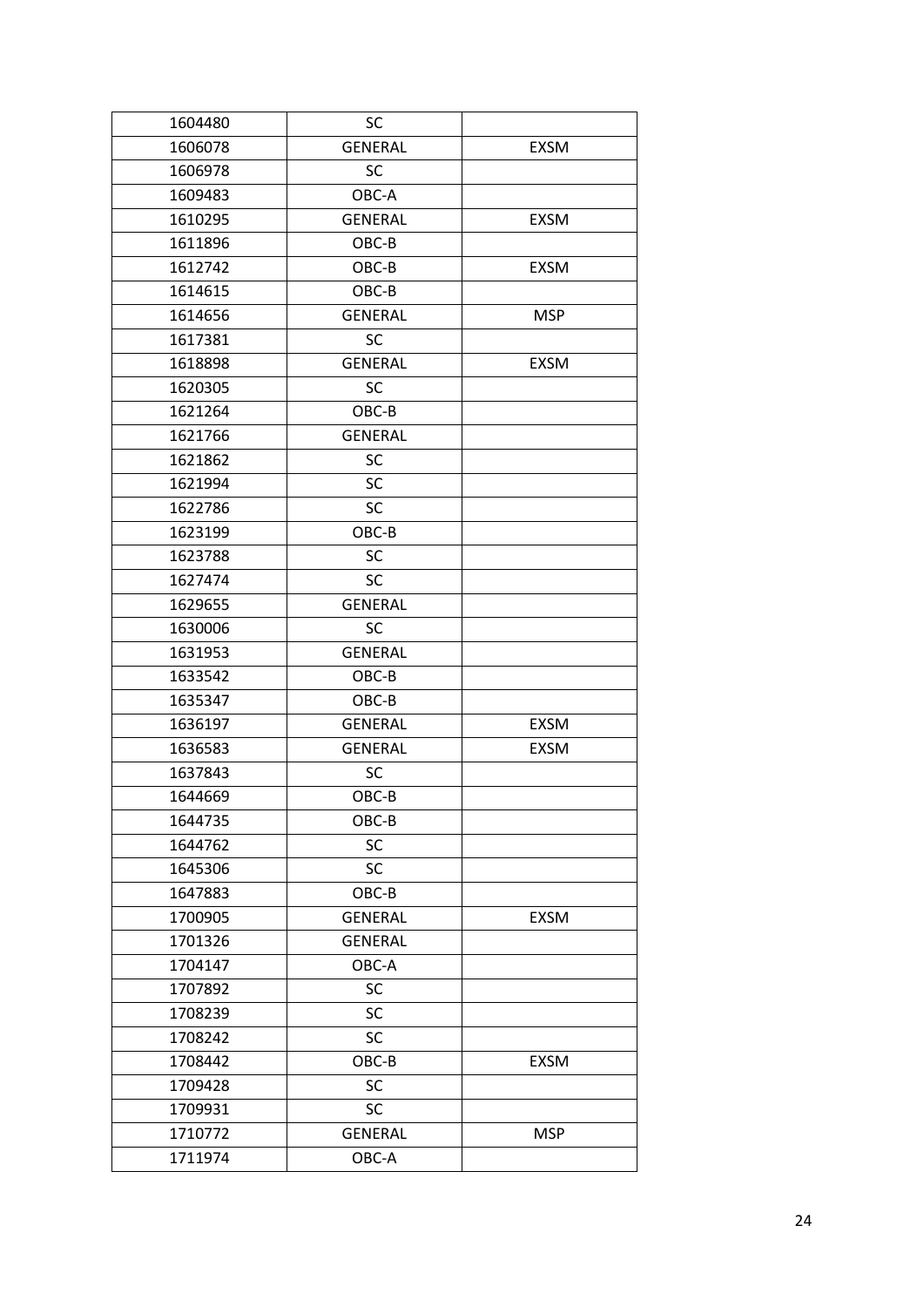| 1604480 | SC | |
|---|---|---|
| 1606078 | GENERAL | EXSM |
| 1606978 | SC | |
| 1609483 | OBC-A | |
| 1610295 | GENERAL | EXSM |
| 1611896 | OBC-B | |
| 1612742 | OBC-B | EXSM |
| 1614615 | OBC-B | |
| 1614656 | GENERAL | MSP |
| 1617381 | SC | |
| 1618898 | GENERAL | EXSM |
| 1620305 | SC | |
| 1621264 | OBC-B | |
| 1621766 | GENERAL | |
| 1621862 | SC | |
| 1621994 | SC | |
| 1622786 | SC | |
| 1623199 | OBC-B | |
| 1623788 | SC | |
| 1627474 | SC | |
| 1629655 | GENERAL | |
| 1630006 | SC | |
| 1631953 | GENERAL | |
| 1633542 | OBC-B | |
| 1635347 | OBC-B | |
| 1636197 | GENERAL | EXSM |
| 1636583 | GENERAL | EXSM |
| 1637843 | SC | |
| 1644669 | OBC-B | |
| 1644735 | OBC-B | |
| 1644762 | SC | |
| 1645306 | SC | |
| 1647883 | OBC-B | |
| 1700905 | GENERAL | EXSM |
| 1701326 | GENERAL | |
| 1704147 | OBC-A | |
| 1707892 | SC | |
| 1708239 | SC | |
| 1708242 | SC | |
| 1708442 | OBC-B | EXSM |
| 1709428 | SC | |
| 1709931 | SC | |
| 1710772 | GENERAL | MSP |
| 1711974 | OBC-A | |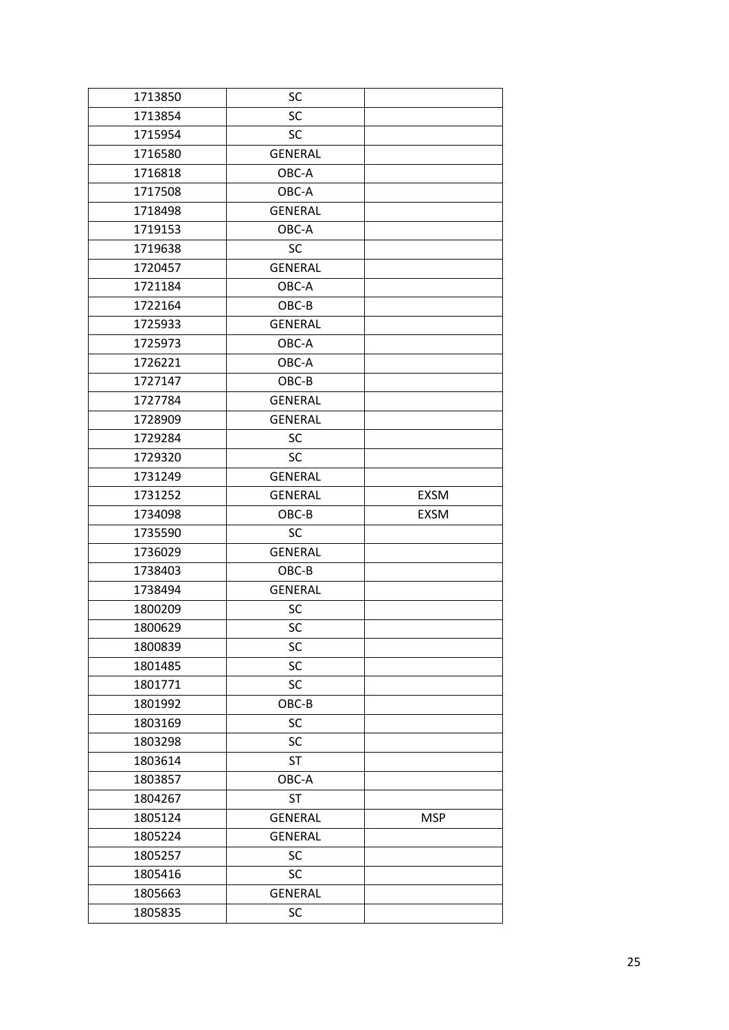| | | |
|---|---|---|
| 1713850 | SC | |
| 1713854 | SC | |
| 1715954 | SC | |
| 1716580 | GENERAL | |
| 1716818 | OBC-A | |
| 1717508 | OBC-A | |
| 1718498 | GENERAL | |
| 1719153 | OBC-A | |
| 1719638 | SC | |
| 1720457 | GENERAL | |
| 1721184 | OBC-A | |
| 1722164 | OBC-B | |
| 1725933 | GENERAL | |
| 1725973 | OBC-A | |
| 1726221 | OBC-A | |
| 1727147 | OBC-B | |
| 1727784 | GENERAL | |
| 1728909 | GENERAL | |
| 1729284 | SC | |
| 1729320 | SC | |
| 1731249 | GENERAL | |
| 1731252 | GENERAL | EXSM |
| 1734098 | OBC-B | EXSM |
| 1735590 | SC | |
| 1736029 | GENERAL | |
| 1738403 | OBC-B | |
| 1738494 | GENERAL | |
| 1800209 | SC | |
| 1800629 | SC | |
| 1800839 | SC | |
| 1801485 | SC | |
| 1801771 | SC | |
| 1801992 | OBC-B | |
| 1803169 | SC | |
| 1803298 | SC | |
| 1803614 | ST | |
| 1803857 | OBC-A | |
| 1804267 | ST | |
| 1805124 | GENERAL | MSP |
| 1805224 | GENERAL | |
| 1805257 | SC | |
| 1805416 | SC | |
| 1805663 | GENERAL | |
| 1805835 | SC | |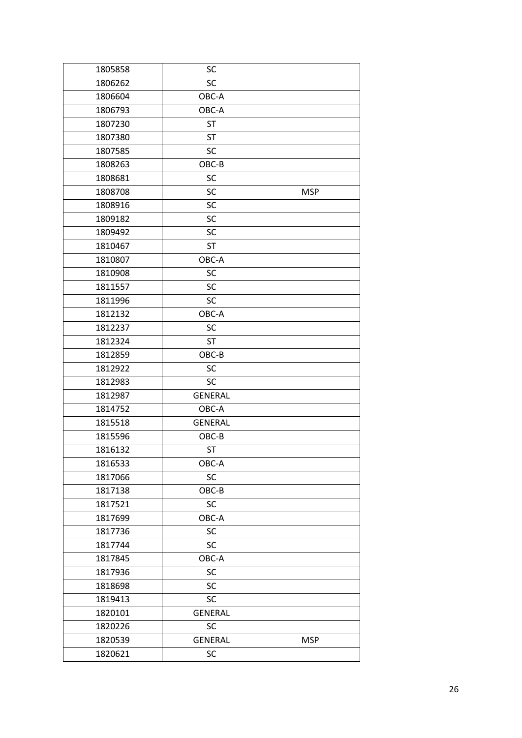| 1805858 | SC | |
|---|---|---|
| 1806262 | SC | |
| 1806604 | OBC-A | |
| 1806793 | OBC-A | |
| 1807230 | ST | |
| 1807380 | ST | |
| 1807585 | SC | |
| 1808263 | OBC-B | |
| 1808681 | SC | |
| 1808708 | SC | MSP |
| 1808916 | SC | |
| 1809182 | SC | |
| 1809492 | SC | |
| 1810467 | ST | |
| 1810807 | OBC-A | |
| 1810908 | SC | |
| 1811557 | SC | |
| 1811996 | SC | |
| 1812132 | OBC-A | |
| 1812237 | SC | |
| 1812324 | ST | |
| 1812859 | OBC-B | |
| 1812922 | SC | |
| 1812983 | SC | |
| 1812987 | GENERAL | |
| 1814752 | OBC-A | |
| 1815518 | GENERAL | |
| 1815596 | OBC-B | |
| 1816132 | ST | |
| 1816533 | OBC-A | |
| 1817066 | SC | |
| 1817138 | OBC-B | |
| 1817521 | SC | |
| 1817699 | OBC-A | |
| 1817736 | SC | |
| 1817744 | SC | |
| 1817845 | OBC-A | |
| 1817936 | SC | |
| 1818698 | SC | |
| 1819413 | SC | |
| 1820101 | GENERAL | |
| 1820226 | SC | |
| 1820539 | GENERAL | MSP |
| 1820621 | SC | |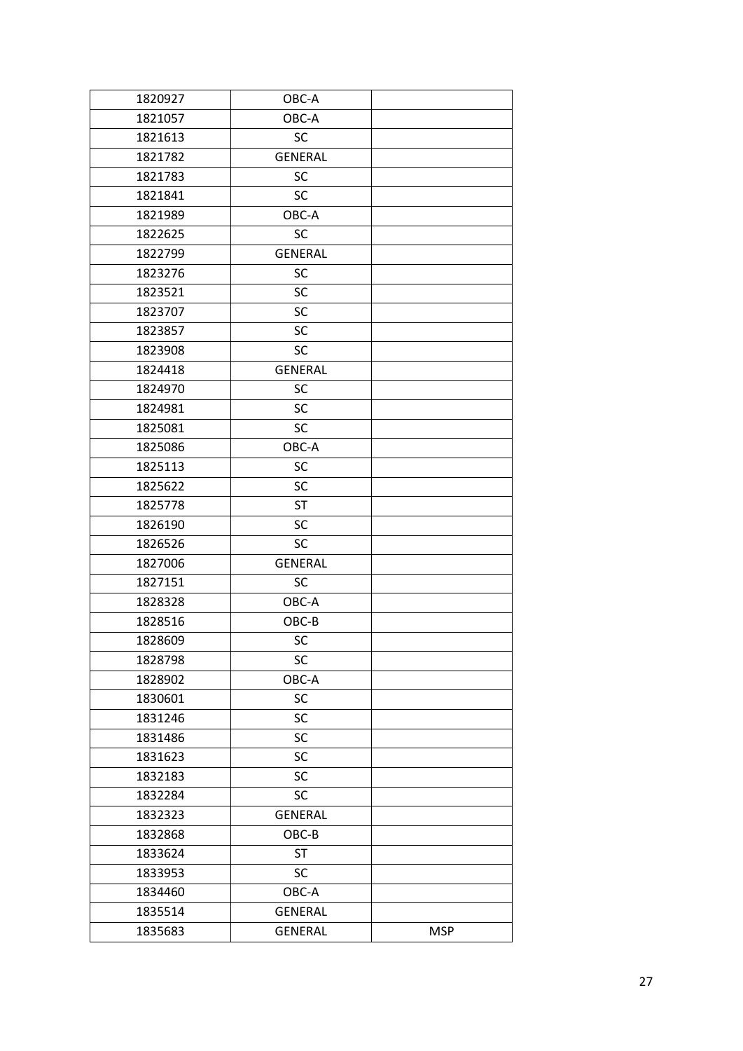| 1820927 | OBC-A | |
|---|---|---|
| 1821057 | OBC-A | |
| 1821613 | SC | |
| 1821782 | GENERAL | |
| 1821783 | SC | |
| 1821841 | SC | |
| 1821989 | OBC-A | |
| 1822625 | SC | |
| 1822799 | GENERAL | |
| 1823276 | SC | |
| 1823521 | SC | |
| 1823707 | SC | |
| 1823857 | SC | |
| 1823908 | SC | |
| 1824418 | GENERAL | |
| 1824970 | SC | |
| 1824981 | SC | |
| 1825081 | SC | |
| 1825086 | OBC-A | |
| 1825113 | SC | |
| 1825622 | SC | |
| 1825778 | ST | |
| 1826190 | SC | |
| 1826526 | SC | |
| 1827006 | GENERAL | |
| 1827151 | SC | |
| 1828328 | OBC-A | |
| 1828516 | OBC-B | |
| 1828609 | SC | |
| 1828798 | SC | |
| 1828902 | OBC-A | |
| 1830601 | SC | |
| 1831246 | SC | |
| 1831486 | SC | |
| 1831623 | SC | |
| 1832183 | SC | |
| 1832284 | SC | |
| 1832323 | GENERAL | |
| 1832868 | OBC-B | |
| 1833624 | ST | |
| 1833953 | SC | |
| 1834460 | OBC-A | |
| 1835514 | GENERAL | |
| 1835683 | GENERAL | MSP |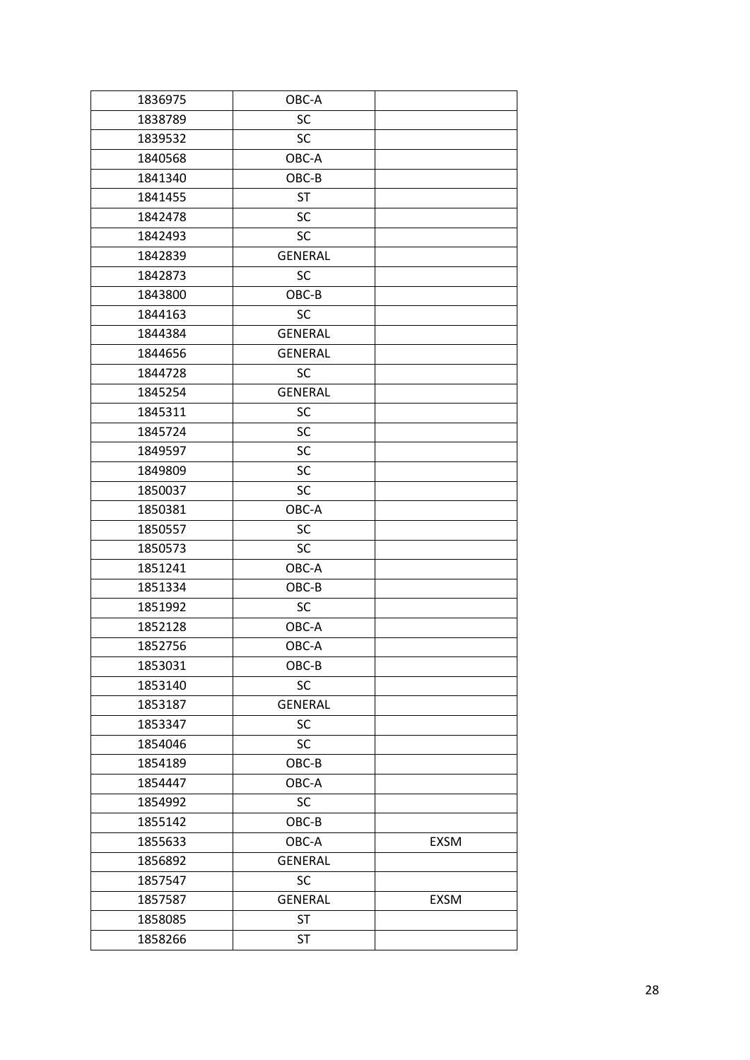| 1836975 | OBC-A | |
|---|---|---|
| 1838789 | SC | |
| 1839532 | SC | |
| 1840568 | OBC-A | |
| 1841340 | OBC-B | |
| 1841455 | ST | |
| 1842478 | SC | |
| 1842493 | SC | |
| 1842839 | GENERAL | |
| 1842873 | SC | |
| 1843800 | OBC-B | |
| 1844163 | SC | |
| 1844384 | GENERAL | |
| 1844656 | GENERAL | |
| 1844728 | SC | |
| 1845254 | GENERAL | |
| 1845311 | SC | |
| 1845724 | SC | |
| 1849597 | SC | |
| 1849809 | SC | |
| 1850037 | SC | |
| 1850381 | OBC-A | |
| 1850557 | SC | |
| 1850573 | SC | |
| 1851241 | OBC-A | |
| 1851334 | OBC-B | |
| 1851992 | SC | |
| 1852128 | OBC-A | |
| 1852756 | OBC-A | |
| 1853031 | OBC-B | |
| 1853140 | SC | |
| 1853187 | GENERAL | |
| 1853347 | SC | |
| 1854046 | SC | |
| 1854189 | OBC-B | |
| 1854447 | OBC-A | |
| 1854992 | SC | |
| 1855142 | OBC-B | |
| 1855633 | OBC-A | EXSM |
| 1856892 | GENERAL | |
| 1857547 | SC | |
| 1857587 | GENERAL | EXSM |
| 1858085 | ST | |
| 1858266 | ST | |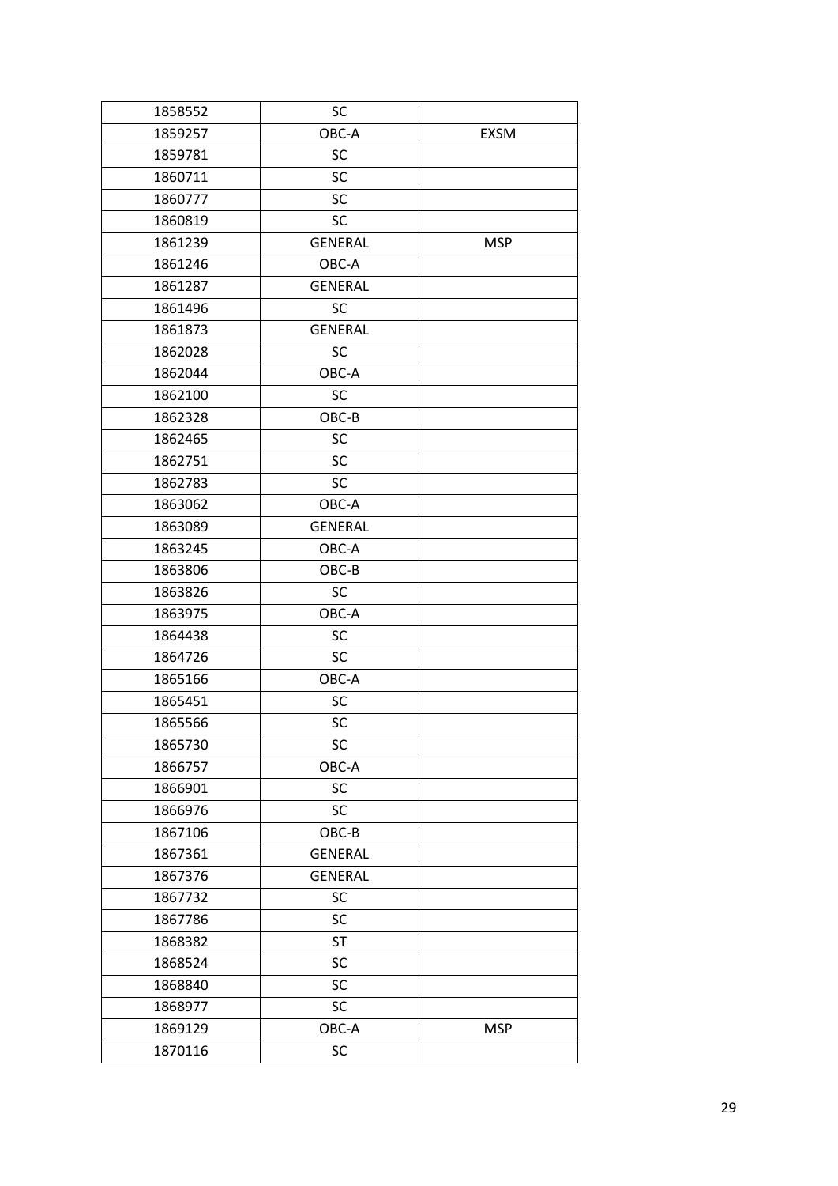| | | |
|---|---|---|
| 1858552 | SC | |
| 1859257 | OBC-A | EXSM |
| 1859781 | SC | |
| 1860711 | SC | |
| 1860777 | SC | |
| 1860819 | SC | |
| 1861239 | GENERAL | MSP |
| 1861246 | OBC-A | |
| 1861287 | GENERAL | |
| 1861496 | SC | |
| 1861873 | GENERAL | |
| 1862028 | SC | |
| 1862044 | OBC-A | |
| 1862100 | SC | |
| 1862328 | OBC-B | |
| 1862465 | SC | |
| 1862751 | SC | |
| 1862783 | SC | |
| 1863062 | OBC-A | |
| 1863089 | GENERAL | |
| 1863245 | OBC-A | |
| 1863806 | OBC-B | |
| 1863826 | SC | |
| 1863975 | OBC-A | |
| 1864438 | SC | |
| 1864726 | SC | |
| 1865166 | OBC-A | |
| 1865451 | SC | |
| 1865566 | SC | |
| 1865730 | SC | |
| 1866757 | OBC-A | |
| 1866901 | SC | |
| 1866976 | SC | |
| 1867106 | OBC-B | |
| 1867361 | GENERAL | |
| 1867376 | GENERAL | |
| 1867732 | SC | |
| 1867786 | SC | |
| 1868382 | ST | |
| 1868524 | SC | |
| 1868840 | SC | |
| 1868977 | SC | |
| 1869129 | OBC-A | MSP |
| 1870116 | SC | |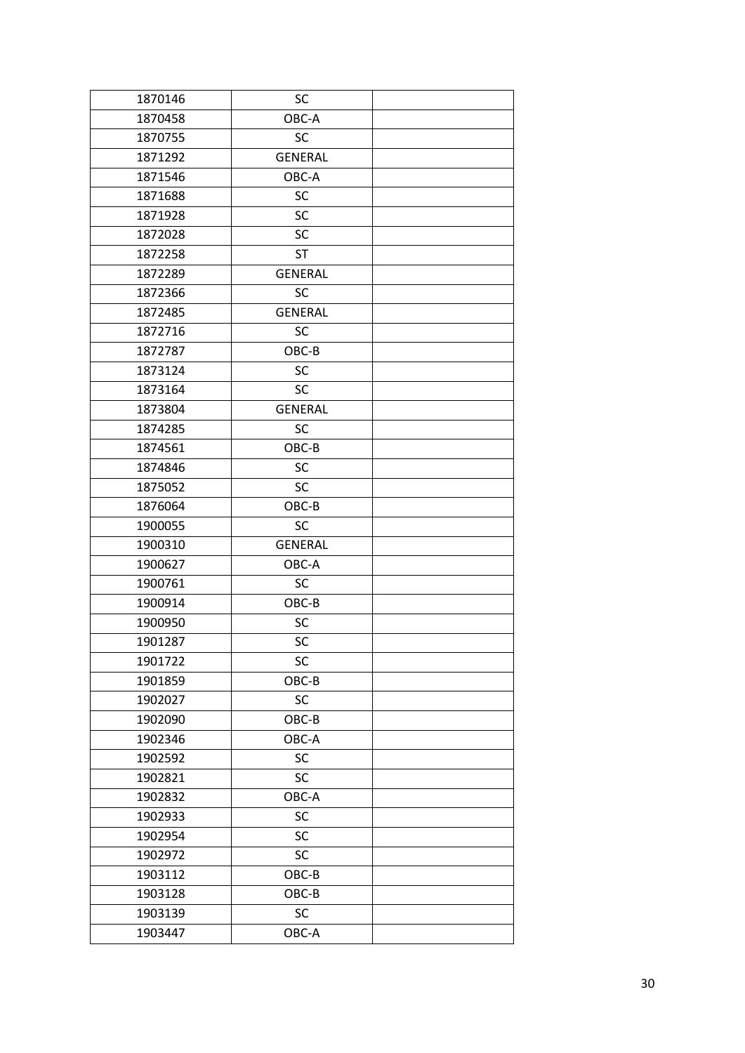| 1870146 | SC | |
|---|---|---|
| 1870458 | OBC-A | |
| 1870755 | SC | |
| 1871292 | GENERAL | |
| 1871546 | OBC-A | |
| 1871688 | SC | |
| 1871928 | SC | |
| 1872028 | SC | |
| 1872258 | ST | |
| 1872289 | GENERAL | |
| 1872366 | SC | |
| 1872485 | GENERAL | |
| 1872716 | SC | |
| 1872787 | OBC-B | |
| 1873124 | SC | |
| 1873164 | SC | |
| 1873804 | GENERAL | |
| 1874285 | SC | |
| 1874561 | OBC-B | |
| 1874846 | SC | |
| 1875052 | SC | |
| 1876064 | OBC-B | |
| 1900055 | SC | |
| 1900310 | GENERAL | |
| 1900627 | OBC-A | |
| 1900761 | SC | |
| 1900914 | OBC-B | |
| 1900950 | SC | |
| 1901287 | SC | |
| 1901722 | SC | |
| 1901859 | OBC-B | |
| 1902027 | SC | |
| 1902090 | OBC-B | |
| 1902346 | OBC-A | |
| 1902592 | SC | |
| 1902821 | SC | |
| 1902832 | OBC-A | |
| 1902933 | SC | |
| 1902954 | SC | |
| 1902972 | SC | |
| 1903112 | OBC-B | |
| 1903128 | OBC-B | |
| 1903139 | SC | |
| 1903447 | OBC-A | |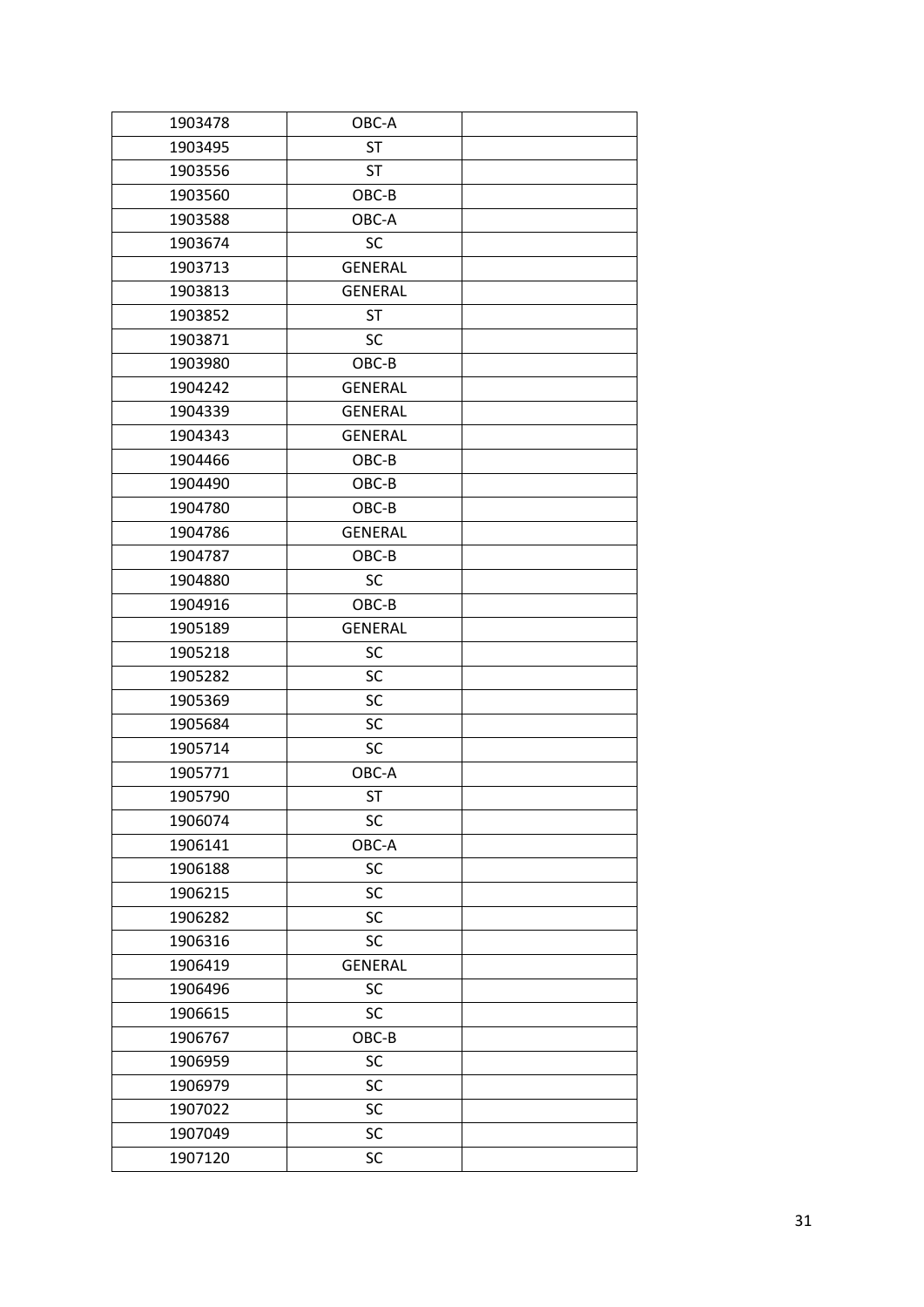| 1903478 | OBC-A | |
|---|---|---|
| 1903495 | ST | |
| 1903556 | ST | |
| 1903560 | OBC-B | |
| 1903588 | OBC-A | |
| 1903674 | SC | |
| 1903713 | GENERAL | |
| 1903813 | GENERAL | |
| 1903852 | ST | |
| 1903871 | SC | |
| 1903980 | OBC-B | |
| 1904242 | GENERAL | |
| 1904339 | GENERAL | |
| 1904343 | GENERAL | |
| 1904466 | OBC-B | |
| 1904490 | OBC-B | |
| 1904780 | OBC-B | |
| 1904786 | GENERAL | |
| 1904787 | OBC-B | |
| 1904880 | SC | |
| 1904916 | OBC-B | |
| 1905189 | GENERAL | |
| 1905218 | SC | |
| 1905282 | SC | |
| 1905369 | SC | |
| 1905684 | SC | |
| 1905714 | SC | |
| 1905771 | OBC-A | |
| 1905790 | ST | |
| 1906074 | SC | |
| 1906141 | OBC-A | |
| 1906188 | SC | |
| 1906215 | SC | |
| 1906282 | SC | |
| 1906316 | SC | |
| 1906419 | GENERAL | |
| 1906496 | SC | |
| 1906615 | SC | |
| 1906767 | OBC-B | |
| 1906959 | SC | |
| 1906979 | SC | |
| 1907022 | SC | |
| 1907049 | SC | |
| 1907120 | SC | |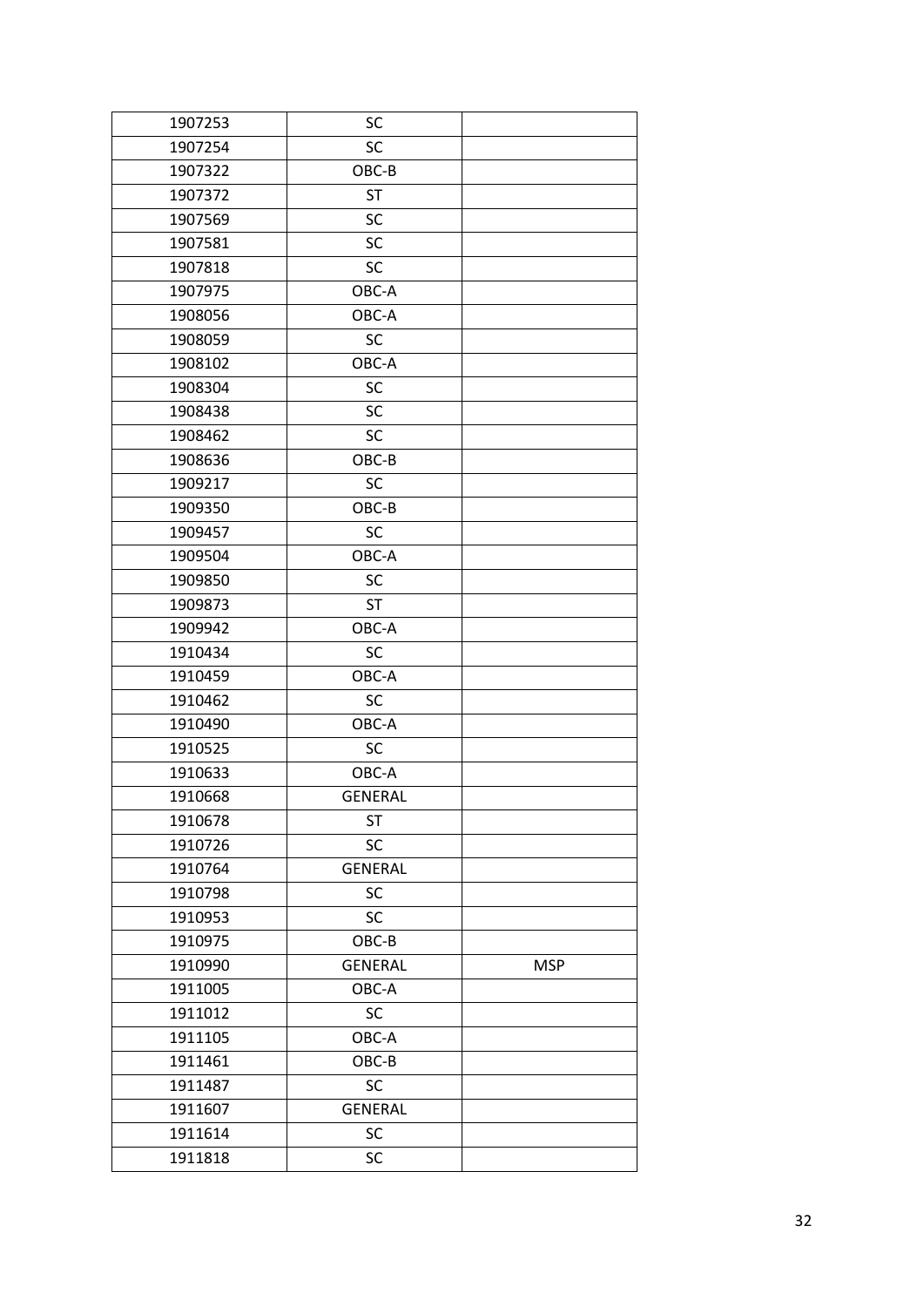| | | |
|---|---|---|
| 1907253 | SC | |
| 1907254 | SC | |
| 1907322 | OBC-B | |
| 1907372 | ST | |
| 1907569 | SC | |
| 1907581 | SC | |
| 1907818 | SC | |
| 1907975 | OBC-A | |
| 1908056 | OBC-A | |
| 1908059 | SC | |
| 1908102 | OBC-A | |
| 1908304 | SC | |
| 1908438 | SC | |
| 1908462 | SC | |
| 1908636 | OBC-B | |
| 1909217 | SC | |
| 1909350 | OBC-B | |
| 1909457 | SC | |
| 1909504 | OBC-A | |
| 1909850 | SC | |
| 1909873 | ST | |
| 1909942 | OBC-A | |
| 1910434 | SC | |
| 1910459 | OBC-A | |
| 1910462 | SC | |
| 1910490 | OBC-A | |
| 1910525 | SC | |
| 1910633 | OBC-A | |
| 1910668 | GENERAL | |
| 1910678 | ST | |
| 1910726 | SC | |
| 1910764 | GENERAL | |
| 1910798 | SC | |
| 1910953 | SC | |
| 1910975 | OBC-B | |
| 1910990 | GENERAL | MSP |
| 1911005 | OBC-A | |
| 1911012 | SC | |
| 1911105 | OBC-A | |
| 1911461 | OBC-B | |
| 1911487 | SC | |
| 1911607 | GENERAL | |
| 1911614 | SC | |
| 1911818 | SC | |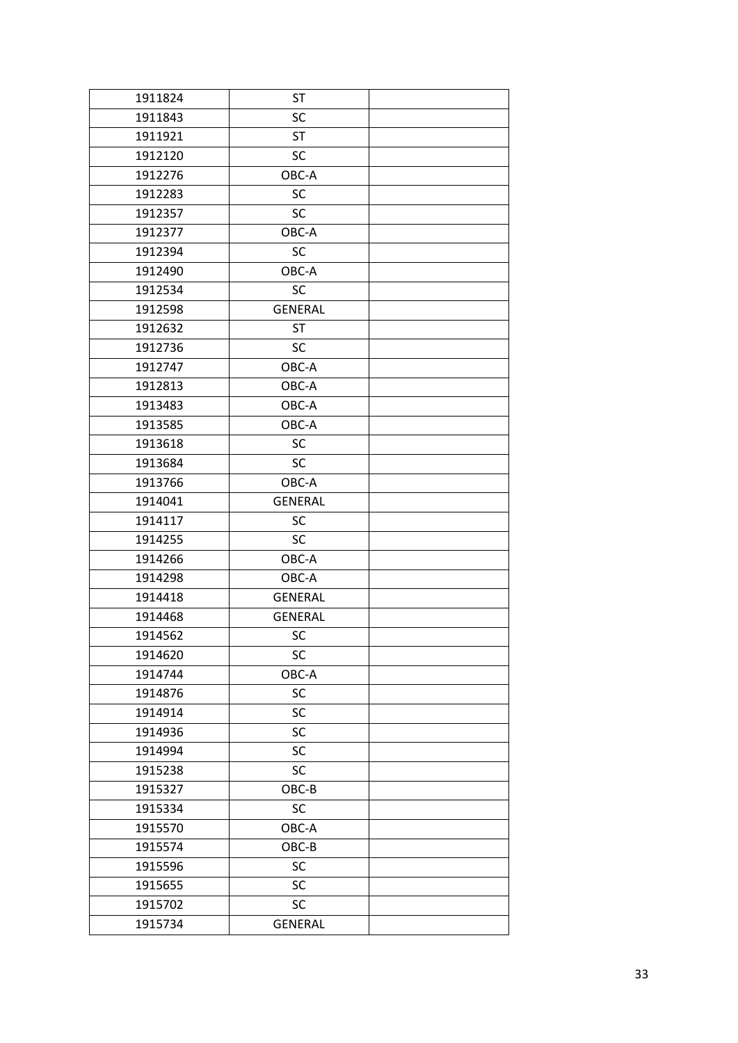| | | |
|---|---|---|
| 1911824 | ST | |
| 1911843 | SC | |
| 1911921 | ST | |
| 1912120 | SC | |
| 1912276 | OBC-A | |
| 1912283 | SC | |
| 1912357 | SC | |
| 1912377 | OBC-A | |
| 1912394 | SC | |
| 1912490 | OBC-A | |
| 1912534 | SC | |
| 1912598 | GENERAL | |
| 1912632 | ST | |
| 1912736 | SC | |
| 1912747 | OBC-A | |
| 1912813 | OBC-A | |
| 1913483 | OBC-A | |
| 1913585 | OBC-A | |
| 1913618 | SC | |
| 1913684 | SC | |
| 1913766 | OBC-A | |
| 1914041 | GENERAL | |
| 1914117 | SC | |
| 1914255 | SC | |
| 1914266 | OBC-A | |
| 1914298 | OBC-A | |
| 1914418 | GENERAL | |
| 1914468 | GENERAL | |
| 1914562 | SC | |
| 1914620 | SC | |
| 1914744 | OBC-A | |
| 1914876 | SC | |
| 1914914 | SC | |
| 1914936 | SC | |
| 1914994 | SC | |
| 1915238 | SC | |
| 1915327 | OBC-B | |
| 1915334 | SC | |
| 1915570 | OBC-A | |
| 1915574 | OBC-B | |
| 1915596 | SC | |
| 1915655 | SC | |
| 1915702 | SC | |
| 1915734 | GENERAL | |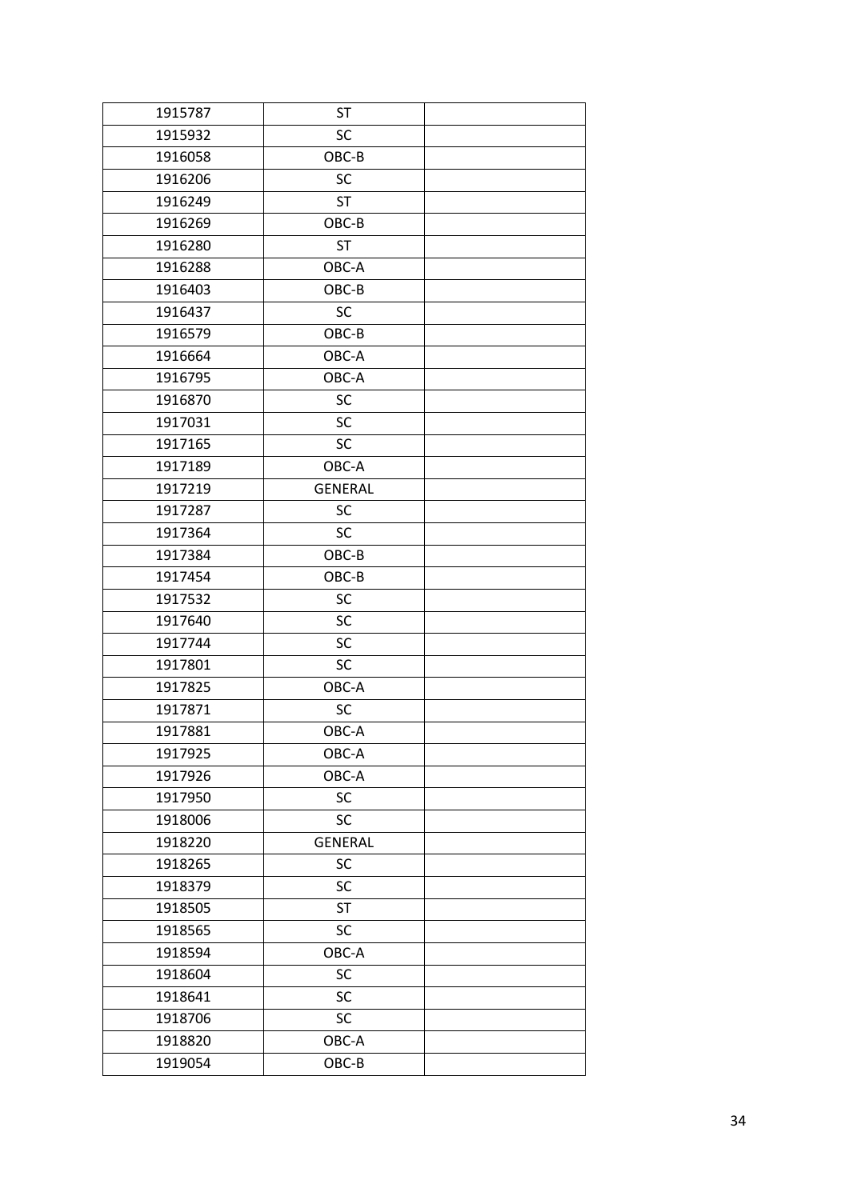| | | |
|---|---|---|
| 1915787 | ST | |
| 1915932 | SC | |
| 1916058 | OBC-B | |
| 1916206 | SC | |
| 1916249 | ST | |
| 1916269 | OBC-B | |
| 1916280 | ST | |
| 1916288 | OBC-A | |
| 1916403 | OBC-B | |
| 1916437 | SC | |
| 1916579 | OBC-B | |
| 1916664 | OBC-A | |
| 1916795 | OBC-A | |
| 1916870 | SC | |
| 1917031 | SC | |
| 1917165 | SC | |
| 1917189 | OBC-A | |
| 1917219 | GENERAL | |
| 1917287 | SC | |
| 1917364 | SC | |
| 1917384 | OBC-B | |
| 1917454 | OBC-B | |
| 1917532 | SC | |
| 1917640 | SC | |
| 1917744 | SC | |
| 1917801 | SC | |
| 1917825 | OBC-A | |
| 1917871 | SC | |
| 1917881 | OBC-A | |
| 1917925 | OBC-A | |
| 1917926 | OBC-A | |
| 1917950 | SC | |
| 1918006 | SC | |
| 1918220 | GENERAL | |
| 1918265 | SC | |
| 1918379 | SC | |
| 1918505 | ST | |
| 1918565 | SC | |
| 1918594 | OBC-A | |
| 1918604 | SC | |
| 1918641 | SC | |
| 1918706 | SC | |
| 1918820 | OBC-A | |
| 1919054 | OBC-B | |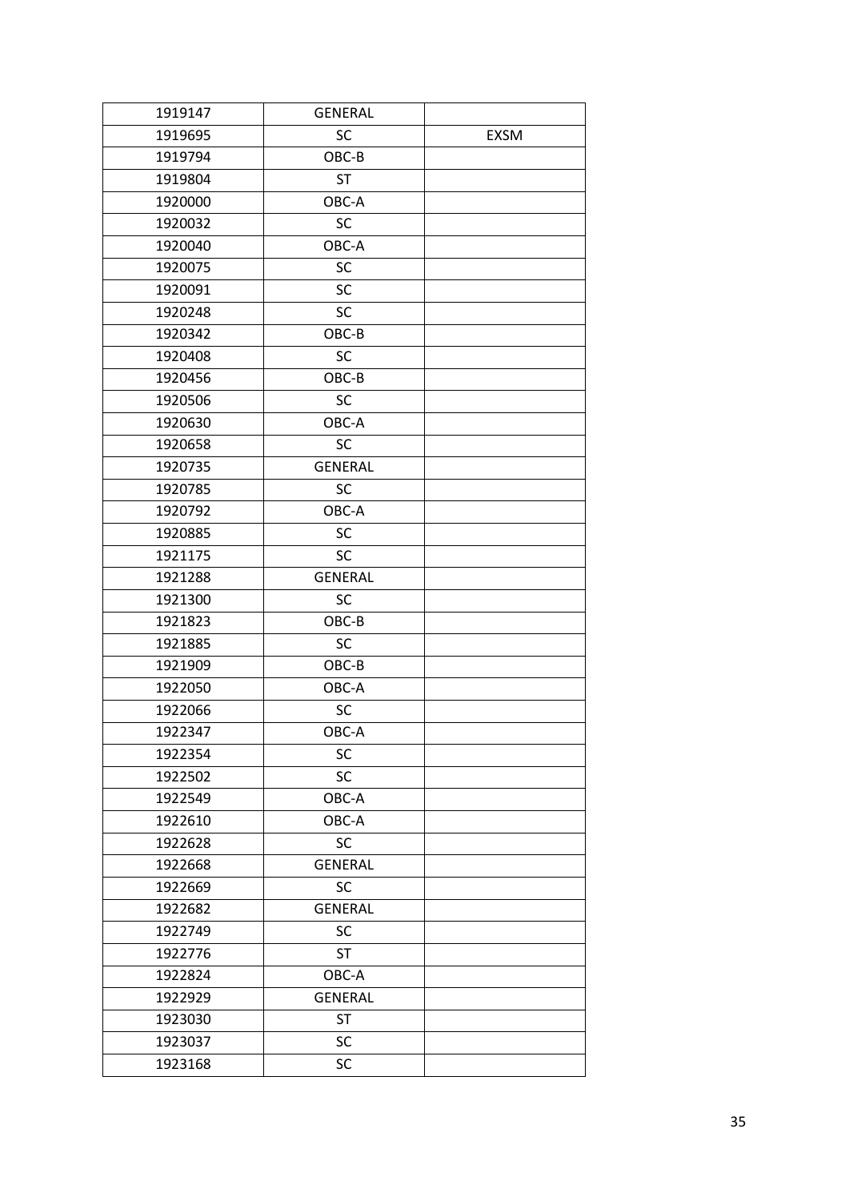| 1919147 | GENERAL | |
|---|---|---|
| 1919695 | SC | EXSM |
| 1919794 | OBC-B | |
| 1919804 | ST | |
| 1920000 | OBC-A | |
| 1920032 | SC | |
| 1920040 | OBC-A | |
| 1920075 | SC | |
| 1920091 | SC | |
| 1920248 | SC | |
| 1920342 | OBC-B | |
| 1920408 | SC | |
| 1920456 | OBC-B | |
| 1920506 | SC | |
| 1920630 | OBC-A | |
| 1920658 | SC | |
| 1920735 | GENERAL | |
| 1920785 | SC | |
| 1920792 | OBC-A | |
| 1920885 | SC | |
| 1921175 | SC | |
| 1921288 | GENERAL | |
| 1921300 | SC | |
| 1921823 | OBC-B | |
| 1921885 | SC | |
| 1921909 | OBC-B | |
| 1922050 | OBC-A | |
| 1922066 | SC | |
| 1922347 | OBC-A | |
| 1922354 | SC | |
| 1922502 | SC | |
| 1922549 | OBC-A | |
| 1922610 | OBC-A | |
| 1922628 | SC | |
| 1922668 | GENERAL | |
| 1922669 | SC | |
| 1922682 | GENERAL | |
| 1922749 | SC | |
| 1922776 | ST | |
| 1922824 | OBC-A | |
| 1922929 | GENERAL | |
| 1923030 | ST | |
| 1923037 | SC | |
| 1923168 | SC | |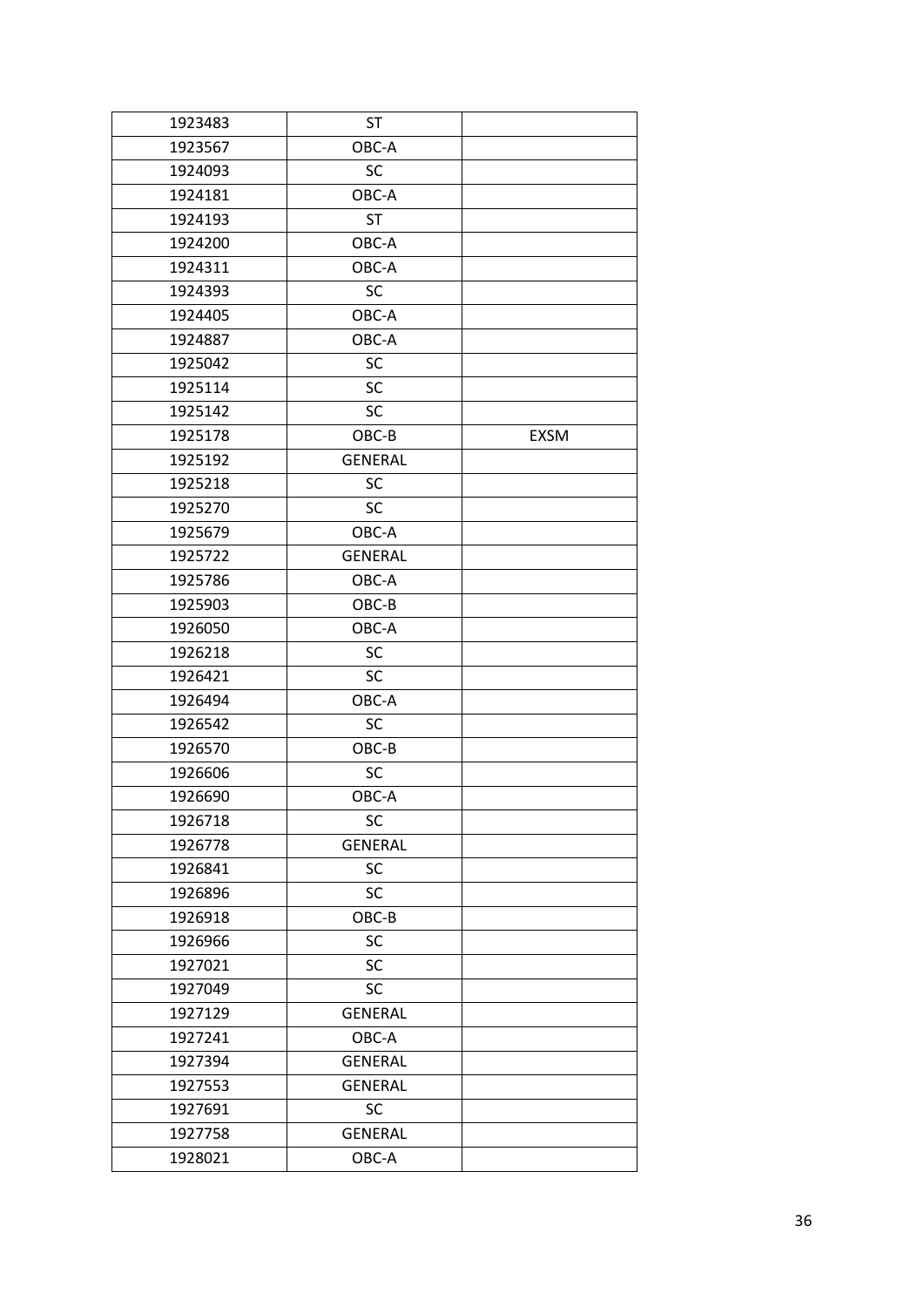| | | |
|---|---|---|
| 1923483 | ST | |
| 1923567 | OBC-A | |
| 1924093 | SC | |
| 1924181 | OBC-A | |
| 1924193 | ST | |
| 1924200 | OBC-A | |
| 1924311 | OBC-A | |
| 1924393 | SC | |
| 1924405 | OBC-A | |
| 1924887 | OBC-A | |
| 1925042 | SC | |
| 1925114 | SC | |
| 1925142 | SC | |
| 1925178 | OBC-B | EXSM |
| 1925192 | GENERAL | |
| 1925218 | SC | |
| 1925270 | SC | |
| 1925679 | OBC-A | |
| 1925722 | GENERAL | |
| 1925786 | OBC-A | |
| 1925903 | OBC-B | |
| 1926050 | OBC-A | |
| 1926218 | SC | |
| 1926421 | SC | |
| 1926494 | OBC-A | |
| 1926542 | SC | |
| 1926570 | OBC-B | |
| 1926606 | SC | |
| 1926690 | OBC-A | |
| 1926718 | SC | |
| 1926778 | GENERAL | |
| 1926841 | SC | |
| 1926896 | SC | |
| 1926918 | OBC-B | |
| 1926966 | SC | |
| 1927021 | SC | |
| 1927049 | SC | |
| 1927129 | GENERAL | |
| 1927241 | OBC-A | |
| 1927394 | GENERAL | |
| 1927553 | GENERAL | |
| 1927691 | SC | |
| 1927758 | GENERAL | |
| 1928021 | OBC-A | |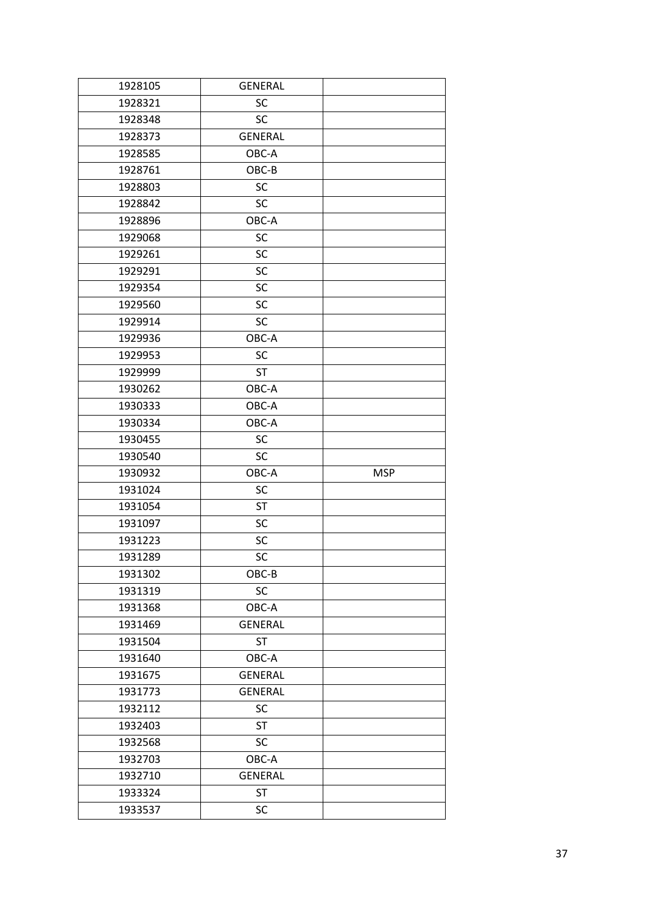| | | |
|---|---|---|
| 1928105 | GENERAL | |
| 1928321 | SC | |
| 1928348 | SC | |
| 1928373 | GENERAL | |
| 1928585 | OBC-A | |
| 1928761 | OBC-B | |
| 1928803 | SC | |
| 1928842 | SC | |
| 1928896 | OBC-A | |
| 1929068 | SC | |
| 1929261 | SC | |
| 1929291 | SC | |
| 1929354 | SC | |
| 1929560 | SC | |
| 1929914 | SC | |
| 1929936 | OBC-A | |
| 1929953 | SC | |
| 1929999 | ST | |
| 1930262 | OBC-A | |
| 1930333 | OBC-A | |
| 1930334 | OBC-A | |
| 1930455 | SC | |
| 1930540 | SC | |
| 1930932 | OBC-A | MSP |
| 1931024 | SC | |
| 1931054 | ST | |
| 1931097 | SC | |
| 1931223 | SC | |
| 1931289 | SC | |
| 1931302 | OBC-B | |
| 1931319 | SC | |
| 1931368 | OBC-A | |
| 1931469 | GENERAL | |
| 1931504 | ST | |
| 1931640 | OBC-A | |
| 1931675 | GENERAL | |
| 1931773 | GENERAL | |
| 1932112 | SC | |
| 1932403 | ST | |
| 1932568 | SC | |
| 1932703 | OBC-A | |
| 1932710 | GENERAL | |
| 1933324 | ST | |
| 1933537 | SC | |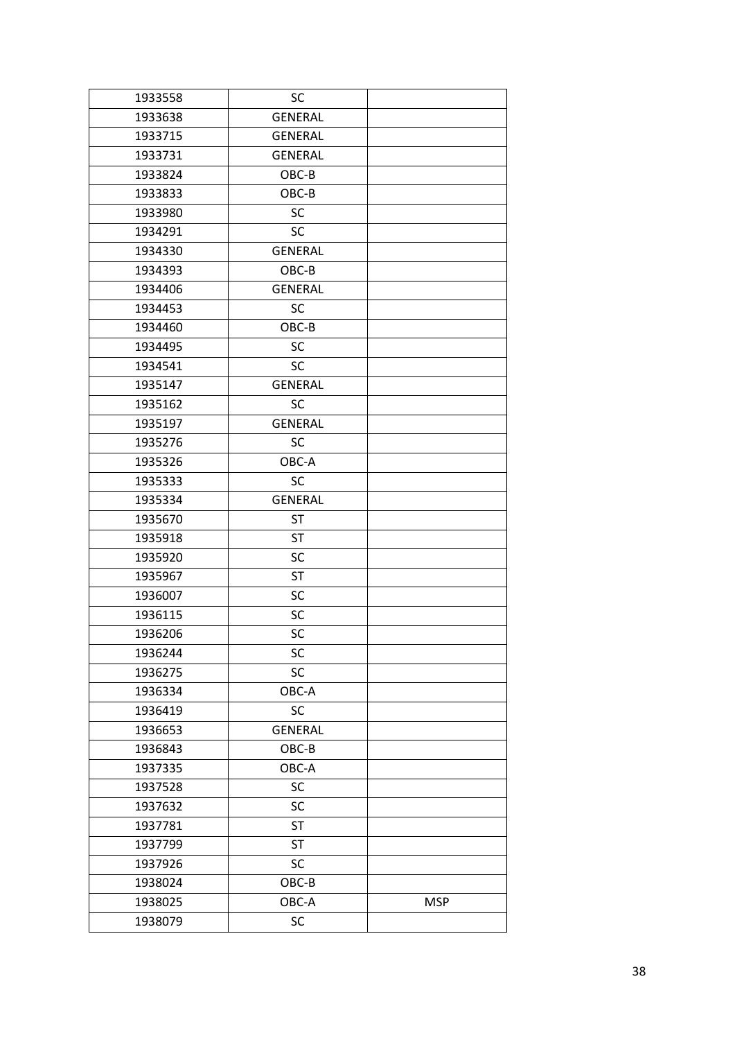| | | |
|---|---|---|
| 1933558 | SC | |
| 1933638 | GENERAL | |
| 1933715 | GENERAL | |
| 1933731 | GENERAL | |
| 1933824 | OBC-B | |
| 1933833 | OBC-B | |
| 1933980 | SC | |
| 1934291 | SC | |
| 1934330 | GENERAL | |
| 1934393 | OBC-B | |
| 1934406 | GENERAL | |
| 1934453 | SC | |
| 1934460 | OBC-B | |
| 1934495 | SC | |
| 1934541 | SC | |
| 1935147 | GENERAL | |
| 1935162 | SC | |
| 1935197 | GENERAL | |
| 1935276 | SC | |
| 1935326 | OBC-A | |
| 1935333 | SC | |
| 1935334 | GENERAL | |
| 1935670 | ST | |
| 1935918 | ST | |
| 1935920 | SC | |
| 1935967 | ST | |
| 1936007 | SC | |
| 1936115 | SC | |
| 1936206 | SC | |
| 1936244 | SC | |
| 1936275 | SC | |
| 1936334 | OBC-A | |
| 1936419 | SC | |
| 1936653 | GENERAL | |
| 1936843 | OBC-B | |
| 1937335 | OBC-A | |
| 1937528 | SC | |
| 1937632 | SC | |
| 1937781 | ST | |
| 1937799 | ST | |
| 1937926 | SC | |
| 1938024 | OBC-B | |
| 1938025 | OBC-A | MSP |
| 1938079 | SC | |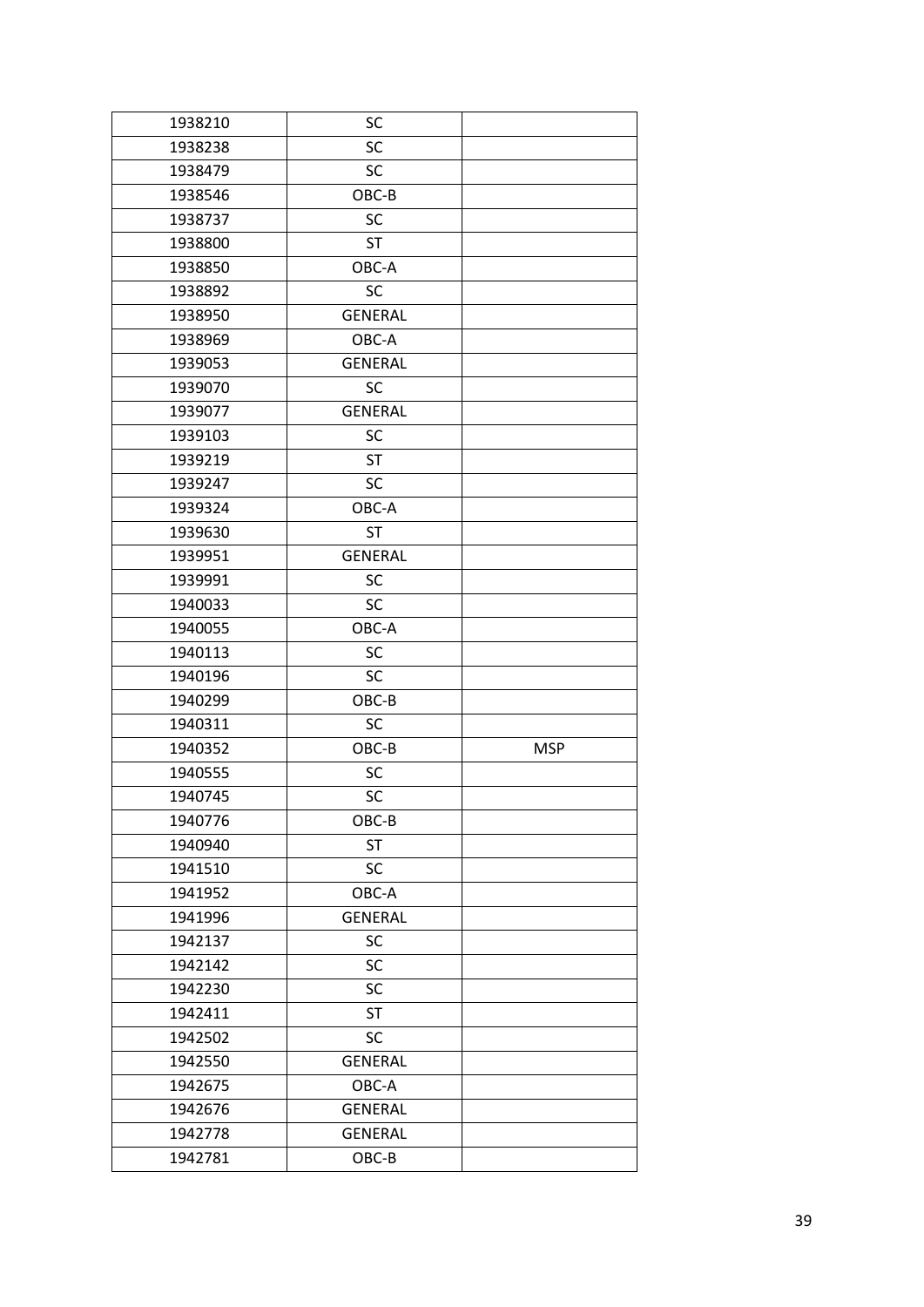| | | |
|---|---|---|
| 1938210 | SC | |
| 1938238 | SC | |
| 1938479 | SC | |
| 1938546 | OBC-B | |
| 1938737 | SC | |
| 1938800 | ST | |
| 1938850 | OBC-A | |
| 1938892 | SC | |
| 1938950 | GENERAL | |
| 1938969 | OBC-A | |
| 1939053 | GENERAL | |
| 1939070 | SC | |
| 1939077 | GENERAL | |
| 1939103 | SC | |
| 1939219 | ST | |
| 1939247 | SC | |
| 1939324 | OBC-A | |
| 1939630 | ST | |
| 1939951 | GENERAL | |
| 1939991 | SC | |
| 1940033 | SC | |
| 1940055 | OBC-A | |
| 1940113 | SC | |
| 1940196 | SC | |
| 1940299 | OBC-B | |
| 1940311 | SC | |
| 1940352 | OBC-B | MSP |
| 1940555 | SC | |
| 1940745 | SC | |
| 1940776 | OBC-B | |
| 1940940 | ST | |
| 1941510 | SC | |
| 1941952 | OBC-A | |
| 1941996 | GENERAL | |
| 1942137 | SC | |
| 1942142 | SC | |
| 1942230 | SC | |
| 1942411 | ST | |
| 1942502 | SC | |
| 1942550 | GENERAL | |
| 1942675 | OBC-A | |
| 1942676 | GENERAL | |
| 1942778 | GENERAL | |
| 1942781 | OBC-B | |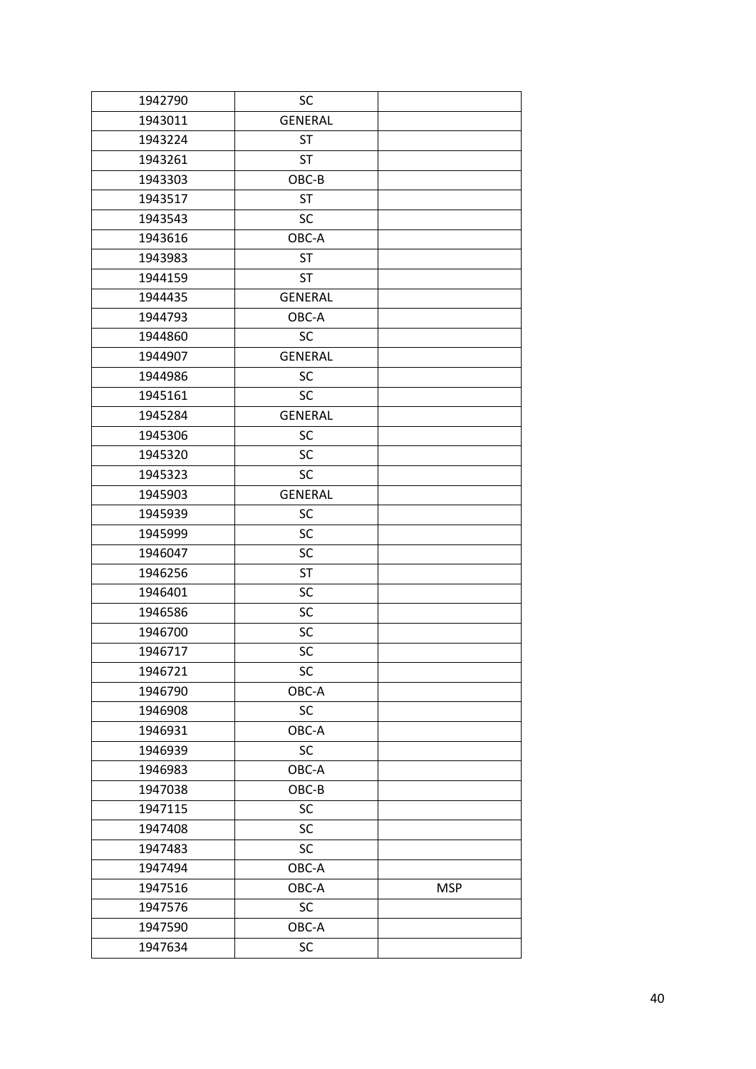| 1942790 | SC | |
|---|---|---|
| 1943011 | GENERAL | |
| 1943224 | ST | |
| 1943261 | ST | |
| 1943303 | OBC-B | |
| 1943517 | ST | |
| 1943543 | SC | |
| 1943616 | OBC-A | |
| 1943983 | ST | |
| 1944159 | ST | |
| 1944435 | GENERAL | |
| 1944793 | OBC-A | |
| 1944860 | SC | |
| 1944907 | GENERAL | |
| 1944986 | SC | |
| 1945161 | SC | |
| 1945284 | GENERAL | |
| 1945306 | SC | |
| 1945320 | SC | |
| 1945323 | SC | |
| 1945903 | GENERAL | |
| 1945939 | SC | |
| 1945999 | SC | |
| 1946047 | SC | |
| 1946256 | ST | |
| 1946401 | SC | |
| 1946586 | SC | |
| 1946700 | SC | |
| 1946717 | SC | |
| 1946721 | SC | |
| 1946790 | OBC-A | |
| 1946908 | SC | |
| 1946931 | OBC-A | |
| 1946939 | SC | |
| 1946983 | OBC-A | |
| 1947038 | OBC-B | |
| 1947115 | SC | |
| 1947408 | SC | |
| 1947483 | SC | |
| 1947494 | OBC-A | |
| 1947516 | OBC-A | MSP |
| 1947576 | SC | |
| 1947590 | OBC-A | |
| 1947634 | SC | |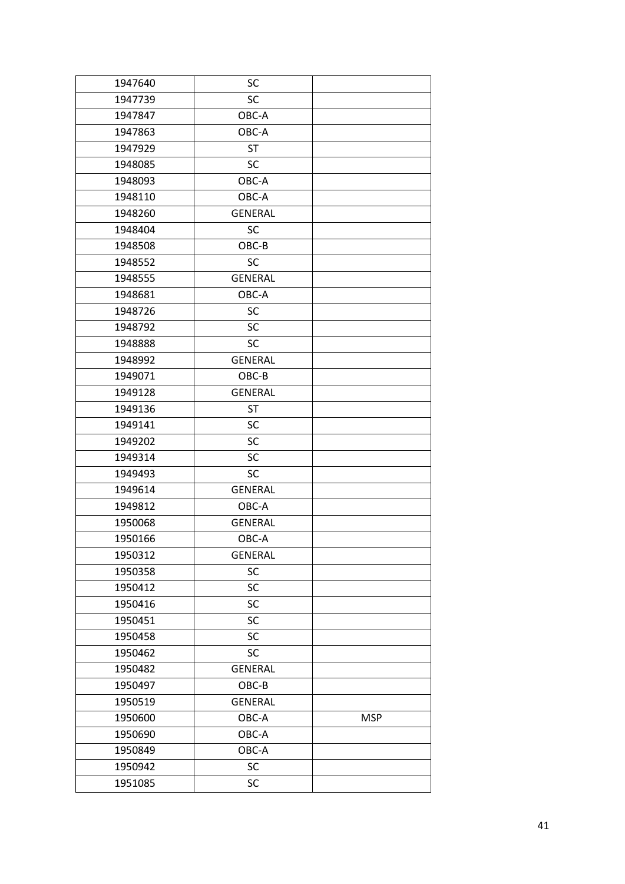| 1947640 | SC | |
|---|---|---|
| 1947739 | SC | |
| 1947847 | OBC-A | |
| 1947863 | OBC-A | |
| 1947929 | ST | |
| 1948085 | SC | |
| 1948093 | OBC-A | |
| 1948110 | OBC-A | |
| 1948260 | GENERAL | |
| 1948404 | SC | |
| 1948508 | OBC-B | |
| 1948552 | SC | |
| 1948555 | GENERAL | |
| 1948681 | OBC-A | |
| 1948726 | SC | |
| 1948792 | SC | |
| 1948888 | SC | |
| 1948992 | GENERAL | |
| 1949071 | OBC-B | |
| 1949128 | GENERAL | |
| 1949136 | ST | |
| 1949141 | SC | |
| 1949202 | SC | |
| 1949314 | SC | |
| 1949493 | SC | |
| 1949614 | GENERAL | |
| 1949812 | OBC-A | |
| 1950068 | GENERAL | |
| 1950166 | OBC-A | |
| 1950312 | GENERAL | |
| 1950358 | SC | |
| 1950412 | SC | |
| 1950416 | SC | |
| 1950451 | SC | |
| 1950458 | SC | |
| 1950462 | SC | |
| 1950482 | GENERAL | |
| 1950497 | OBC-B | |
| 1950519 | GENERAL | |
| 1950600 | OBC-A | MSP |
| 1950690 | OBC-A | |
| 1950849 | OBC-A | |
| 1950942 | SC | |
| 1951085 | SC | |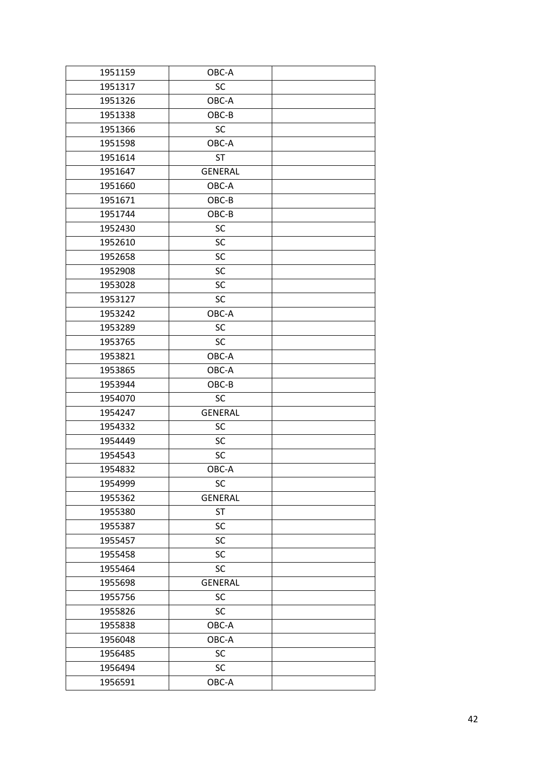| 1951159 | OBC-A | |
|---|---|---|
| 1951317 | SC | |
| 1951326 | OBC-A | |
| 1951338 | OBC-B | |
| 1951366 | SC | |
| 1951598 | OBC-A | |
| 1951614 | ST | |
| 1951647 | GENERAL | |
| 1951660 | OBC-A | |
| 1951671 | OBC-B | |
| 1951744 | OBC-B | |
| 1952430 | SC | |
| 1952610 | SC | |
| 1952658 | SC | |
| 1952908 | SC | |
| 1953028 | SC | |
| 1953127 | SC | |
| 1953242 | OBC-A | |
| 1953289 | SC | |
| 1953765 | SC | |
| 1953821 | OBC-A | |
| 1953865 | OBC-A | |
| 1953944 | OBC-B | |
| 1954070 | SC | |
| 1954247 | GENERAL | |
| 1954332 | SC | |
| 1954449 | SC | |
| 1954543 | SC | |
| 1954832 | OBC-A | |
| 1954999 | SC | |
| 1955362 | GENERAL | |
| 1955380 | ST | |
| 1955387 | SC | |
| 1955457 | SC | |
| 1955458 | SC | |
| 1955464 | SC | |
| 1955698 | GENERAL | |
| 1955756 | SC | |
| 1955826 | SC | |
| 1955838 | OBC-A | |
| 1956048 | OBC-A | |
| 1956485 | SC | |
| 1956494 | SC | |
| 1956591 | OBC-A | |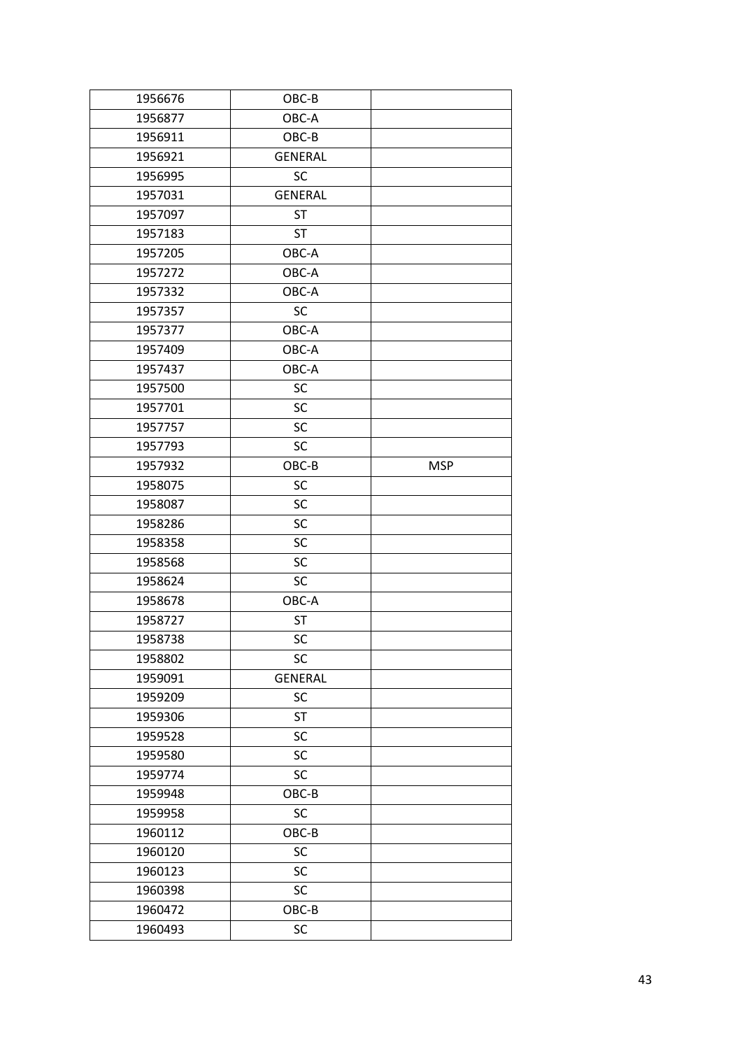| 1956676 | OBC-B | |
|---|---|---|
| 1956877 | OBC-A | |
| 1956911 | OBC-B | |
| 1956921 | GENERAL | |
| 1956995 | SC | |
| 1957031 | GENERAL | |
| 1957097 | ST | |
| 1957183 | ST | |
| 1957205 | OBC-A | |
| 1957272 | OBC-A | |
| 1957332 | OBC-A | |
| 1957357 | SC | |
| 1957377 | OBC-A | |
| 1957409 | OBC-A | |
| 1957437 | OBC-A | |
| 1957500 | SC | |
| 1957701 | SC | |
| 1957757 | SC | |
| 1957793 | SC | |
| 1957932 | OBC-B | MSP |
| 1958075 | SC | |
| 1958087 | SC | |
| 1958286 | SC | |
| 1958358 | SC | |
| 1958568 | SC | |
| 1958624 | SC | |
| 1958678 | OBC-A | |
| 1958727 | ST | |
| 1958738 | SC | |
| 1958802 | SC | |
| 1959091 | GENERAL | |
| 1959209 | SC | |
| 1959306 | ST | |
| 1959528 | SC | |
| 1959580 | SC | |
| 1959774 | SC | |
| 1959948 | OBC-B | |
| 1959958 | SC | |
| 1960112 | OBC-B | |
| 1960120 | SC | |
| 1960123 | SC | |
| 1960398 | SC | |
| 1960472 | OBC-B | |
| 1960493 | SC | |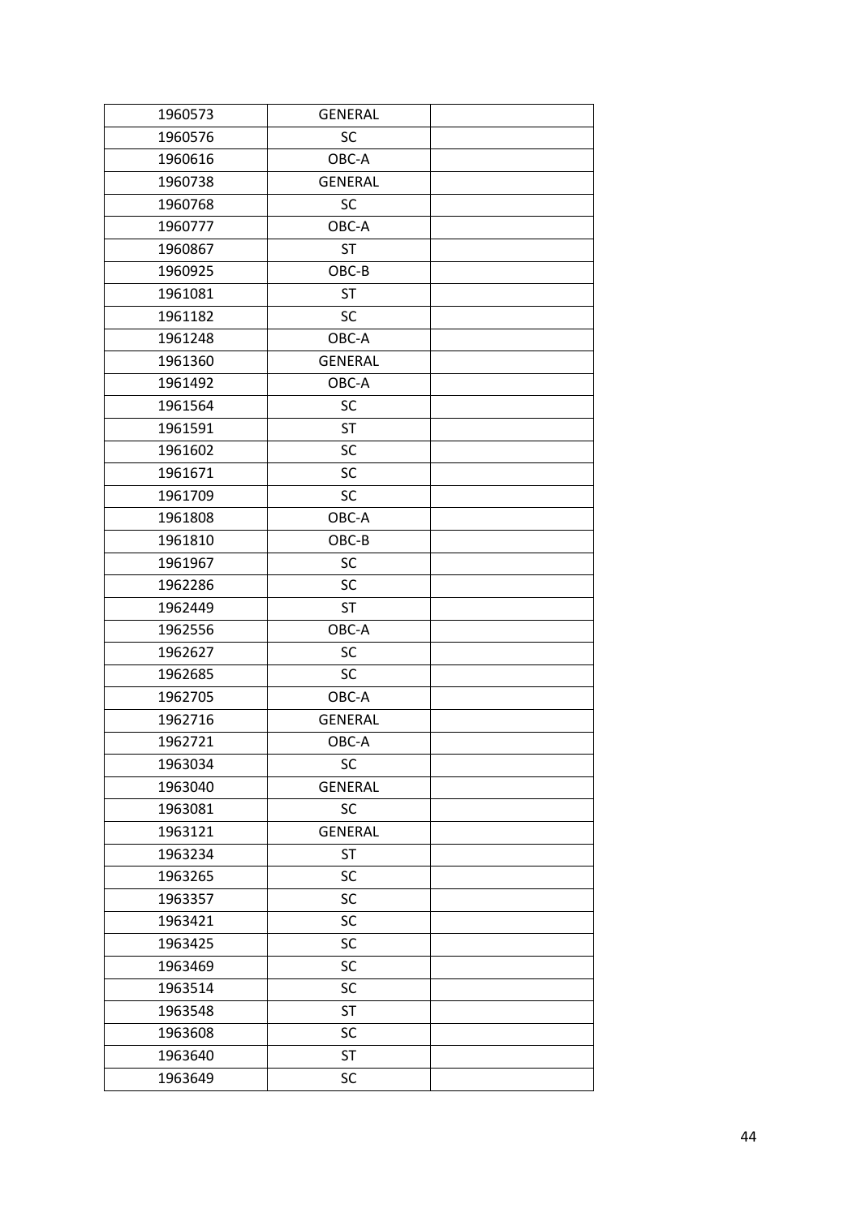| 1960573 | GENERAL | |
|---|---|---|
| 1960576 | SC | |
| 1960616 | OBC-A | |
| 1960738 | GENERAL | |
| 1960768 | SC | |
| 1960777 | OBC-A | |
| 1960867 | ST | |
| 1960925 | OBC-B | |
| 1961081 | ST | |
| 1961182 | SC | |
| 1961248 | OBC-A | |
| 1961360 | GENERAL | |
| 1961492 | OBC-A | |
| 1961564 | SC | |
| 1961591 | ST | |
| 1961602 | SC | |
| 1961671 | SC | |
| 1961709 | SC | |
| 1961808 | OBC-A | |
| 1961810 | OBC-B | |
| 1961967 | SC | |
| 1962286 | SC | |
| 1962449 | ST | |
| 1962556 | OBC-A | |
| 1962627 | SC | |
| 1962685 | SC | |
| 1962705 | OBC-A | |
| 1962716 | GENERAL | |
| 1962721 | OBC-A | |
| 1963034 | SC | |
| 1963040 | GENERAL | |
| 1963081 | SC | |
| 1963121 | GENERAL | |
| 1963234 | ST | |
| 1963265 | SC | |
| 1963357 | SC | |
| 1963421 | SC | |
| 1963425 | SC | |
| 1963469 | SC | |
| 1963514 | SC | |
| 1963548 | ST | |
| 1963608 | SC | |
| 1963640 | ST | |
| 1963649 | SC | |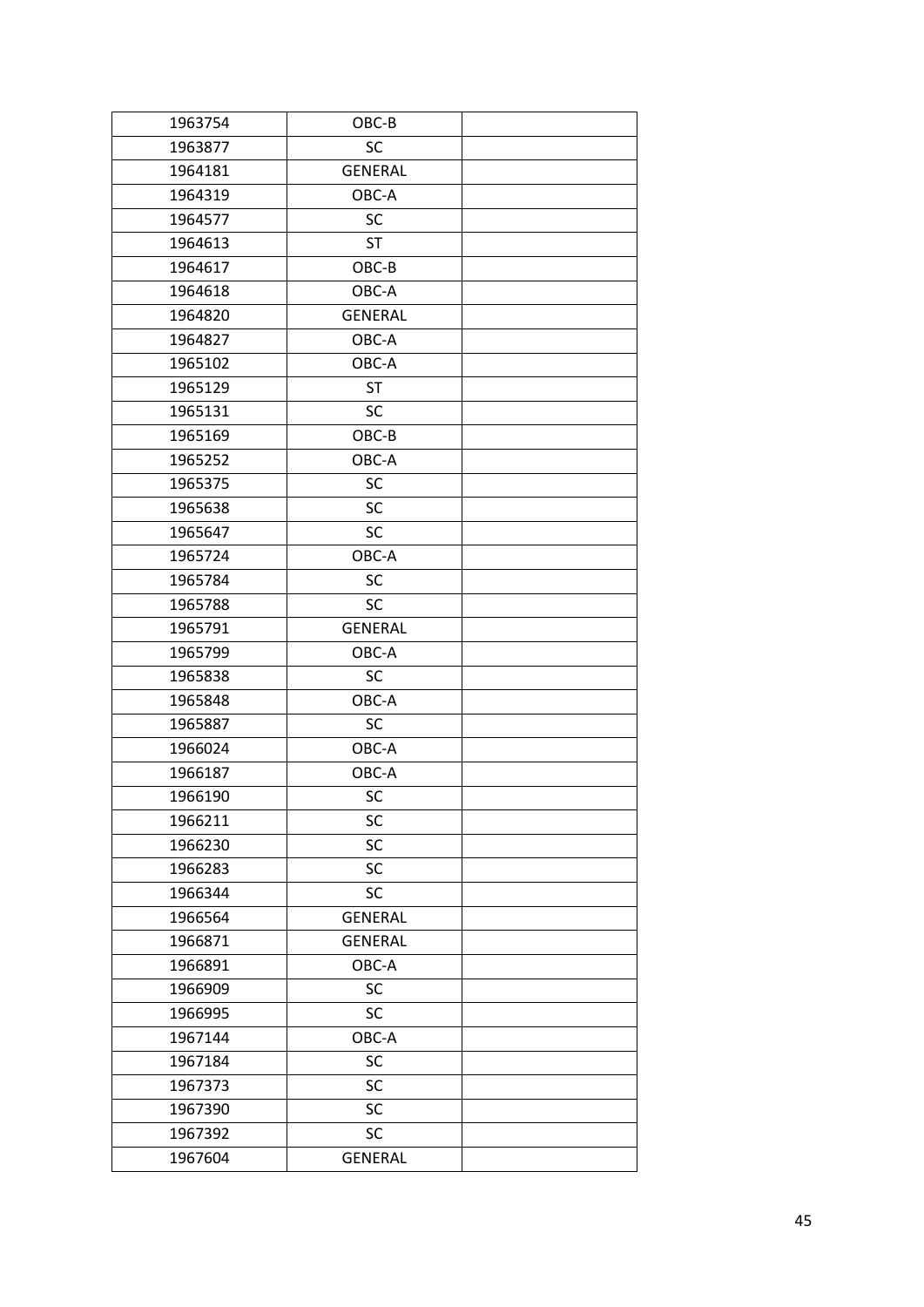| 1963754 | OBC-B | |
|---|---|---|
| 1963877 | SC | |
| 1964181 | GENERAL | |
| 1964319 | OBC-A | |
| 1964577 | SC | |
| 1964613 | ST | |
| 1964617 | OBC-B | |
| 1964618 | OBC-A | |
| 1964820 | GENERAL | |
| 1964827 | OBC-A | |
| 1965102 | OBC-A | |
| 1965129 | ST | |
| 1965131 | SC | |
| 1965169 | OBC-B | |
| 1965252 | OBC-A | |
| 1965375 | SC | |
| 1965638 | SC | |
| 1965647 | SC | |
| 1965724 | OBC-A | |
| 1965784 | SC | |
| 1965788 | SC | |
| 1965791 | GENERAL | |
| 1965799 | OBC-A | |
| 1965838 | SC | |
| 1965848 | OBC-A | |
| 1965887 | SC | |
| 1966024 | OBC-A | |
| 1966187 | OBC-A | |
| 1966190 | SC | |
| 1966211 | SC | |
| 1966230 | SC | |
| 1966283 | SC | |
| 1966344 | SC | |
| 1966564 | GENERAL | |
| 1966871 | GENERAL | |
| 1966891 | OBC-A | |
| 1966909 | SC | |
| 1966995 | SC | |
| 1967144 | OBC-A | |
| 1967184 | SC | |
| 1967373 | SC | |
| 1967390 | SC | |
| 1967392 | SC | |
| 1967604 | GENERAL | |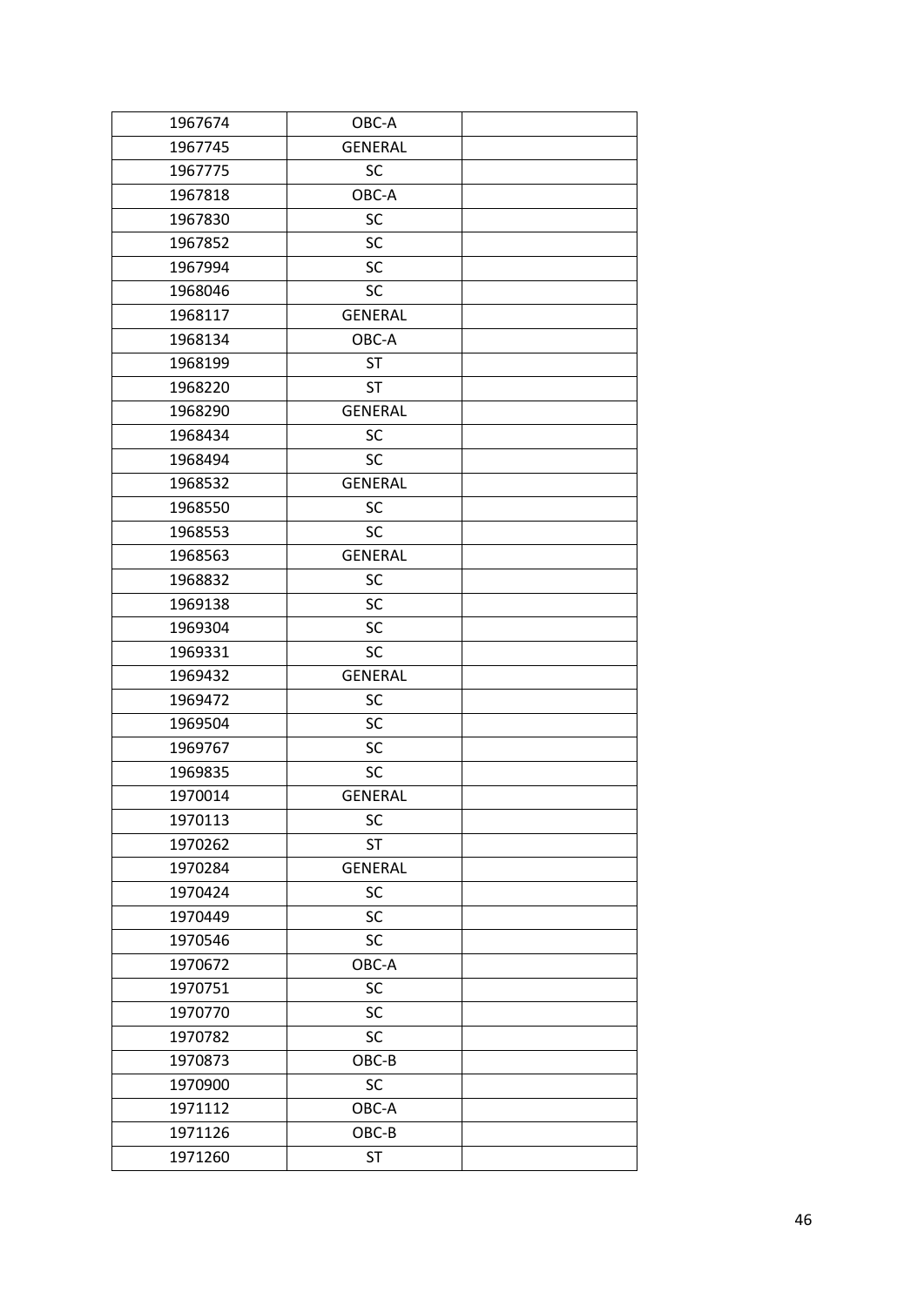| | | |
|---|---|---|
| 1967674 | OBC-A | |
| 1967745 | GENERAL | |
| 1967775 | SC | |
| 1967818 | OBC-A | |
| 1967830 | SC | |
| 1967852 | SC | |
| 1967994 | SC | |
| 1968046 | SC | |
| 1968117 | GENERAL | |
| 1968134 | OBC-A | |
| 1968199 | ST | |
| 1968220 | ST | |
| 1968290 | GENERAL | |
| 1968434 | SC | |
| 1968494 | SC | |
| 1968532 | GENERAL | |
| 1968550 | SC | |
| 1968553 | SC | |
| 1968563 | GENERAL | |
| 1968832 | SC | |
| 1969138 | SC | |
| 1969304 | SC | |
| 1969331 | SC | |
| 1969432 | GENERAL | |
| 1969472 | SC | |
| 1969504 | SC | |
| 1969767 | SC | |
| 1969835 | SC | |
| 1970014 | GENERAL | |
| 1970113 | SC | |
| 1970262 | ST | |
| 1970284 | GENERAL | |
| 1970424 | SC | |
| 1970449 | SC | |
| 1970546 | SC | |
| 1970672 | OBC-A | |
| 1970751 | SC | |
| 1970770 | SC | |
| 1970782 | SC | |
| 1970873 | OBC-B | |
| 1970900 | SC | |
| 1971112 | OBC-A | |
| 1971126 | OBC-B | |
| 1971260 | ST | |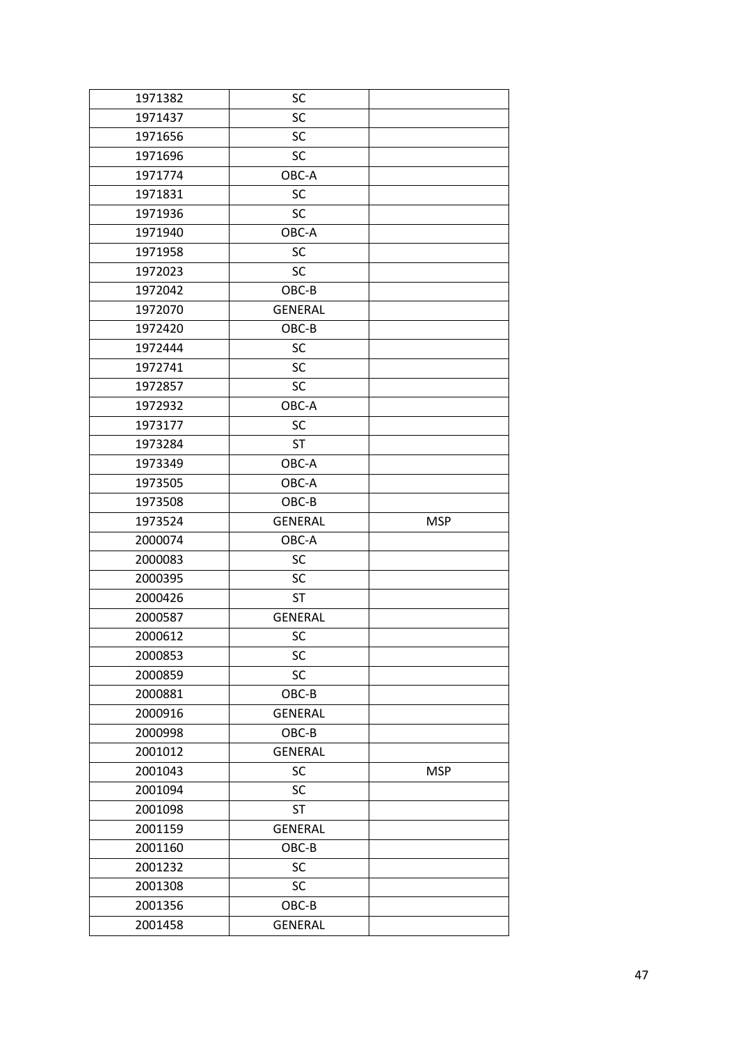| | | |
|---|---|---|
| 1971382 | SC | |
| 1971437 | SC | |
| 1971656 | SC | |
| 1971696 | SC | |
| 1971774 | OBC-A | |
| 1971831 | SC | |
| 1971936 | SC | |
| 1971940 | OBC-A | |
| 1971958 | SC | |
| 1972023 | SC | |
| 1972042 | OBC-B | |
| 1972070 | GENERAL | |
| 1972420 | OBC-B | |
| 1972444 | SC | |
| 1972741 | SC | |
| 1972857 | SC | |
| 1972932 | OBC-A | |
| 1973177 | SC | |
| 1973284 | ST | |
| 1973349 | OBC-A | |
| 1973505 | OBC-A | |
| 1973508 | OBC-B | |
| 1973524 | GENERAL | MSP |
| 2000074 | OBC-A | |
| 2000083 | SC | |
| 2000395 | SC | |
| 2000426 | ST | |
| 2000587 | GENERAL | |
| 2000612 | SC | |
| 2000853 | SC | |
| 2000859 | SC | |
| 2000881 | OBC-B | |
| 2000916 | GENERAL | |
| 2000998 | OBC-B | |
| 2001012 | GENERAL | |
| 2001043 | SC | MSP |
| 2001094 | SC | |
| 2001098 | ST | |
| 2001159 | GENERAL | |
| 2001160 | OBC-B | |
| 2001232 | SC | |
| 2001308 | SC | |
| 2001356 | OBC-B | |
| 2001458 | GENERAL | |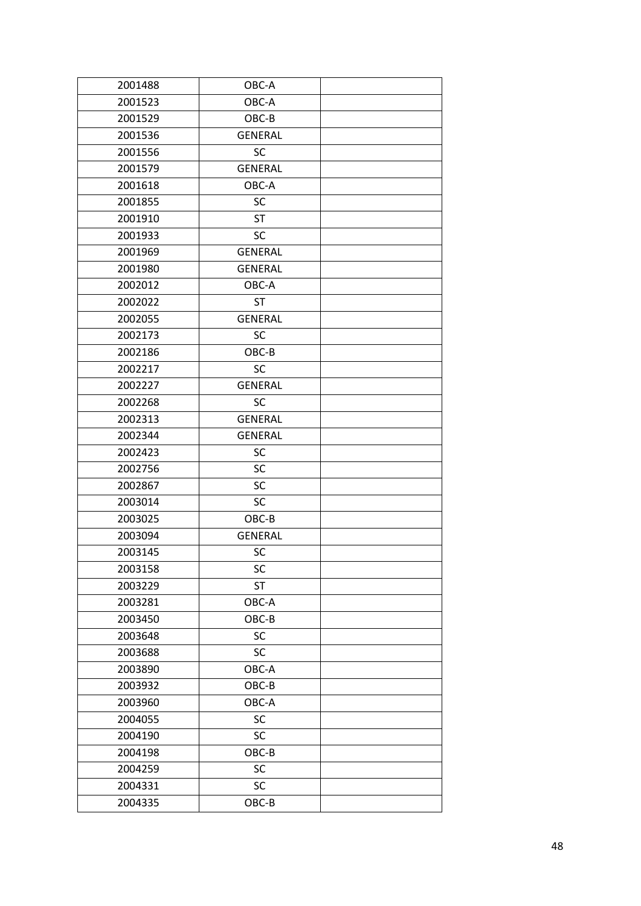| | | |
|---|---|---|
| 2001488 | OBC-A | |
| 2001523 | OBC-A | |
| 2001529 | OBC-B | |
| 2001536 | GENERAL | |
| 2001556 | SC | |
| 2001579 | GENERAL | |
| 2001618 | OBC-A | |
| 2001855 | SC | |
| 2001910 | ST | |
| 2001933 | SC | |
| 2001969 | GENERAL | |
| 2001980 | GENERAL | |
| 2002012 | OBC-A | |
| 2002022 | ST | |
| 2002055 | GENERAL | |
| 2002173 | SC | |
| 2002186 | OBC-B | |
| 2002217 | SC | |
| 2002227 | GENERAL | |
| 2002268 | SC | |
| 2002313 | GENERAL | |
| 2002344 | GENERAL | |
| 2002423 | SC | |
| 2002756 | SC | |
| 2002867 | SC | |
| 2003014 | SC | |
| 2003025 | OBC-B | |
| 2003094 | GENERAL | |
| 2003145 | SC | |
| 2003158 | SC | |
| 2003229 | ST | |
| 2003281 | OBC-A | |
| 2003450 | OBC-B | |
| 2003648 | SC | |
| 2003688 | SC | |
| 2003890 | OBC-A | |
| 2003932 | OBC-B | |
| 2003960 | OBC-A | |
| 2004055 | SC | |
| 2004190 | SC | |
| 2004198 | OBC-B | |
| 2004259 | SC | |
| 2004331 | SC | |
| 2004335 | OBC-B | |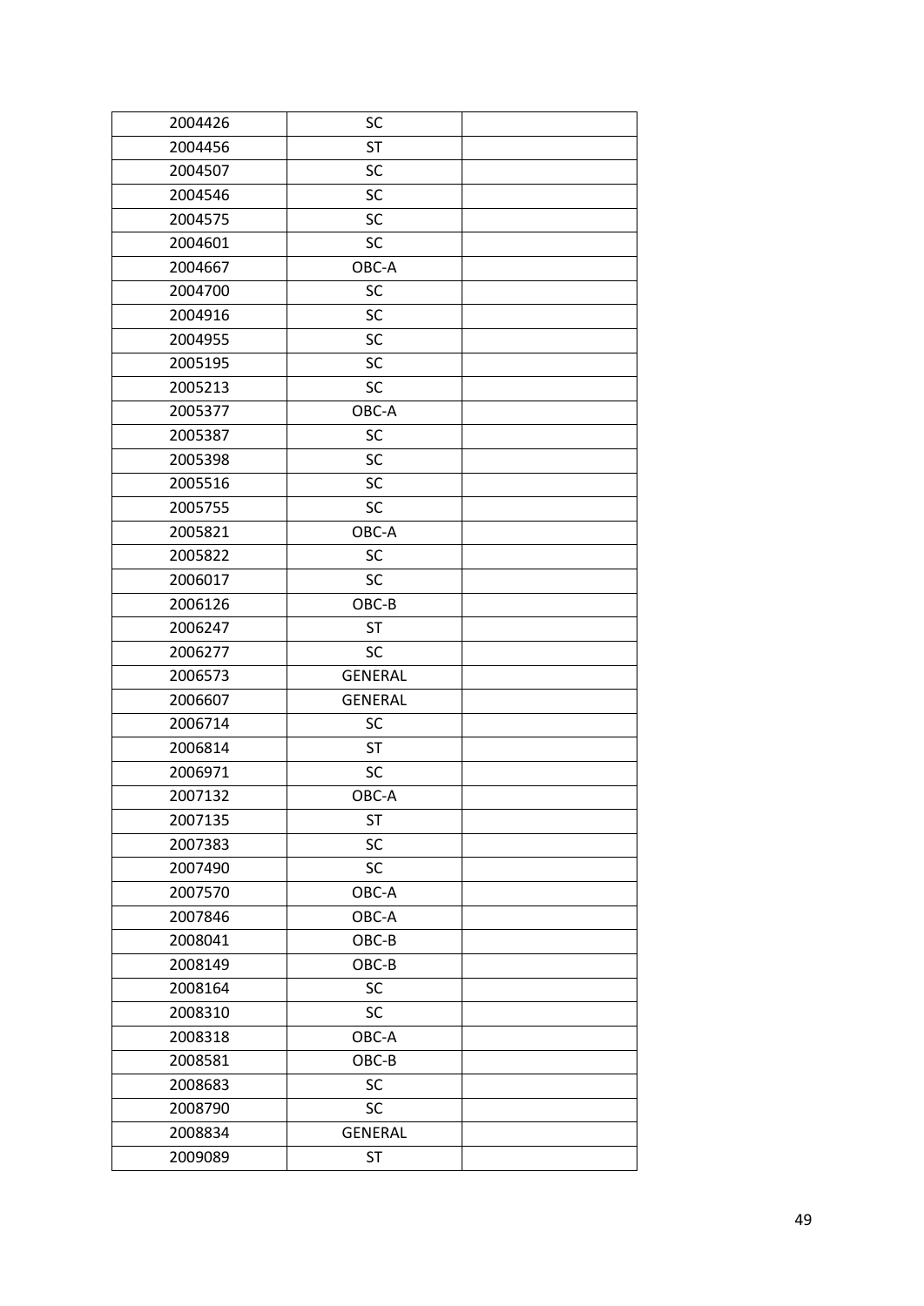| 2004426 | SC | |
|---|---|---|
| 2004456 | ST | |
| 2004507 | SC | |
| 2004546 | SC | |
| 2004575 | SC | |
| 2004601 | SC | |
| 2004667 | OBC-A | |
| 2004700 | SC | |
| 2004916 | SC | |
| 2004955 | SC | |
| 2005195 | SC | |
| 2005213 | SC | |
| 2005377 | OBC-A | |
| 2005387 | SC | |
| 2005398 | SC | |
| 2005516 | SC | |
| 2005755 | SC | |
| 2005821 | OBC-A | |
| 2005822 | SC | |
| 2006017 | SC | |
| 2006126 | OBC-B | |
| 2006247 | ST | |
| 2006277 | SC | |
| 2006573 | GENERAL | |
| 2006607 | GENERAL | |
| 2006714 | SC | |
| 2006814 | ST | |
| 2006971 | SC | |
| 2007132 | OBC-A | |
| 2007135 | ST | |
| 2007383 | SC | |
| 2007490 | SC | |
| 2007570 | OBC-A | |
| 2007846 | OBC-A | |
| 2008041 | OBC-B | |
| 2008149 | OBC-B | |
| 2008164 | SC | |
| 2008310 | SC | |
| 2008318 | OBC-A | |
| 2008581 | OBC-B | |
| 2008683 | SC | |
| 2008790 | SC | |
| 2008834 | GENERAL | |
| 2009089 | ST | |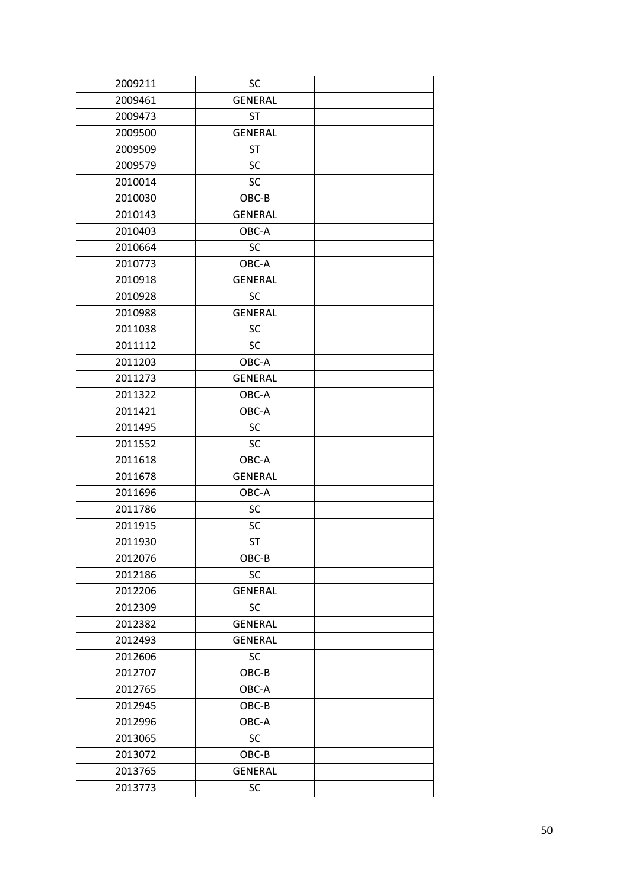| 2009211 | SC | |
|---|---|---|
| 2009461 | GENERAL | |
| 2009473 | ST | |
| 2009500 | GENERAL | |
| 2009509 | ST | |
| 2009579 | SC | |
| 2010014 | SC | |
| 2010030 | OBC-B | |
| 2010143 | GENERAL | |
| 2010403 | OBC-A | |
| 2010664 | SC | |
| 2010773 | OBC-A | |
| 2010918 | GENERAL | |
| 2010928 | SC | |
| 2010988 | GENERAL | |
| 2011038 | SC | |
| 2011112 | SC | |
| 2011203 | OBC-A | |
| 2011273 | GENERAL | |
| 2011322 | OBC-A | |
| 2011421 | OBC-A | |
| 2011495 | SC | |
| 2011552 | SC | |
| 2011618 | OBC-A | |
| 2011678 | GENERAL | |
| 2011696 | OBC-A | |
| 2011786 | SC | |
| 2011915 | SC | |
| 2011930 | ST | |
| 2012076 | OBC-B | |
| 2012186 | SC | |
| 2012206 | GENERAL | |
| 2012309 | SC | |
| 2012382 | GENERAL | |
| 2012493 | GENERAL | |
| 2012606 | SC | |
| 2012707 | OBC-B | |
| 2012765 | OBC-A | |
| 2012945 | OBC-B | |
| 2012996 | OBC-A | |
| 2013065 | SC | |
| 2013072 | OBC-B | |
| 2013765 | GENERAL | |
| 2013773 | SC | |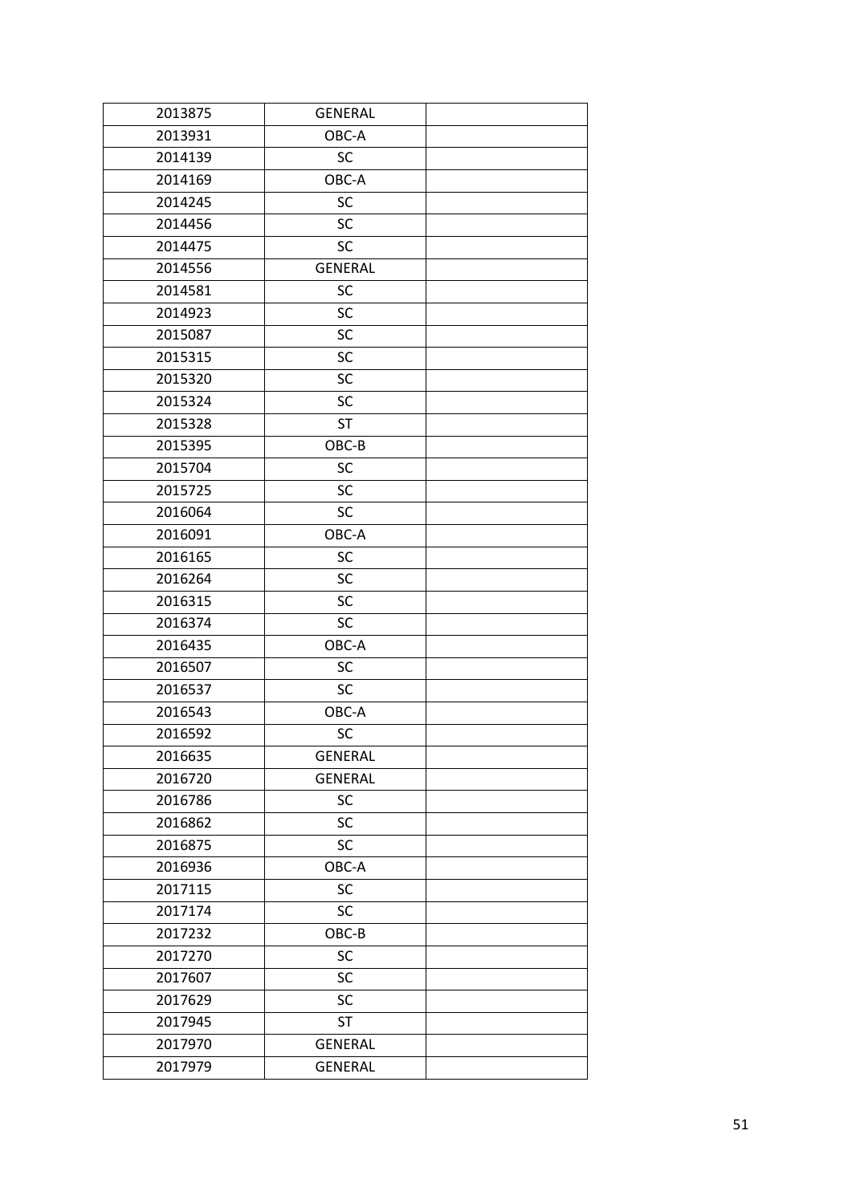| 2013875 | GENERAL | |
|---|---|---|
| 2013931 | OBC-A | |
| 2014139 | SC | |
| 2014169 | OBC-A | |
| 2014245 | SC | |
| 2014456 | SC | |
| 2014475 | SC | |
| 2014556 | GENERAL | |
| 2014581 | SC | |
| 2014923 | SC | |
| 2015087 | SC | |
| 2015315 | SC | |
| 2015320 | SC | |
| 2015324 | SC | |
| 2015328 | ST | |
| 2015395 | OBC-B | |
| 2015704 | SC | |
| 2015725 | SC | |
| 2016064 | SC | |
| 2016091 | OBC-A | |
| 2016165 | SC | |
| 2016264 | SC | |
| 2016315 | SC | |
| 2016374 | SC | |
| 2016435 | OBC-A | |
| 2016507 | SC | |
| 2016537 | SC | |
| 2016543 | OBC-A | |
| 2016592 | SC | |
| 2016635 | GENERAL | |
| 2016720 | GENERAL | |
| 2016786 | SC | |
| 2016862 | SC | |
| 2016875 | SC | |
| 2016936 | OBC-A | |
| 2017115 | SC | |
| 2017174 | SC | |
| 2017232 | OBC-B | |
| 2017270 | SC | |
| 2017607 | SC | |
| 2017629 | SC | |
| 2017945 | ST | |
| 2017970 | GENERAL | |
| 2017979 | GENERAL | |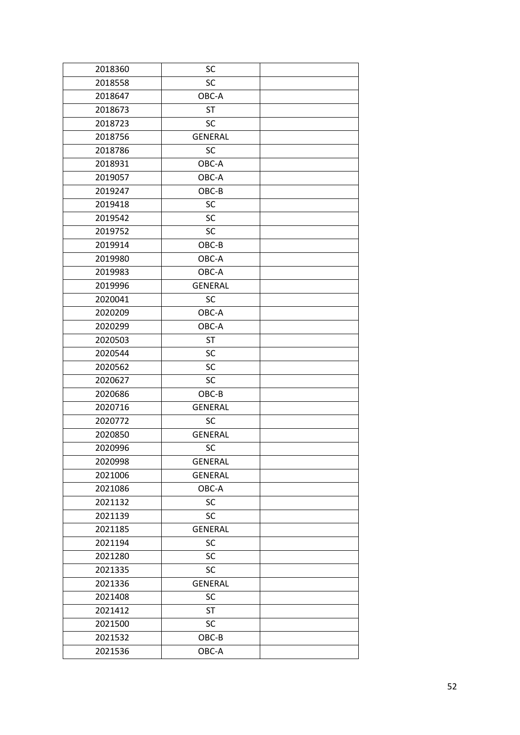| 2018360 | SC | |
|---|---|---|
| 2018558 | SC | |
| 2018647 | OBC-A | |
| 2018673 | ST | |
| 2018723 | SC | |
| 2018756 | GENERAL | |
| 2018786 | SC | |
| 2018931 | OBC-A | |
| 2019057 | OBC-A | |
| 2019247 | OBC-B | |
| 2019418 | SC | |
| 2019542 | SC | |
| 2019752 | SC | |
| 2019914 | OBC-B | |
| 2019980 | OBC-A | |
| 2019983 | OBC-A | |
| 2019996 | GENERAL | |
| 2020041 | SC | |
| 2020209 | OBC-A | |
| 2020299 | OBC-A | |
| 2020503 | ST | |
| 2020544 | SC | |
| 2020562 | SC | |
| 2020627 | SC | |
| 2020686 | OBC-B | |
| 2020716 | GENERAL | |
| 2020772 | SC | |
| 2020850 | GENERAL | |
| 2020996 | SC | |
| 2020998 | GENERAL | |
| 2021006 | GENERAL | |
| 2021086 | OBC-A | |
| 2021132 | SC | |
| 2021139 | SC | |
| 2021185 | GENERAL | |
| 2021194 | SC | |
| 2021280 | SC | |
| 2021335 | SC | |
| 2021336 | GENERAL | |
| 2021408 | SC | |
| 2021412 | ST | |
| 2021500 | SC | |
| 2021532 | OBC-B | |
| 2021536 | OBC-A | |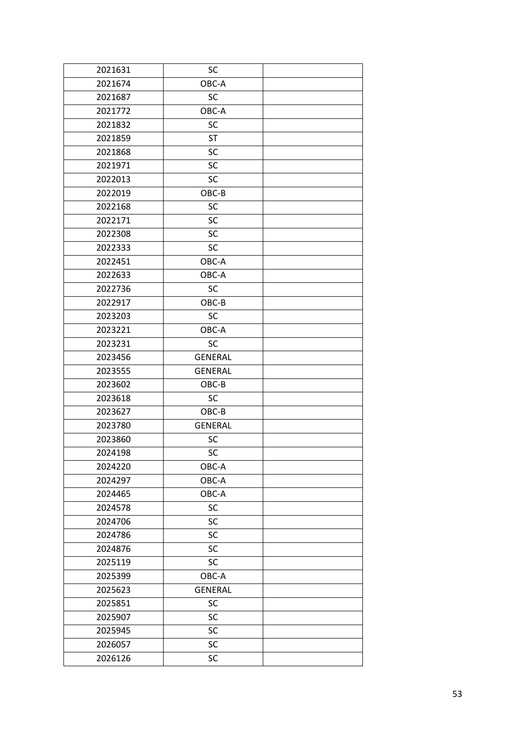| | | |
|---|---|---|
| 2021631 | SC | |
| 2021674 | OBC-A | |
| 2021687 | SC | |
| 2021772 | OBC-A | |
| 2021832 | SC | |
| 2021859 | ST | |
| 2021868 | SC | |
| 2021971 | SC | |
| 2022013 | SC | |
| 2022019 | OBC-B | |
| 2022168 | SC | |
| 2022171 | SC | |
| 2022308 | SC | |
| 2022333 | SC | |
| 2022451 | OBC-A | |
| 2022633 | OBC-A | |
| 2022736 | SC | |
| 2022917 | OBC-B | |
| 2023203 | SC | |
| 2023221 | OBC-A | |
| 2023231 | SC | |
| 2023456 | GENERAL | |
| 2023555 | GENERAL | |
| 2023602 | OBC-B | |
| 2023618 | SC | |
| 2023627 | OBC-B | |
| 2023780 | GENERAL | |
| 2023860 | SC | |
| 2024198 | SC | |
| 2024220 | OBC-A | |
| 2024297 | OBC-A | |
| 2024465 | OBC-A | |
| 2024578 | SC | |
| 2024706 | SC | |
| 2024786 | SC | |
| 2024876 | SC | |
| 2025119 | SC | |
| 2025399 | OBC-A | |
| 2025623 | GENERAL | |
| 2025851 | SC | |
| 2025907 | SC | |
| 2025945 | SC | |
| 2026057 | SC | |
| 2026126 | SC | |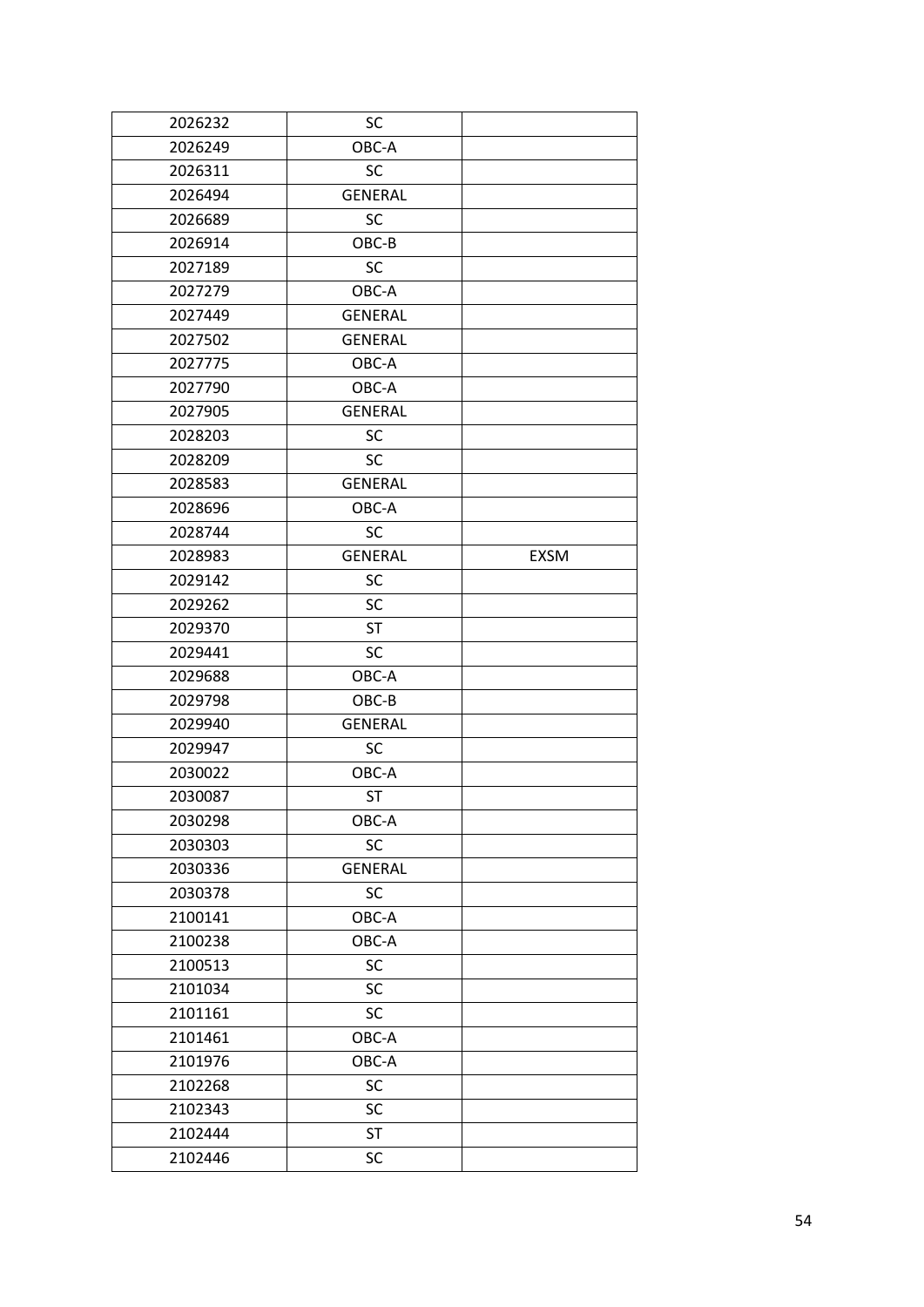| | | |
|---|---|---|
| 2026232 | SC | |
| 2026249 | OBC-A | |
| 2026311 | SC | |
| 2026494 | GENERAL | |
| 2026689 | SC | |
| 2026914 | OBC-B | |
| 2027189 | SC | |
| 2027279 | OBC-A | |
| 2027449 | GENERAL | |
| 2027502 | GENERAL | |
| 2027775 | OBC-A | |
| 2027790 | OBC-A | |
| 2027905 | GENERAL | |
| 2028203 | SC | |
| 2028209 | SC | |
| 2028583 | GENERAL | |
| 2028696 | OBC-A | |
| 2028744 | SC | |
| 2028983 | GENERAL | EXSM |
| 2029142 | SC | |
| 2029262 | SC | |
| 2029370 | ST | |
| 2029441 | SC | |
| 2029688 | OBC-A | |
| 2029798 | OBC-B | |
| 2029940 | GENERAL | |
| 2029947 | SC | |
| 2030022 | OBC-A | |
| 2030087 | ST | |
| 2030298 | OBC-A | |
| 2030303 | SC | |
| 2030336 | GENERAL | |
| 2030378 | SC | |
| 2100141 | OBC-A | |
| 2100238 | OBC-A | |
| 2100513 | SC | |
| 2101034 | SC | |
| 2101161 | SC | |
| 2101461 | OBC-A | |
| 2101976 | OBC-A | |
| 2102268 | SC | |
| 2102343 | SC | |
| 2102444 | ST | |
| 2102446 | SC | |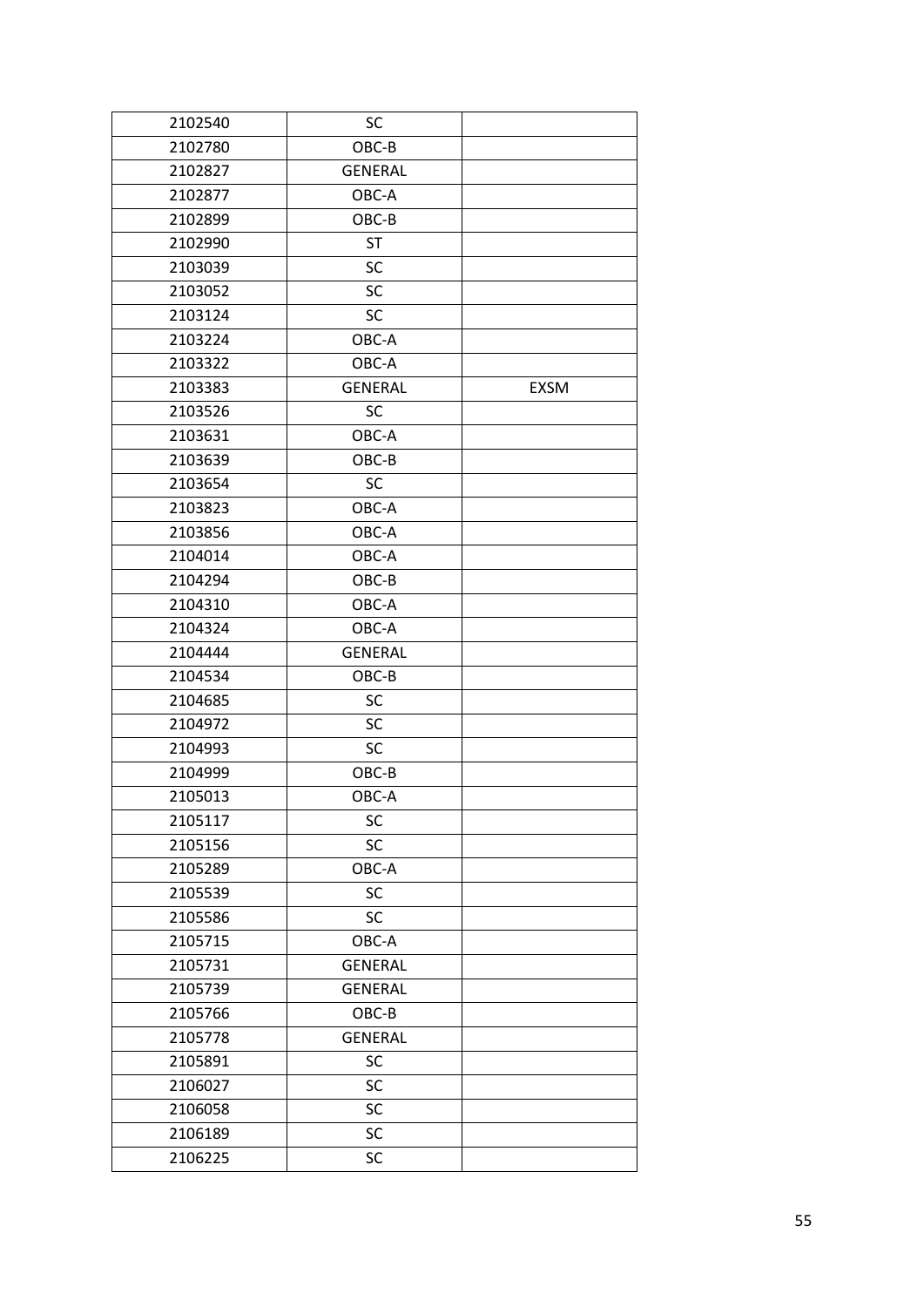| | | |
|---|---|---|
| 2102540 | SC | |
| 2102780 | OBC-B | |
| 2102827 | GENERAL | |
| 2102877 | OBC-A | |
| 2102899 | OBC-B | |
| 2102990 | ST | |
| 2103039 | SC | |
| 2103052 | SC | |
| 2103124 | SC | |
| 2103224 | OBC-A | |
| 2103322 | OBC-A | |
| 2103383 | GENERAL | EXSM |
| 2103526 | SC | |
| 2103631 | OBC-A | |
| 2103639 | OBC-B | |
| 2103654 | SC | |
| 2103823 | OBC-A | |
| 2103856 | OBC-A | |
| 2104014 | OBC-A | |
| 2104294 | OBC-B | |
| 2104310 | OBC-A | |
| 2104324 | OBC-A | |
| 2104444 | GENERAL | |
| 2104534 | OBC-B | |
| 2104685 | SC | |
| 2104972 | SC | |
| 2104993 | SC | |
| 2104999 | OBC-B | |
| 2105013 | OBC-A | |
| 2105117 | SC | |
| 2105156 | SC | |
| 2105289 | OBC-A | |
| 2105539 | SC | |
| 2105586 | SC | |
| 2105715 | OBC-A | |
| 2105731 | GENERAL | |
| 2105739 | GENERAL | |
| 2105766 | OBC-B | |
| 2105778 | GENERAL | |
| 2105891 | SC | |
| 2106027 | SC | |
| 2106058 | SC | |
| 2106189 | SC | |
| 2106225 | SC | |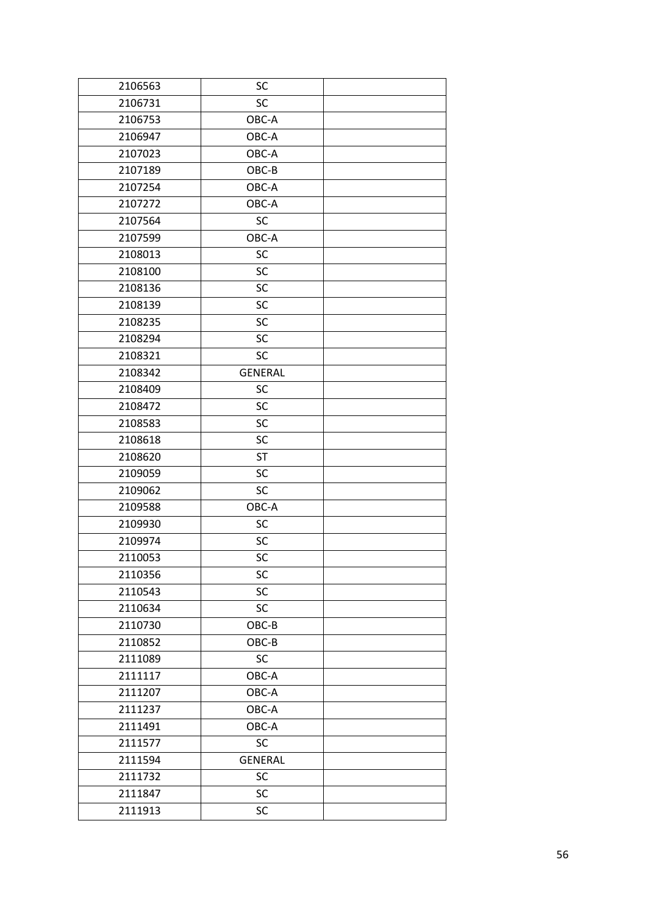| 2106563 | SC | |
|---|---|---|
| 2106731 | SC | |
| 2106753 | OBC-A | |
| 2106947 | OBC-A | |
| 2107023 | OBC-A | |
| 2107189 | OBC-B | |
| 2107254 | OBC-A | |
| 2107272 | OBC-A | |
| 2107564 | SC | |
| 2107599 | OBC-A | |
| 2108013 | SC | |
| 2108100 | SC | |
| 2108136 | SC | |
| 2108139 | SC | |
| 2108235 | SC | |
| 2108294 | SC | |
| 2108321 | SC | |
| 2108342 | GENERAL | |
| 2108409 | SC | |
| 2108472 | SC | |
| 2108583 | SC | |
| 2108618 | SC | |
| 2108620 | ST | |
| 2109059 | SC | |
| 2109062 | SC | |
| 2109588 | OBC-A | |
| 2109930 | SC | |
| 2109974 | SC | |
| 2110053 | SC | |
| 2110356 | SC | |
| 2110543 | SC | |
| 2110634 | SC | |
| 2110730 | OBC-B | |
| 2110852 | OBC-B | |
| 2111089 | SC | |
| 2111117 | OBC-A | |
| 2111207 | OBC-A | |
| 2111237 | OBC-A | |
| 2111491 | OBC-A | |
| 2111577 | SC | |
| 2111594 | GENERAL | |
| 2111732 | SC | |
| 2111847 | SC | |
| 2111913 | SC | |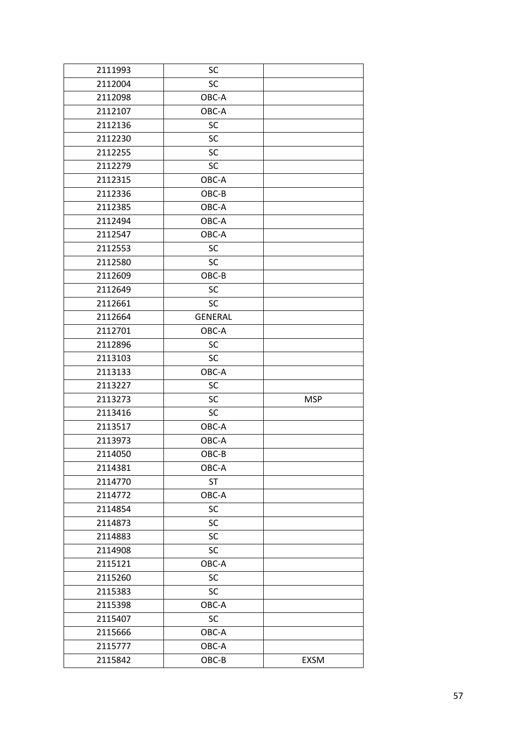| | | |
|---|---|---|
| 2111993 | SC | |
| 2112004 | SC | |
| 2112098 | OBC-A | |
| 2112107 | OBC-A | |
| 2112136 | SC | |
| 2112230 | SC | |
| 2112255 | SC | |
| 2112279 | SC | |
| 2112315 | OBC-A | |
| 2112336 | OBC-B | |
| 2112385 | OBC-A | |
| 2112494 | OBC-A | |
| 2112547 | OBC-A | |
| 2112553 | SC | |
| 2112580 | SC | |
| 2112609 | OBC-B | |
| 2112649 | SC | |
| 2112661 | SC | |
| 2112664 | GENERAL | |
| 2112701 | OBC-A | |
| 2112896 | SC | |
| 2113103 | SC | |
| 2113133 | OBC-A | |
| 2113227 | SC | |
| 2113273 | SC | MSP |
| 2113416 | SC | |
| 2113517 | OBC-A | |
| 2113973 | OBC-A | |
| 2114050 | OBC-B | |
| 2114381 | OBC-A | |
| 2114770 | ST | |
| 2114772 | OBC-A | |
| 2114854 | SC | |
| 2114873 | SC | |
| 2114883 | SC | |
| 2114908 | SC | |
| 2115121 | OBC-A | |
| 2115260 | SC | |
| 2115383 | SC | |
| 2115398 | OBC-A | |
| 2115407 | SC | |
| 2115666 | OBC-A | |
| 2115777 | OBC-A | |
| 2115842 | OBC-B | EXSM |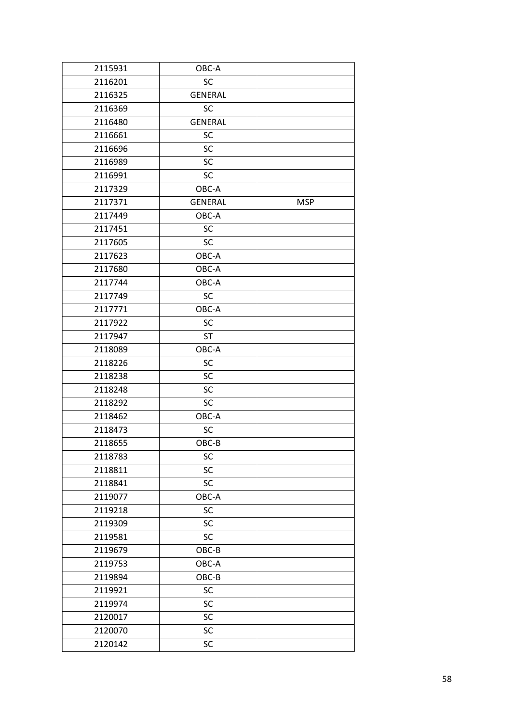| | | |
|---|---|---|
| 2115931 | OBC-A | |
| 2116201 | SC | |
| 2116325 | GENERAL | |
| 2116369 | SC | |
| 2116480 | GENERAL | |
| 2116661 | SC | |
| 2116696 | SC | |
| 2116989 | SC | |
| 2116991 | SC | |
| 2117329 | OBC-A | |
| 2117371 | GENERAL | MSP |
| 2117449 | OBC-A | |
| 2117451 | SC | |
| 2117605 | SC | |
| 2117623 | OBC-A | |
| 2117680 | OBC-A | |
| 2117744 | OBC-A | |
| 2117749 | SC | |
| 2117771 | OBC-A | |
| 2117922 | SC | |
| 2117947 | ST | |
| 2118089 | OBC-A | |
| 2118226 | SC | |
| 2118238 | SC | |
| 2118248 | SC | |
| 2118292 | SC | |
| 2118462 | OBC-A | |
| 2118473 | SC | |
| 2118655 | OBC-B | |
| 2118783 | SC | |
| 2118811 | SC | |
| 2118841 | SC | |
| 2119077 | OBC-A | |
| 2119218 | SC | |
| 2119309 | SC | |
| 2119581 | SC | |
| 2119679 | OBC-B | |
| 2119753 | OBC-A | |
| 2119894 | OBC-B | |
| 2119921 | SC | |
| 2119974 | SC | |
| 2120017 | SC | |
| 2120070 | SC | |
| 2120142 | SC | |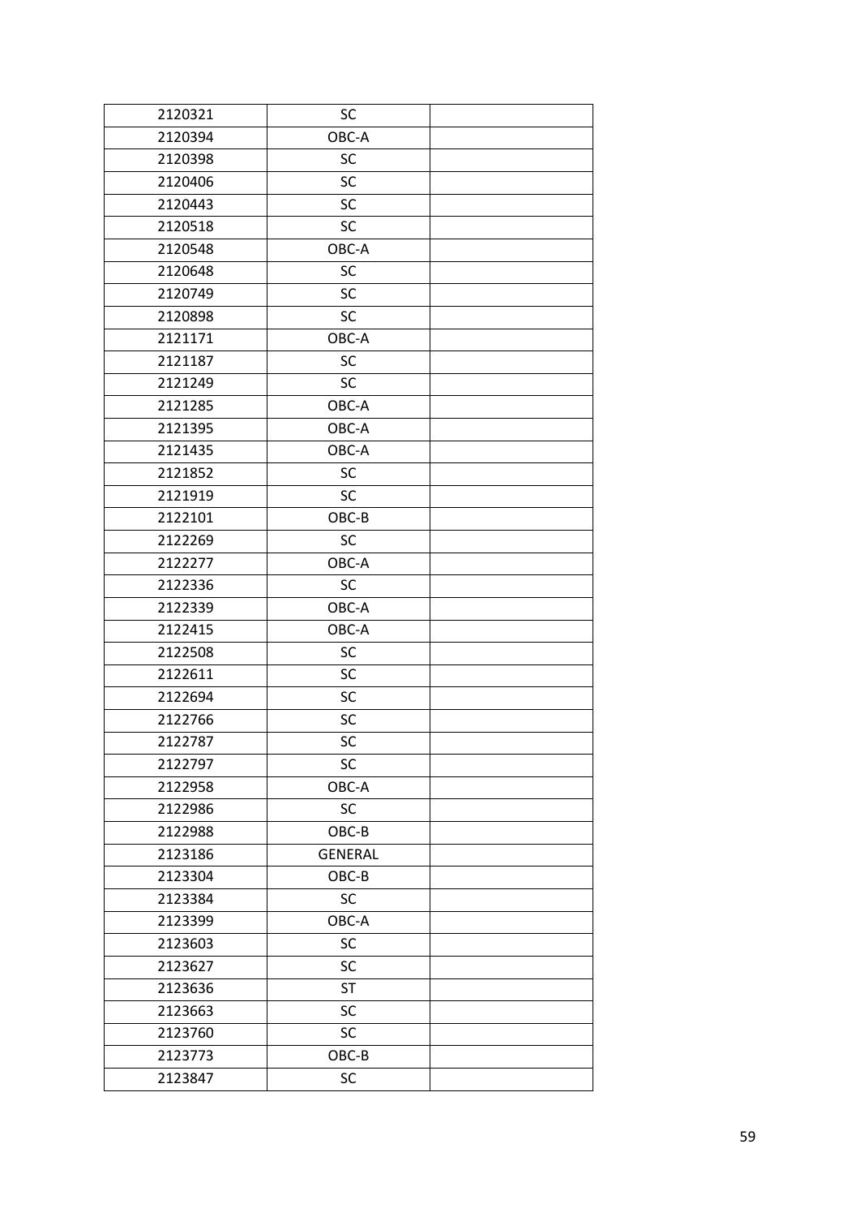| 2120321 | SC | |
|---|---|---|
| 2120394 | OBC-A | |
| 2120398 | SC | |
| 2120406 | SC | |
| 2120443 | SC | |
| 2120518 | SC | |
| 2120548 | OBC-A | |
| 2120648 | SC | |
| 2120749 | SC | |
| 2120898 | SC | |
| 2121171 | OBC-A | |
| 2121187 | SC | |
| 2121249 | SC | |
| 2121285 | OBC-A | |
| 2121395 | OBC-A | |
| 2121435 | OBC-A | |
| 2121852 | SC | |
| 2121919 | SC | |
| 2122101 | OBC-B | |
| 2122269 | SC | |
| 2122277 | OBC-A | |
| 2122336 | SC | |
| 2122339 | OBC-A | |
| 2122415 | OBC-A | |
| 2122508 | SC | |
| 2122611 | SC | |
| 2122694 | SC | |
| 2122766 | SC | |
| 2122787 | SC | |
| 2122797 | SC | |
| 2122958 | OBC-A | |
| 2122986 | SC | |
| 2122988 | OBC-B | |
| 2123186 | GENERAL | |
| 2123304 | OBC-B | |
| 2123384 | SC | |
| 2123399 | OBC-A | |
| 2123603 | SC | |
| 2123627 | SC | |
| 2123636 | ST | |
| 2123663 | SC | |
| 2123760 | SC | |
| 2123773 | OBC-B | |
| 2123847 | SC | |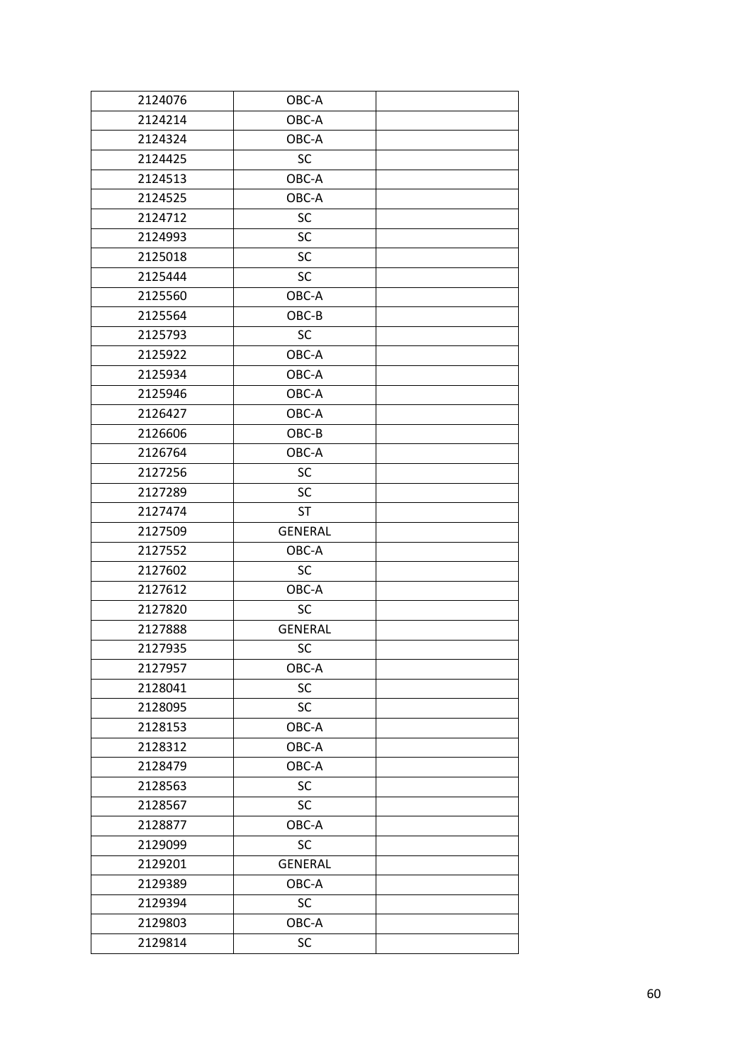| 2124076 | OBC-A | |
|---|---|---|
| 2124214 | OBC-A | |
| 2124324 | OBC-A | |
| 2124425 | SC | |
| 2124513 | OBC-A | |
| 2124525 | OBC-A | |
| 2124712 | SC | |
| 2124993 | SC | |
| 2125018 | SC | |
| 2125444 | SC | |
| 2125560 | OBC-A | |
| 2125564 | OBC-B | |
| 2125793 | SC | |
| 2125922 | OBC-A | |
| 2125934 | OBC-A | |
| 2125946 | OBC-A | |
| 2126427 | OBC-A | |
| 2126606 | OBC-B | |
| 2126764 | OBC-A | |
| 2127256 | SC | |
| 2127289 | SC | |
| 2127474 | ST | |
| 2127509 | GENERAL | |
| 2127552 | OBC-A | |
| 2127602 | SC | |
| 2127612 | OBC-A | |
| 2127820 | SC | |
| 2127888 | GENERAL | |
| 2127935 | SC | |
| 2127957 | OBC-A | |
| 2128041 | SC | |
| 2128095 | SC | |
| 2128153 | OBC-A | |
| 2128312 | OBC-A | |
| 2128479 | OBC-A | |
| 2128563 | SC | |
| 2128567 | SC | |
| 2128877 | OBC-A | |
| 2129099 | SC | |
| 2129201 | GENERAL | |
| 2129389 | OBC-A | |
| 2129394 | SC | |
| 2129803 | OBC-A | |
| 2129814 | SC | |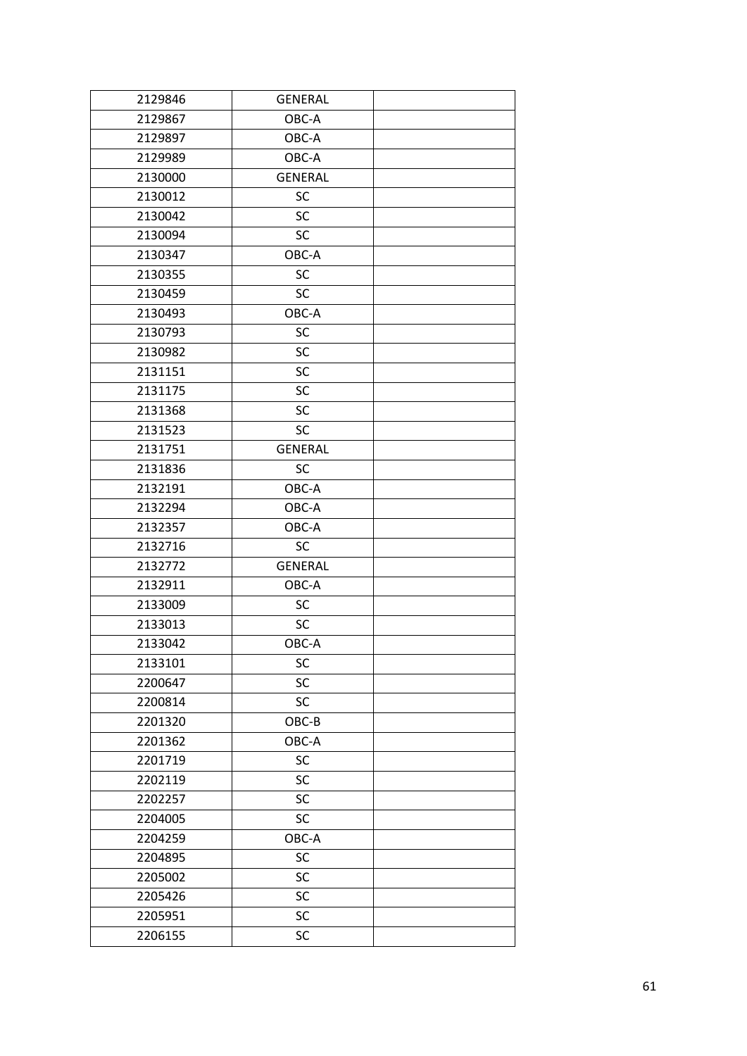| 2129846 | GENERAL | |
|---|---|---|
| 2129867 | OBC-A | |
| 2129897 | OBC-A | |
| 2129989 | OBC-A | |
| 2130000 | GENERAL | |
| 2130012 | SC | |
| 2130042 | SC | |
| 2130094 | SC | |
| 2130347 | OBC-A | |
| 2130355 | SC | |
| 2130459 | SC | |
| 2130493 | OBC-A | |
| 2130793 | SC | |
| 2130982 | SC | |
| 2131151 | SC | |
| 2131175 | SC | |
| 2131368 | SC | |
| 2131523 | SC | |
| 2131751 | GENERAL | |
| 2131836 | SC | |
| 2132191 | OBC-A | |
| 2132294 | OBC-A | |
| 2132357 | OBC-A | |
| 2132716 | SC | |
| 2132772 | GENERAL | |
| 2132911 | OBC-A | |
| 2133009 | SC | |
| 2133013 | SC | |
| 2133042 | OBC-A | |
| 2133101 | SC | |
| 2200647 | SC | |
| 2200814 | SC | |
| 2201320 | OBC-B | |
| 2201362 | OBC-A | |
| 2201719 | SC | |
| 2202119 | SC | |
| 2202257 | SC | |
| 2204005 | SC | |
| 2204259 | OBC-A | |
| 2204895 | SC | |
| 2205002 | SC | |
| 2205426 | SC | |
| 2205951 | SC | |
| 2206155 | SC | |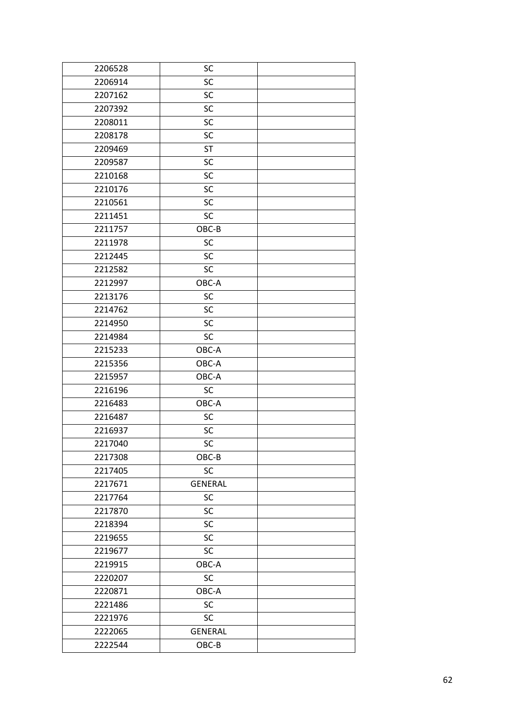| 2206528 | SC | |
|---|---|---|
| 2206914 | SC | |
| 2207162 | SC | |
| 2207392 | SC | |
| 2208011 | SC | |
| 2208178 | SC | |
| 2209469 | ST | |
| 2209587 | SC | |
| 2210168 | SC | |
| 2210176 | SC | |
| 2210561 | SC | |
| 2211451 | SC | |
| 2211757 | OBC-B | |
| 2211978 | SC | |
| 2212445 | SC | |
| 2212582 | SC | |
| 2212997 | OBC-A | |
| 2213176 | SC | |
| 2214762 | SC | |
| 2214950 | SC | |
| 2214984 | SC | |
| 2215233 | OBC-A | |
| 2215356 | OBC-A | |
| 2215957 | OBC-A | |
| 2216196 | SC | |
| 2216483 | OBC-A | |
| 2216487 | SC | |
| 2216937 | SC | |
| 2217040 | SC | |
| 2217308 | OBC-B | |
| 2217405 | SC | |
| 2217671 | GENERAL | |
| 2217764 | SC | |
| 2217870 | SC | |
| 2218394 | SC | |
| 2219655 | SC | |
| 2219677 | SC | |
| 2219915 | OBC-A | |
| 2220207 | SC | |
| 2220871 | OBC-A | |
| 2221486 | SC | |
| 2221976 | SC | |
| 2222065 | GENERAL | |
| 2222544 | OBC-B | |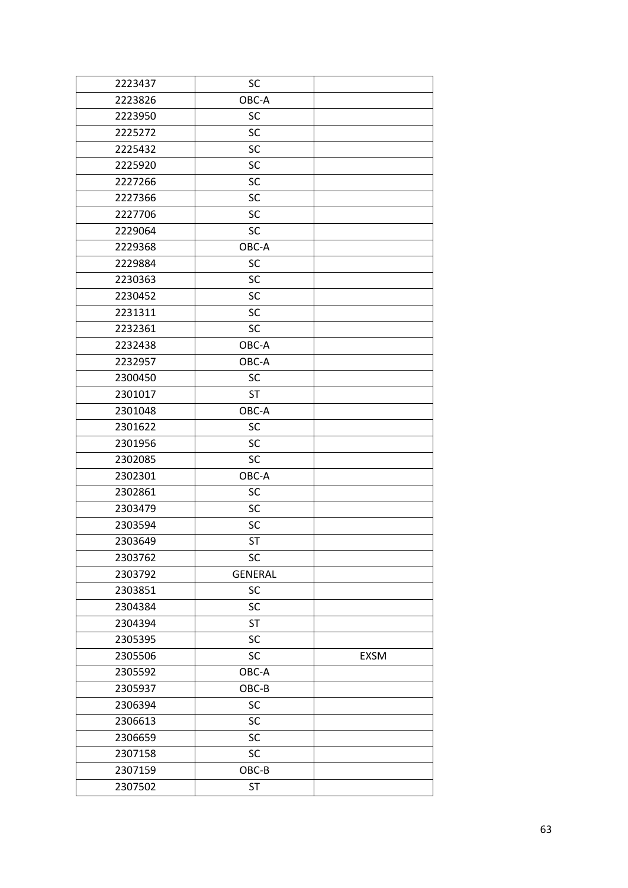| 2223437 | SC | |
|---|---|---|
| 2223826 | OBC-A | |
| 2223950 | SC | |
| 2225272 | SC | |
| 2225432 | SC | |
| 2225920 | SC | |
| 2227266 | SC | |
| 2227366 | SC | |
| 2227706 | SC | |
| 2229064 | SC | |
| 2229368 | OBC-A | |
| 2229884 | SC | |
| 2230363 | SC | |
| 2230452 | SC | |
| 2231311 | SC | |
| 2232361 | SC | |
| 2232438 | OBC-A | |
| 2232957 | OBC-A | |
| 2300450 | SC | |
| 2301017 | ST | |
| 2301048 | OBC-A | |
| 2301622 | SC | |
| 2301956 | SC | |
| 2302085 | SC | |
| 2302301 | OBC-A | |
| 2302861 | SC | |
| 2303479 | SC | |
| 2303594 | SC | |
| 2303649 | ST | |
| 2303762 | SC | |
| 2303792 | GENERAL | |
| 2303851 | SC | |
| 2304384 | SC | |
| 2304394 | ST | |
| 2305395 | SC | |
| 2305506 | SC | EXSM |
| 2305592 | OBC-A | |
| 2305937 | OBC-B | |
| 2306394 | SC | |
| 2306613 | SC | |
| 2306659 | SC | |
| 2307158 | SC | |
| 2307159 | OBC-B | |
| 2307502 | ST | |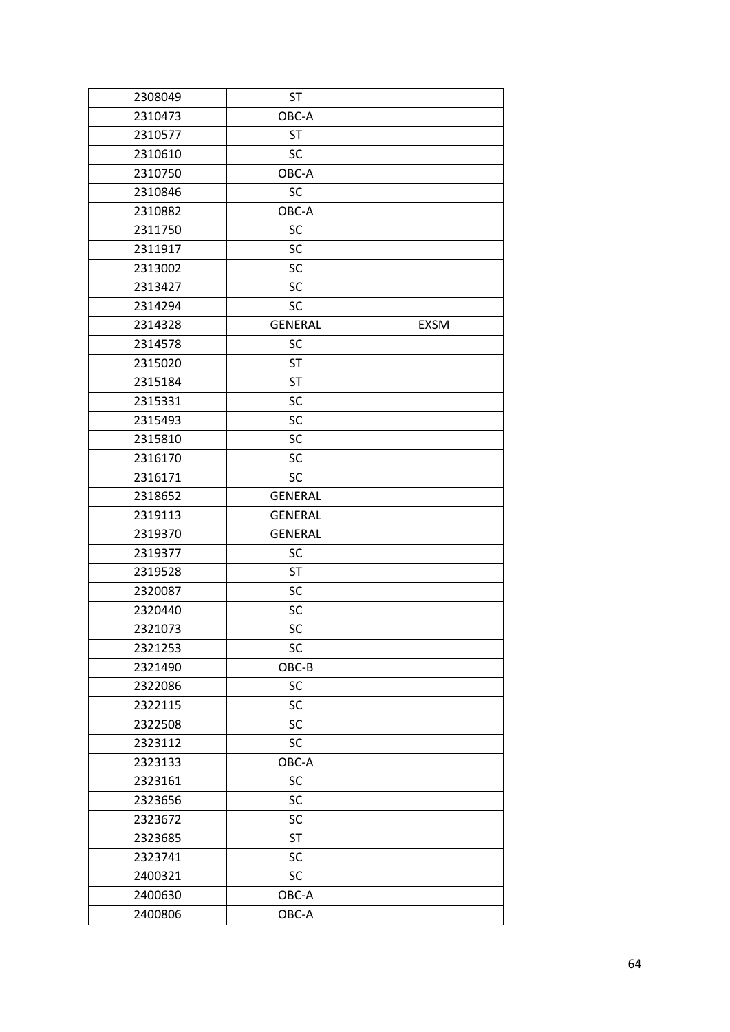| 2308049 | ST | |
|---|---|---|
| 2310473 | OBC-A | |
| 2310577 | ST | |
| 2310610 | SC | |
| 2310750 | OBC-A | |
| 2310846 | SC | |
| 2310882 | OBC-A | |
| 2311750 | SC | |
| 2311917 | SC | |
| 2313002 | SC | |
| 2313427 | SC | |
| 2314294 | SC | |
| 2314328 | GENERAL | EXSM |
| 2314578 | SC | |
| 2315020 | ST | |
| 2315184 | ST | |
| 2315331 | SC | |
| 2315493 | SC | |
| 2315810 | SC | |
| 2316170 | SC | |
| 2316171 | SC | |
| 2318652 | GENERAL | |
| 2319113 | GENERAL | |
| 2319370 | GENERAL | |
| 2319377 | SC | |
| 2319528 | ST | |
| 2320087 | SC | |
| 2320440 | SC | |
| 2321073 | SC | |
| 2321253 | SC | |
| 2321490 | OBC-B | |
| 2322086 | SC | |
| 2322115 | SC | |
| 2322508 | SC | |
| 2323112 | SC | |
| 2323133 | OBC-A | |
| 2323161 | SC | |
| 2323656 | SC | |
| 2323672 | SC | |
| 2323685 | ST | |
| 2323741 | SC | |
| 2400321 | SC | |
| 2400630 | OBC-A | |
| 2400806 | OBC-A | |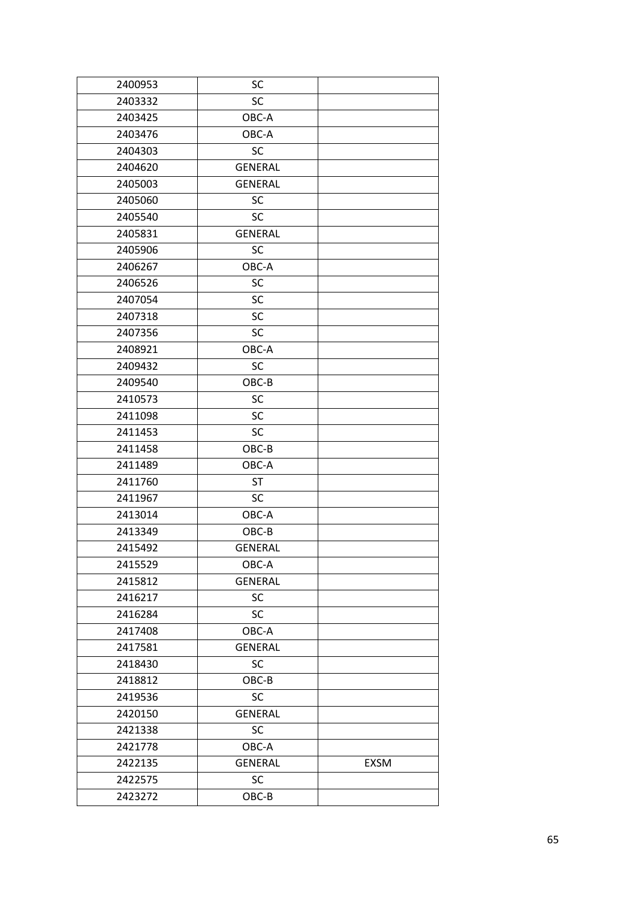| | | |
|---|---|---|
| 2400953 | SC | |
| 2403332 | SC | |
| 2403425 | OBC-A | |
| 2403476 | OBC-A | |
| 2404303 | SC | |
| 2404620 | GENERAL | |
| 2405003 | GENERAL | |
| 2405060 | SC | |
| 2405540 | SC | |
| 2405831 | GENERAL | |
| 2405906 | SC | |
| 2406267 | OBC-A | |
| 2406526 | SC | |
| 2407054 | SC | |
| 2407318 | SC | |
| 2407356 | SC | |
| 2408921 | OBC-A | |
| 2409432 | SC | |
| 2409540 | OBC-B | |
| 2410573 | SC | |
| 2411098 | SC | |
| 2411453 | SC | |
| 2411458 | OBC-B | |
| 2411489 | OBC-A | |
| 2411760 | ST | |
| 2411967 | SC | |
| 2413014 | OBC-A | |
| 2413349 | OBC-B | |
| 2415492 | GENERAL | |
| 2415529 | OBC-A | |
| 2415812 | GENERAL | |
| 2416217 | SC | |
| 2416284 | SC | |
| 2417408 | OBC-A | |
| 2417581 | GENERAL | |
| 2418430 | SC | |
| 2418812 | OBC-B | |
| 2419536 | SC | |
| 2420150 | GENERAL | |
| 2421338 | SC | |
| 2421778 | OBC-A | |
| 2422135 | GENERAL | EXSM |
| 2422575 | SC | |
| 2423272 | OBC-B | |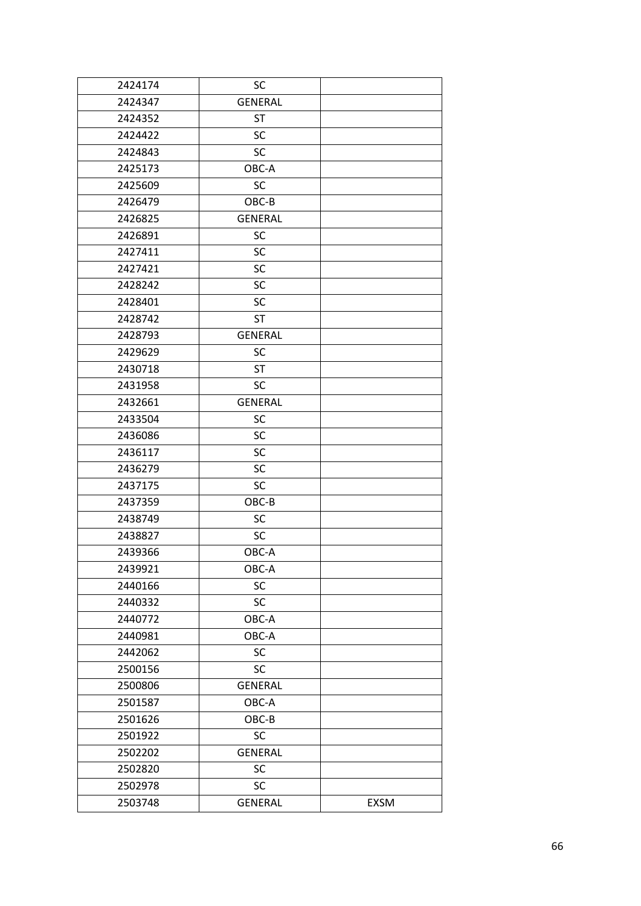| 2424174 | SC | |
|---|---|---|
| 2424347 | GENERAL | |
| 2424352 | ST | |
| 2424422 | SC | |
| 2424843 | SC | |
| 2425173 | OBC-A | |
| 2425609 | SC | |
| 2426479 | OBC-B | |
| 2426825 | GENERAL | |
| 2426891 | SC | |
| 2427411 | SC | |
| 2427421 | SC | |
| 2428242 | SC | |
| 2428401 | SC | |
| 2428742 | ST | |
| 2428793 | GENERAL | |
| 2429629 | SC | |
| 2430718 | ST | |
| 2431958 | SC | |
| 2432661 | GENERAL | |
| 2433504 | SC | |
| 2436086 | SC | |
| 2436117 | SC | |
| 2436279 | SC | |
| 2437175 | SC | |
| 2437359 | OBC-B | |
| 2438749 | SC | |
| 2438827 | SC | |
| 2439366 | OBC-A | |
| 2439921 | OBC-A | |
| 2440166 | SC | |
| 2440332 | SC | |
| 2440772 | OBC-A | |
| 2440981 | OBC-A | |
| 2442062 | SC | |
| 2500156 | SC | |
| 2500806 | GENERAL | |
| 2501587 | OBC-A | |
| 2501626 | OBC-B | |
| 2501922 | SC | |
| 2502202 | GENERAL | |
| 2502820 | SC | |
| 2502978 | SC | |
| 2503748 | GENERAL | EXSM |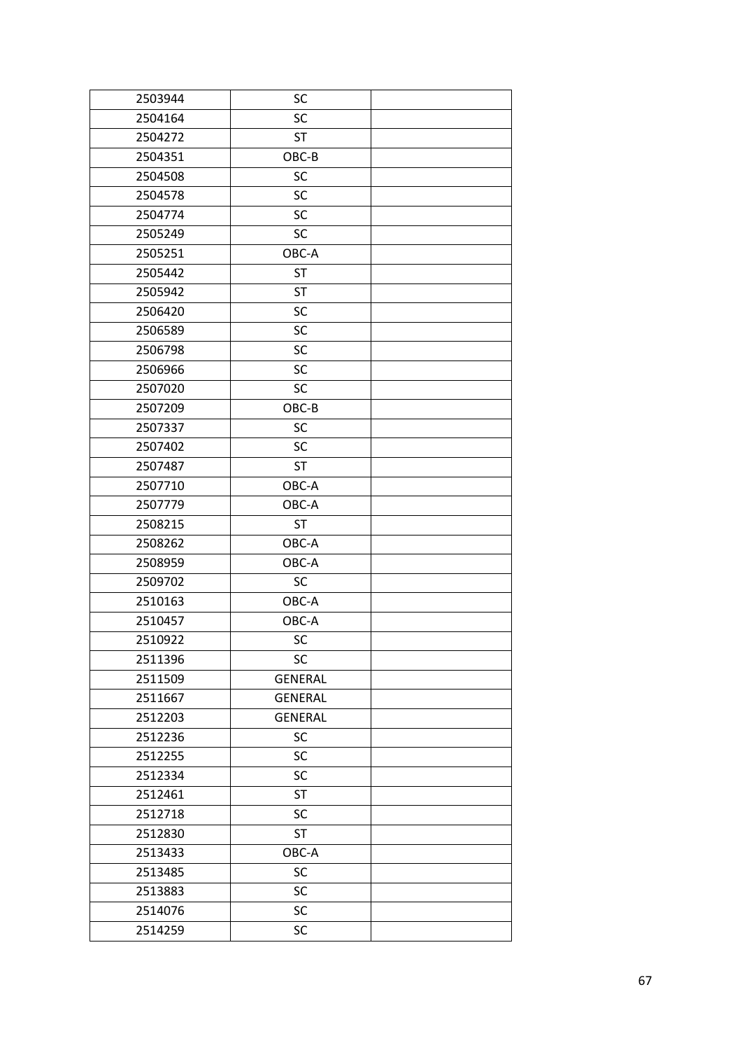| 2503944 | SC | |
|---|---|---|
| 2504164 | SC | |
| 2504272 | ST | |
| 2504351 | OBC-B | |
| 2504508 | SC | |
| 2504578 | SC | |
| 2504774 | SC | |
| 2505249 | SC | |
| 2505251 | OBC-A | |
| 2505442 | ST | |
| 2505942 | ST | |
| 2506420 | SC | |
| 2506589 | SC | |
| 2506798 | SC | |
| 2506966 | SC | |
| 2507020 | SC | |
| 2507209 | OBC-B | |
| 2507337 | SC | |
| 2507402 | SC | |
| 2507487 | ST | |
| 2507710 | OBC-A | |
| 2507779 | OBC-A | |
| 2508215 | ST | |
| 2508262 | OBC-A | |
| 2508959 | OBC-A | |
| 2509702 | SC | |
| 2510163 | OBC-A | |
| 2510457 | OBC-A | |
| 2510922 | SC | |
| 2511396 | SC | |
| 2511509 | GENERAL | |
| 2511667 | GENERAL | |
| 2512203 | GENERAL | |
| 2512236 | SC | |
| 2512255 | SC | |
| 2512334 | SC | |
| 2512461 | ST | |
| 2512718 | SC | |
| 2512830 | ST | |
| 2513433 | OBC-A | |
| 2513485 | SC | |
| 2513883 | SC | |
| 2514076 | SC | |
| 2514259 | SC | |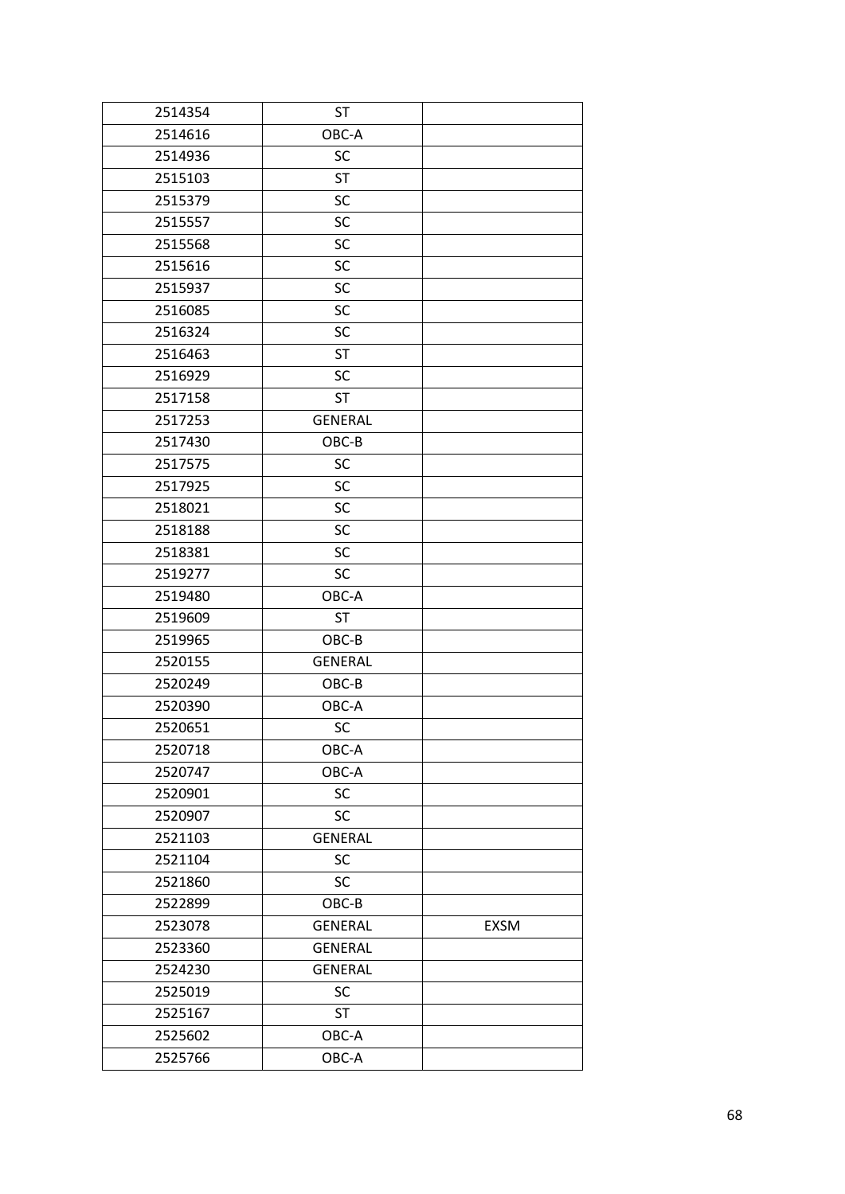| 2514354 | ST | |
|---|---|---|
| 2514616 | OBC-A | |
| 2514936 | SC | |
| 2515103 | ST | |
| 2515379 | SC | |
| 2515557 | SC | |
| 2515568 | SC | |
| 2515616 | SC | |
| 2515937 | SC | |
| 2516085 | SC | |
| 2516324 | SC | |
| 2516463 | ST | |
| 2516929 | SC | |
| 2517158 | ST | |
| 2517253 | GENERAL | |
| 2517430 | OBC-B | |
| 2517575 | SC | |
| 2517925 | SC | |
| 2518021 | SC | |
| 2518188 | SC | |
| 2518381 | SC | |
| 2519277 | SC | |
| 2519480 | OBC-A | |
| 2519609 | ST | |
| 2519965 | OBC-B | |
| 2520155 | GENERAL | |
| 2520249 | OBC-B | |
| 2520390 | OBC-A | |
| 2520651 | SC | |
| 2520718 | OBC-A | |
| 2520747 | OBC-A | |
| 2520901 | SC | |
| 2520907 | SC | |
| 2521103 | GENERAL | |
| 2521104 | SC | |
| 2521860 | SC | |
| 2522899 | OBC-B | |
| 2523078 | GENERAL | EXSM |
| 2523360 | GENERAL | |
| 2524230 | GENERAL | |
| 2525019 | SC | |
| 2525167 | ST | |
| 2525602 | OBC-A | |
| 2525766 | OBC-A | |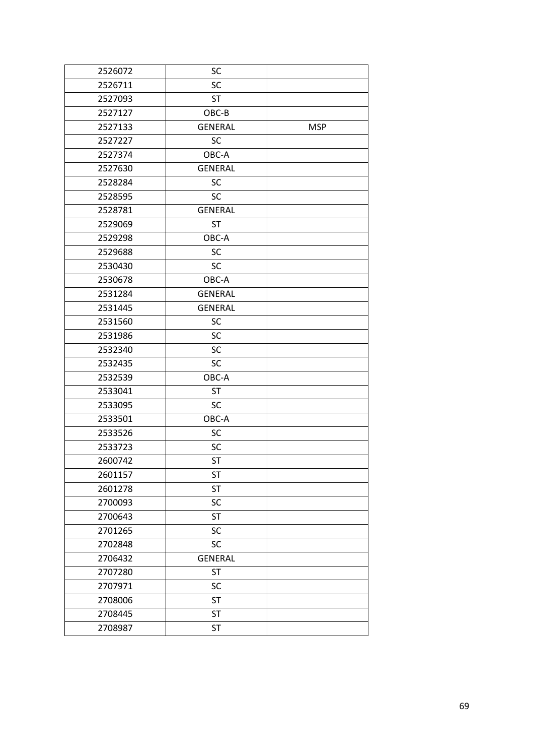| | | |
|---|---|---|
| 2526072 | SC | |
| 2526711 | SC | |
| 2527093 | ST | |
| 2527127 | OBC-B | |
| 2527133 | GENERAL | MSP |
| 2527227 | SC | |
| 2527374 | OBC-A | |
| 2527630 | GENERAL | |
| 2528284 | SC | |
| 2528595 | SC | |
| 2528781 | GENERAL | |
| 2529069 | ST | |
| 2529298 | OBC-A | |
| 2529688 | SC | |
| 2530430 | SC | |
| 2530678 | OBC-A | |
| 2531284 | GENERAL | |
| 2531445 | GENERAL | |
| 2531560 | SC | |
| 2531986 | SC | |
| 2532340 | SC | |
| 2532435 | SC | |
| 2532539 | OBC-A | |
| 2533041 | ST | |
| 2533095 | SC | |
| 2533501 | OBC-A | |
| 2533526 | SC | |
| 2533723 | SC | |
| 2600742 | ST | |
| 2601157 | ST | |
| 2601278 | ST | |
| 2700093 | SC | |
| 2700643 | ST | |
| 2701265 | SC | |
| 2702848 | SC | |
| 2706432 | GENERAL | |
| 2707280 | ST | |
| 2707971 | SC | |
| 2708006 | ST | |
| 2708445 | ST | |
| 2708987 | ST | |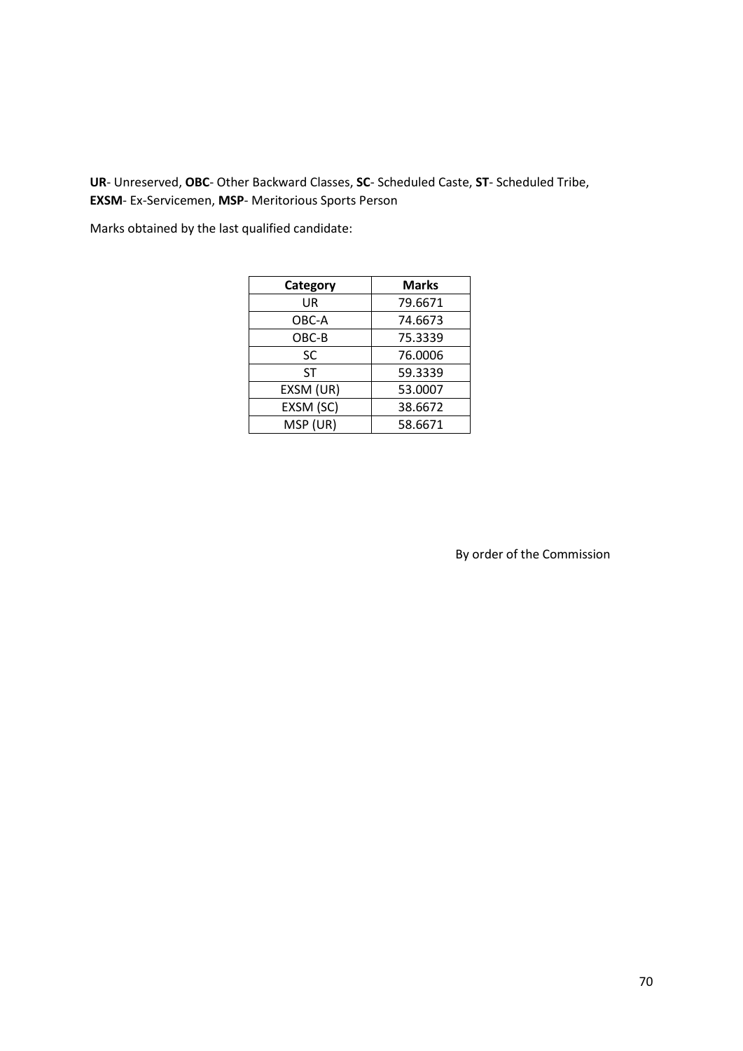**UR**- Unreserved, **OBC**- Other Backward Classes, **SC**- Scheduled Caste, **ST**- Scheduled Tribe, **EXSM**- Ex-Servicemen, **MSP**- Meritorious Sports Person

Marks obtained by the last qualified candidate:

| Category | Marks |
|---|---|
| UR | 79.6671 |
| OBC-A | 74.6673 |
| OBC-B | 75.3339 |
| SC | 76.0006 |
| ST | 59.3339 |
| EXSM (UR) | 53.0007 |
| EXSM (SC) | 38.6672 |
| MSP (UR) | 58.6671 |

By order of the Commission